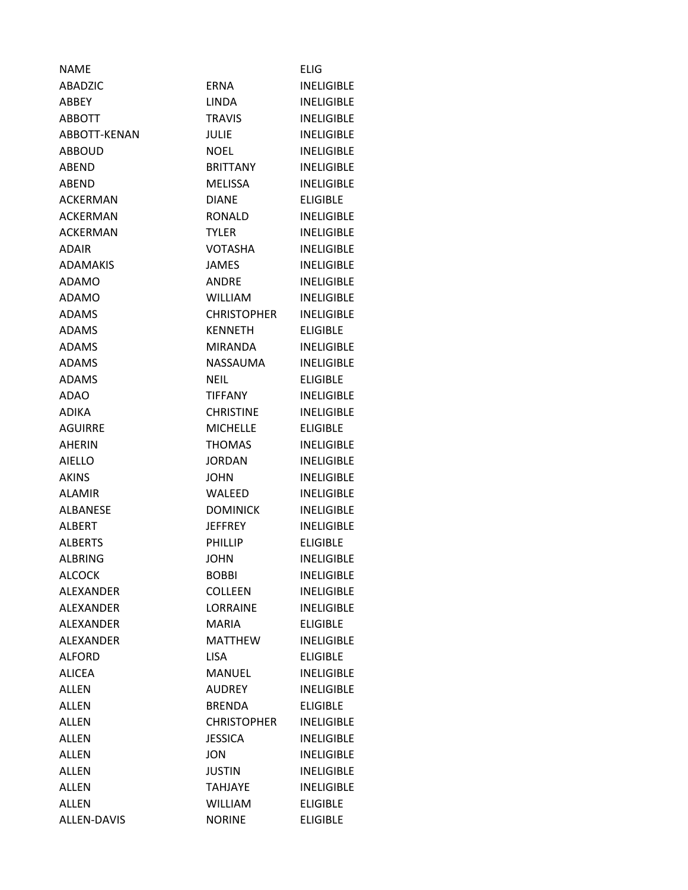| NAME | | ELIG |
|---|---|---|
| ABADZIC | ERNA | INELIGIBLE |
| ABBEY | LINDA | INELIGIBLE |
| ABBOTT | TRAVIS | INELIGIBLE |
| ABBOTT-KENAN | JULIE | INELIGIBLE |
| ABBOUD | NOEL | INELIGIBLE |
| ABEND | BRITTANY | INELIGIBLE |
| ABEND | MELISSA | INELIGIBLE |
| ACKERMAN | DIANE | ELIGIBLE |
| ACKERMAN | RONALD | INELIGIBLE |
| ACKERMAN | TYLER | INELIGIBLE |
| ADAIR | VOTASHA | INELIGIBLE |
| ADAMAKIS | JAMES | INELIGIBLE |
| ADAMO | ANDRE | INELIGIBLE |
| ADAMO | WILLIAM | INELIGIBLE |
| ADAMS | CHRISTOPHER | INELIGIBLE |
| ADAMS | KENNETH | ELIGIBLE |
| ADAMS | MIRANDA | INELIGIBLE |
| ADAMS | NASSAUMA | INELIGIBLE |
| ADAMS | NEIL | ELIGIBLE |
| ADAO | TIFFANY | INELIGIBLE |
| ADIKA | CHRISTINE | INELIGIBLE |
| AGUIRRE | MICHELLE | ELIGIBLE |
| AHERIN | THOMAS | INELIGIBLE |
| AIELLO | JORDAN | INELIGIBLE |
| AKINS | JOHN | INELIGIBLE |
| ALAMIR | WALEED | INELIGIBLE |
| ALBANESE | DOMINICK | INELIGIBLE |
| ALBERT | JEFFREY | INELIGIBLE |
| ALBERTS | PHILLIP | ELIGIBLE |
| ALBRING | JOHN | INELIGIBLE |
| ALCOCK | BOBBI | INELIGIBLE |
| ALEXANDER | COLLEEN | INELIGIBLE |
| ALEXANDER | LORRAINE | INELIGIBLE |
| ALEXANDER | MARIA | ELIGIBLE |
| ALEXANDER | MATTHEW | INELIGIBLE |
| ALFORD | LISA | ELIGIBLE |
| ALICEA | MANUEL | INELIGIBLE |
| ALLEN | AUDREY | INELIGIBLE |
| ALLEN | BRENDA | ELIGIBLE |
| ALLEN | CHRISTOPHER | INELIGIBLE |
| ALLEN | JESSICA | INELIGIBLE |
| ALLEN | JON | INELIGIBLE |
| ALLEN | JUSTIN | INELIGIBLE |
| ALLEN | TAHJAYE | INELIGIBLE |
| ALLEN | WILLIAM | ELIGIBLE |
| ALLEN-DAVIS | NORINE | ELIGIBLE |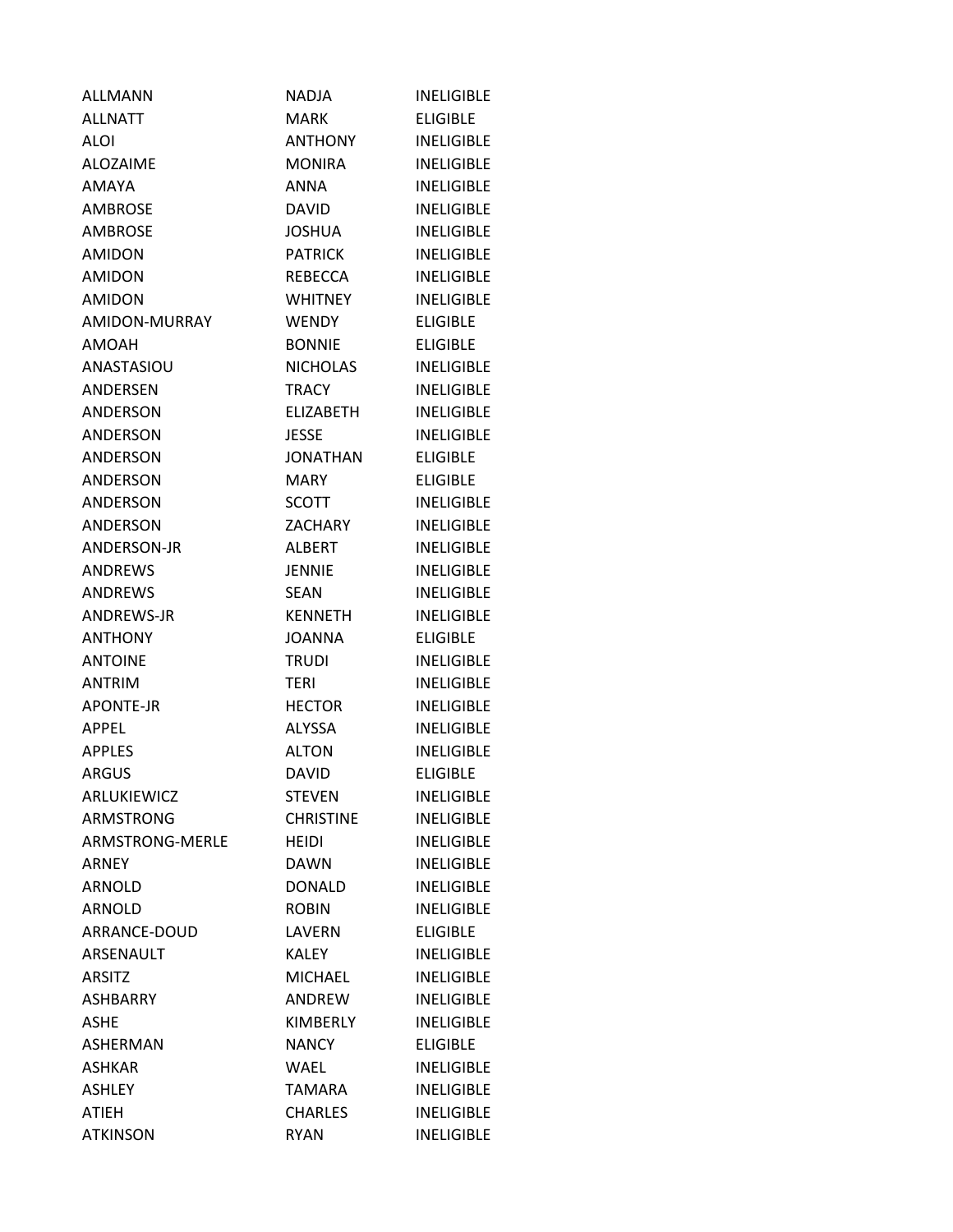| | | |
|---|---|---|
| ALLMANN | NADJA | INELIGIBLE |
| ALLNATT | MARK | ELIGIBLE |
| ALOI | ANTHONY | INELIGIBLE |
| ALOZAIME | MONIRA | INELIGIBLE |
| AMAYA | ANNA | INELIGIBLE |
| AMBROSE | DAVID | INELIGIBLE |
| AMBROSE | JOSHUA | INELIGIBLE |
| AMIDON | PATRICK | INELIGIBLE |
| AMIDON | REBECCA | INELIGIBLE |
| AMIDON | WHITNEY | INELIGIBLE |
| AMIDON-MURRAY | WENDY | ELIGIBLE |
| AMOAH | BONNIE | ELIGIBLE |
| ANASTASIOU | NICHOLAS | INELIGIBLE |
| ANDERSEN | TRACY | INELIGIBLE |
| ANDERSON | ELIZABETH | INELIGIBLE |
| ANDERSON | JESSE | INELIGIBLE |
| ANDERSON | JONATHAN | ELIGIBLE |
| ANDERSON | MARY | ELIGIBLE |
| ANDERSON | SCOTT | INELIGIBLE |
| ANDERSON | ZACHARY | INELIGIBLE |
| ANDERSON-JR | ALBERT | INELIGIBLE |
| ANDREWS | JENNIE | INELIGIBLE |
| ANDREWS | SEAN | INELIGIBLE |
| ANDREWS-JR | KENNETH | INELIGIBLE |
| ANTHONY | JOANNA | ELIGIBLE |
| ANTOINE | TRUDI | INELIGIBLE |
| ANTRIM | TERI | INELIGIBLE |
| APONTE-JR | HECTOR | INELIGIBLE |
| APPEL | ALYSSA | INELIGIBLE |
| APPLES | ALTON | INELIGIBLE |
| ARGUS | DAVID | ELIGIBLE |
| ARLUKIEWICZ | STEVEN | INELIGIBLE |
| ARMSTRONG | CHRISTINE | INELIGIBLE |
| ARMSTRONG-MERLE | HEIDI | INELIGIBLE |
| ARNEY | DAWN | INELIGIBLE |
| ARNOLD | DONALD | INELIGIBLE |
| ARNOLD | ROBIN | INELIGIBLE |
| ARRANCE-DOUD | LAVERN | ELIGIBLE |
| ARSENAULT | KALEY | INELIGIBLE |
| ARSITZ | MICHAEL | INELIGIBLE |
| ASHBARRY | ANDREW | INELIGIBLE |
| ASHE | KIMBERLY | INELIGIBLE |
| ASHERMAN | NANCY | ELIGIBLE |
| ASHKAR | WAEL | INELIGIBLE |
| ASHLEY | TAMARA | INELIGIBLE |
| ATIEH | CHARLES | INELIGIBLE |
| ATKINSON | RYAN | INELIGIBLE |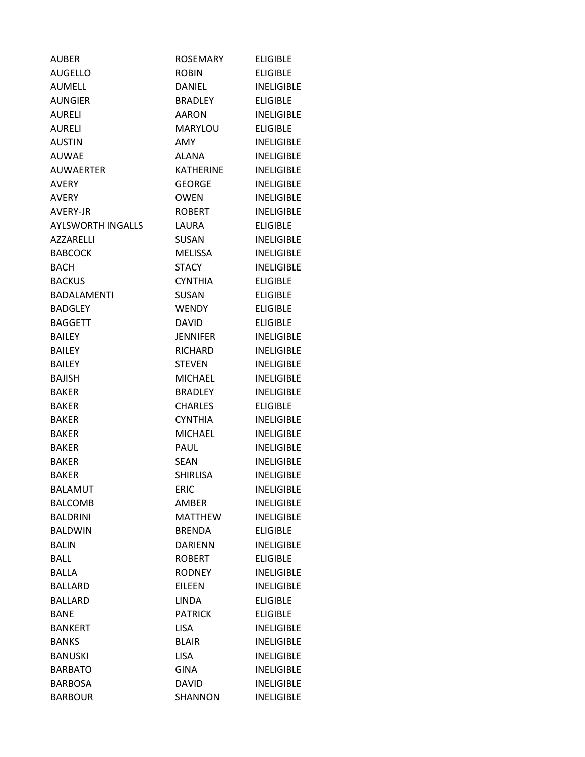| AUBER | ROSEMARY | ELIGIBLE |
|---|---|---|
| AUGELLO | ROBIN | ELIGIBLE |
| AUMELL | DANIEL | INELIGIBLE |
| AUNGIER | BRADLEY | ELIGIBLE |
| AURELI | AARON | INELIGIBLE |
| AURELI | MARYLOU | ELIGIBLE |
| AUSTIN | AMY | INELIGIBLE |
| AUWAE | ALANA | INELIGIBLE |
| AUWAERTER | KATHERINE | INELIGIBLE |
| AVERY | GEORGE | INELIGIBLE |
| AVERY | OWEN | INELIGIBLE |
| AVERY-JR | ROBERT | INELIGIBLE |
| AYLSWORTH INGALLS | LAURA | ELIGIBLE |
| AZZARELLI | SUSAN | INELIGIBLE |
| BABCOCK | MELISSA | INELIGIBLE |
| BACH | STACY | INELIGIBLE |
| BACKUS | CYNTHIA | ELIGIBLE |
| BADALAMENTI | SUSAN | ELIGIBLE |
| BADGLEY | WENDY | ELIGIBLE |
| BAGGETT | DAVID | ELIGIBLE |
| BAILEY | JENNIFER | INELIGIBLE |
| BAILEY | RICHARD | INELIGIBLE |
| BAILEY | STEVEN | INELIGIBLE |
| BAJISH | MICHAEL | INELIGIBLE |
| BAKER | BRADLEY | INELIGIBLE |
| BAKER | CHARLES | ELIGIBLE |
| BAKER | CYNTHIA | INELIGIBLE |
| BAKER | MICHAEL | INELIGIBLE |
| BAKER | PAUL | INELIGIBLE |
| BAKER | SEAN | INELIGIBLE |
| BAKER | SHIRLISA | INELIGIBLE |
| BALAMUT | ERIC | INELIGIBLE |
| BALCOMB | AMBER | INELIGIBLE |
| BALDRINI | MATTHEW | INELIGIBLE |
| BALDWIN | BRENDA | ELIGIBLE |
| BALIN | DARIENN | INELIGIBLE |
| BALL | ROBERT | ELIGIBLE |
| BALLA | RODNEY | INELIGIBLE |
| BALLARD | EILEEN | INELIGIBLE |
| BALLARD | LINDA | ELIGIBLE |
| BANE | PATRICK | ELIGIBLE |
| BANKERT | LISA | INELIGIBLE |
| BANKS | BLAIR | INELIGIBLE |
| BANUSKI | LISA | INELIGIBLE |
| BARBATO | GINA | INELIGIBLE |
| BARBOSA | DAVID | INELIGIBLE |
| BARBOUR | SHANNON | INELIGIBLE |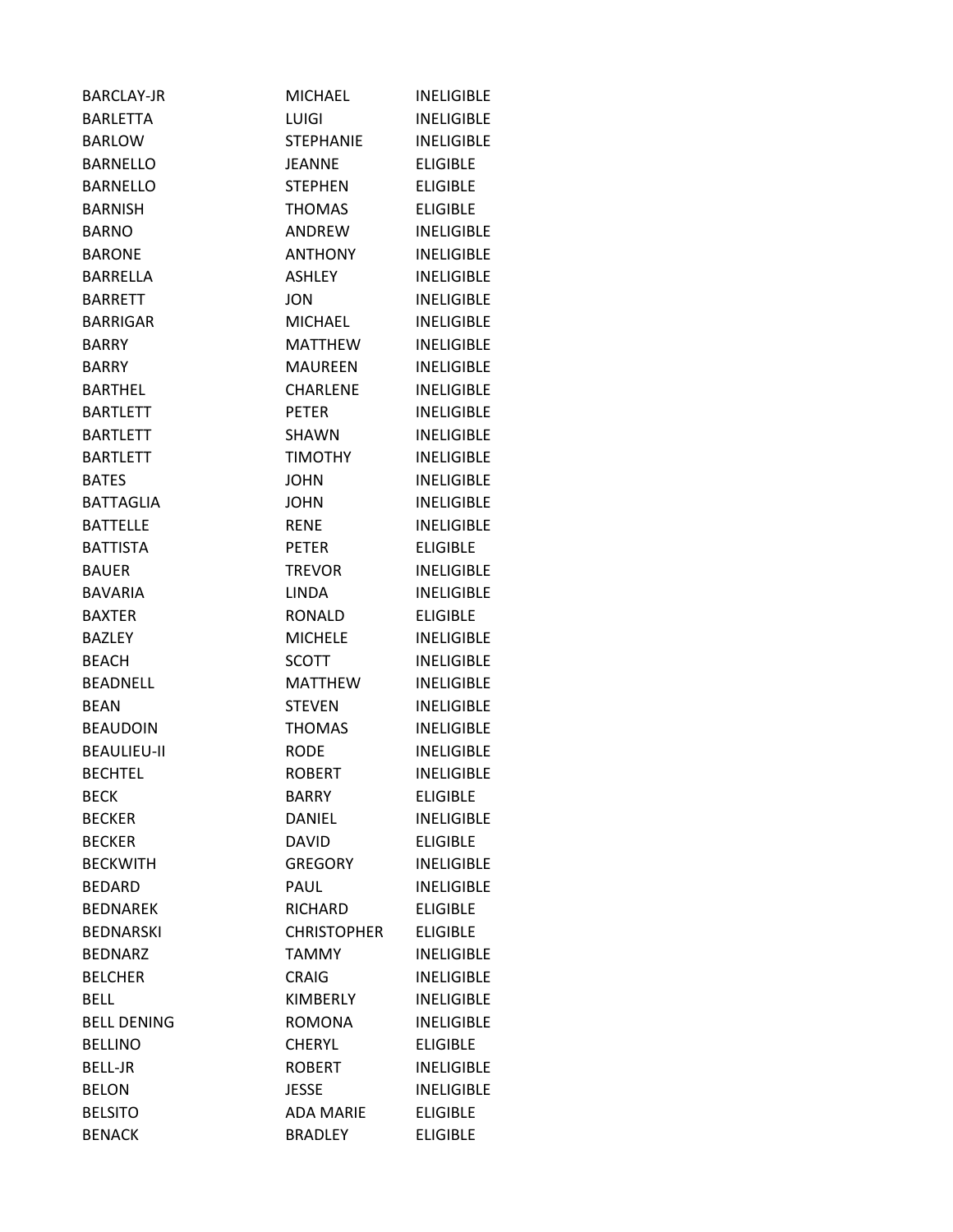| | | |
|---|---|---|
| BARCLAY-JR | MICHAEL | INELIGIBLE |
| BARLETTA | LUIGI | INELIGIBLE |
| BARLOW | STEPHANIE | INELIGIBLE |
| BARNELLO | JEANNE | ELIGIBLE |
| BARNELLO | STEPHEN | ELIGIBLE |
| BARNISH | THOMAS | ELIGIBLE |
| BARNO | ANDREW | INELIGIBLE |
| BARONE | ANTHONY | INELIGIBLE |
| BARRELLA | ASHLEY | INELIGIBLE |
| BARRETT | JON | INELIGIBLE |
| BARRIGAR | MICHAEL | INELIGIBLE |
| BARRY | MATTHEW | INELIGIBLE |
| BARRY | MAUREEN | INELIGIBLE |
| BARTHEL | CHARLENE | INELIGIBLE |
| BARTLETT | PETER | INELIGIBLE |
| BARTLETT | SHAWN | INELIGIBLE |
| BARTLETT | TIMOTHY | INELIGIBLE |
| BATES | JOHN | INELIGIBLE |
| BATTAGLIA | JOHN | INELIGIBLE |
| BATTELLE | RENE | INELIGIBLE |
| BATTISTA | PETER | ELIGIBLE |
| BAUER | TREVOR | INELIGIBLE |
| BAVARIA | LINDA | INELIGIBLE |
| BAXTER | RONALD | ELIGIBLE |
| BAZLEY | MICHELE | INELIGIBLE |
| BEACH | SCOTT | INELIGIBLE |
| BEADNELL | MATTHEW | INELIGIBLE |
| BEAN | STEVEN | INELIGIBLE |
| BEAUDOIN | THOMAS | INELIGIBLE |
| BEAULIEU-II | RODE | INELIGIBLE |
| BECHTEL | ROBERT | INELIGIBLE |
| BECK | BARRY | ELIGIBLE |
| BECKER | DANIEL | INELIGIBLE |
| BECKER | DAVID | ELIGIBLE |
| BECKWITH | GREGORY | INELIGIBLE |
| BEDARD | PAUL | INELIGIBLE |
| BEDNAREK | RICHARD | ELIGIBLE |
| BEDNARSKI | CHRISTOPHER | ELIGIBLE |
| BEDNARZ | TAMMY | INELIGIBLE |
| BELCHER | CRAIG | INELIGIBLE |
| BELL | KIMBERLY | INELIGIBLE |
| BELL DENING | ROMONA | INELIGIBLE |
| BELLINO | CHERYL | ELIGIBLE |
| BELL-JR | ROBERT | INELIGIBLE |
| BELON | JESSE | INELIGIBLE |
| BELSITO | ADA MARIE | ELIGIBLE |
| BENACK | BRADLEY | ELIGIBLE |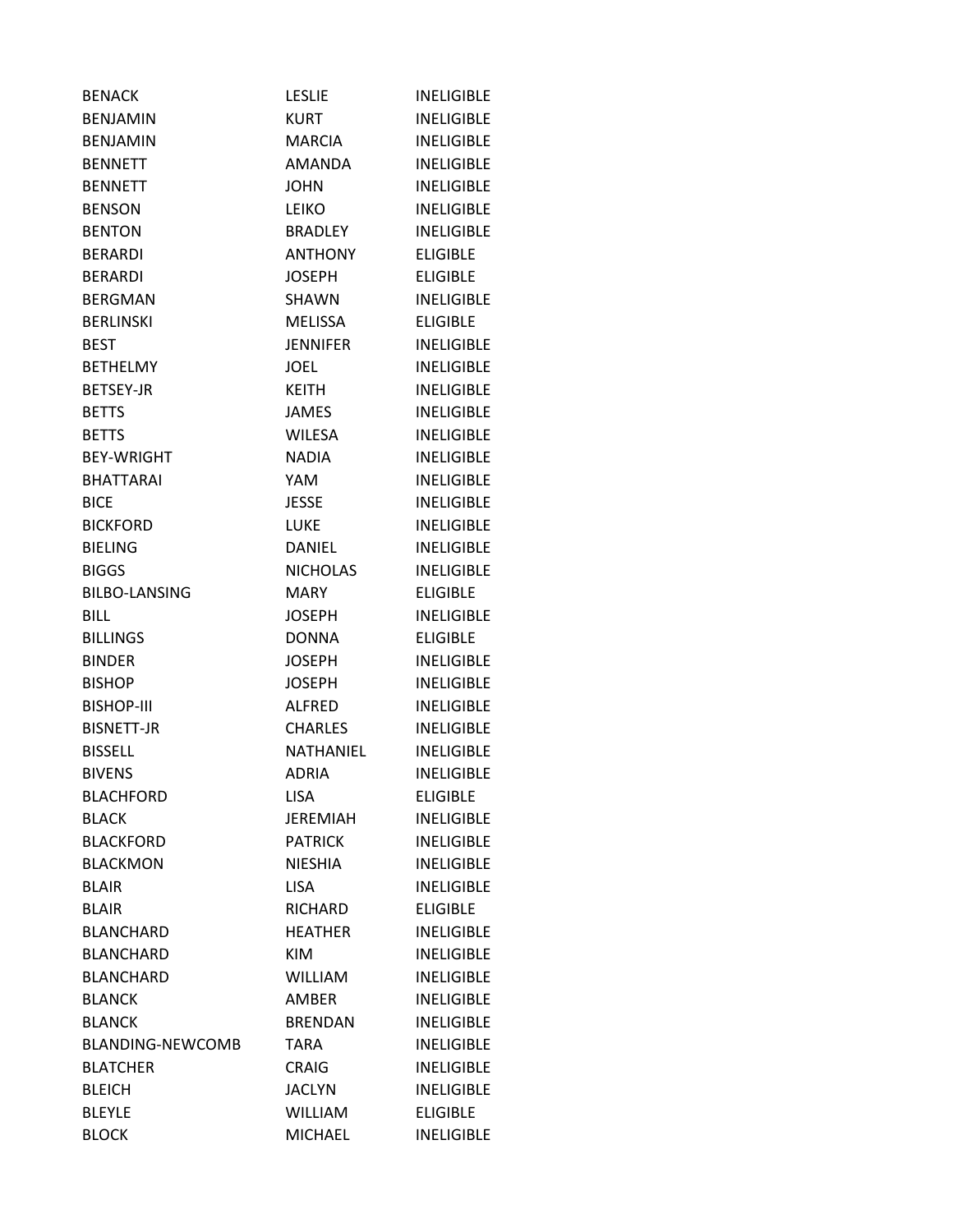| | | |
|---|---|---|
| BENACK | LESLIE | INELIGIBLE |
| BENJAMIN | KURT | INELIGIBLE |
| BENJAMIN | MARCIA | INELIGIBLE |
| BENNETT | AMANDA | INELIGIBLE |
| BENNETT | JOHN | INELIGIBLE |
| BENSON | LEIKO | INELIGIBLE |
| BENTON | BRADLEY | INELIGIBLE |
| BERARDI | ANTHONY | ELIGIBLE |
| BERARDI | JOSEPH | ELIGIBLE |
| BERGMAN | SHAWN | INELIGIBLE |
| BERLINSKI | MELISSA | ELIGIBLE |
| BEST | JENNIFER | INELIGIBLE |
| BETHELMY | JOEL | INELIGIBLE |
| BETSEY-JR | KEITH | INELIGIBLE |
| BETTS | JAMES | INELIGIBLE |
| BETTS | WILESA | INELIGIBLE |
| BEY-WRIGHT | NADIA | INELIGIBLE |
| BHATTARAI | YAM | INELIGIBLE |
| BICE | JESSE | INELIGIBLE |
| BICKFORD | LUKE | INELIGIBLE |
| BIELING | DANIEL | INELIGIBLE |
| BIGGS | NICHOLAS | INELIGIBLE |
| BILBO-LANSING | MARY | ELIGIBLE |
| BILL | JOSEPH | INELIGIBLE |
| BILLINGS | DONNA | ELIGIBLE |
| BINDER | JOSEPH | INELIGIBLE |
| BISHOP | JOSEPH | INELIGIBLE |
| BISHOP-III | ALFRED | INELIGIBLE |
| BISNETT-JR | CHARLES | INELIGIBLE |
| BISSELL | NATHANIEL | INELIGIBLE |
| BIVENS | ADRIA | INELIGIBLE |
| BLACHFORD | LISA | ELIGIBLE |
| BLACK | JEREMIAH | INELIGIBLE |
| BLACKFORD | PATRICK | INELIGIBLE |
| BLACKMON | NIESHIA | INELIGIBLE |
| BLAIR | LISA | INELIGIBLE |
| BLAIR | RICHARD | ELIGIBLE |
| BLANCHARD | HEATHER | INELIGIBLE |
| BLANCHARD | KIM | INELIGIBLE |
| BLANCHARD | WILLIAM | INELIGIBLE |
| BLANCK | AMBER | INELIGIBLE |
| BLANCK | BRENDAN | INELIGIBLE |
| BLANDING-NEWCOMB | TARA | INELIGIBLE |
| BLATCHER | CRAIG | INELIGIBLE |
| BLEICH | JACLYN | INELIGIBLE |
| BLEYLE | WILLIAM | ELIGIBLE |
| BLOCK | MICHAEL | INELIGIBLE |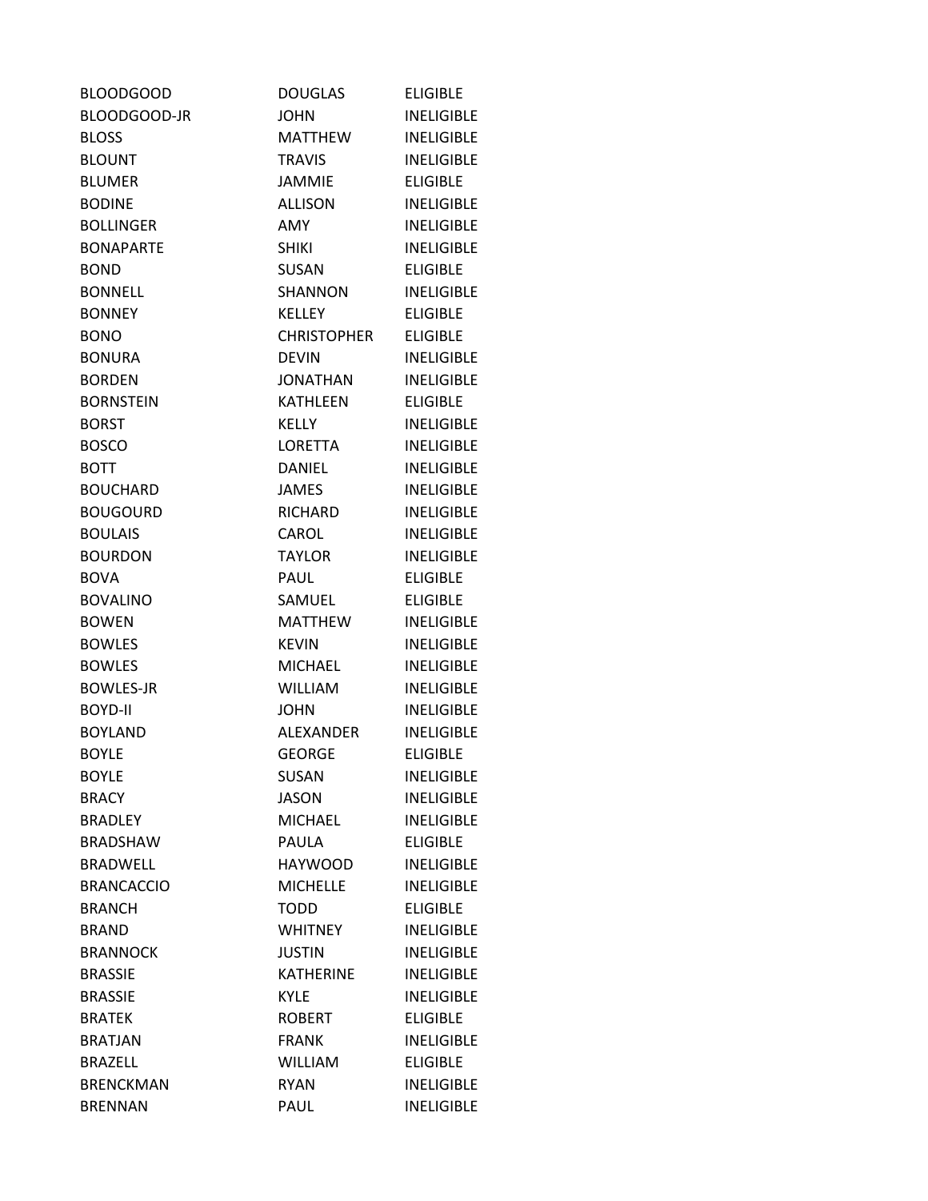| | | |
|---|---|---|
| BLOODGOOD | DOUGLAS | ELIGIBLE |
| BLOODGOOD-JR | JOHN | INELIGIBLE |
| BLOSS | MATTHEW | INELIGIBLE |
| BLOUNT | TRAVIS | INELIGIBLE |
| BLUMER | JAMMIE | ELIGIBLE |
| BODINE | ALLISON | INELIGIBLE |
| BOLLINGER | AMY | INELIGIBLE |
| BONAPARTE | SHIKI | INELIGIBLE |
| BOND | SUSAN | ELIGIBLE |
| BONNELL | SHANNON | INELIGIBLE |
| BONNEY | KELLEY | ELIGIBLE |
| BONO | CHRISTOPHER | ELIGIBLE |
| BONURA | DEVIN | INELIGIBLE |
| BORDEN | JONATHAN | INELIGIBLE |
| BORNSTEIN | KATHLEEN | ELIGIBLE |
| BORST | KELLY | INELIGIBLE |
| BOSCO | LORETTA | INELIGIBLE |
| BOTT | DANIEL | INELIGIBLE |
| BOUCHARD | JAMES | INELIGIBLE |
| BOUGOURD | RICHARD | INELIGIBLE |
| BOULAIS | CAROL | INELIGIBLE |
| BOURDON | TAYLOR | INELIGIBLE |
| BOVA | PAUL | ELIGIBLE |
| BOVALINO | SAMUEL | ELIGIBLE |
| BOWEN | MATTHEW | INELIGIBLE |
| BOWLES | KEVIN | INELIGIBLE |
| BOWLES | MICHAEL | INELIGIBLE |
| BOWLES-JR | WILLIAM | INELIGIBLE |
| BOYD-II | JOHN | INELIGIBLE |
| BOYLAND | ALEXANDER | INELIGIBLE |
| BOYLE | GEORGE | ELIGIBLE |
| BOYLE | SUSAN | INELIGIBLE |
| BRACY | JASON | INELIGIBLE |
| BRADLEY | MICHAEL | INELIGIBLE |
| BRADSHAW | PAULA | ELIGIBLE |
| BRADWELL | HAYWOOD | INELIGIBLE |
| BRANCACCIO | MICHELLE | INELIGIBLE |
| BRANCH | TODD | ELIGIBLE |
| BRAND | WHITNEY | INELIGIBLE |
| BRANNOCK | JUSTIN | INELIGIBLE |
| BRASSIE | KATHERINE | INELIGIBLE |
| BRASSIE | KYLE | INELIGIBLE |
| BRATEK | ROBERT | ELIGIBLE |
| BRATJAN | FRANK | INELIGIBLE |
| BRAZELL | WILLIAM | ELIGIBLE |
| BRENCKMAN | RYAN | INELIGIBLE |
| BRENNAN | PAUL | INELIGIBLE |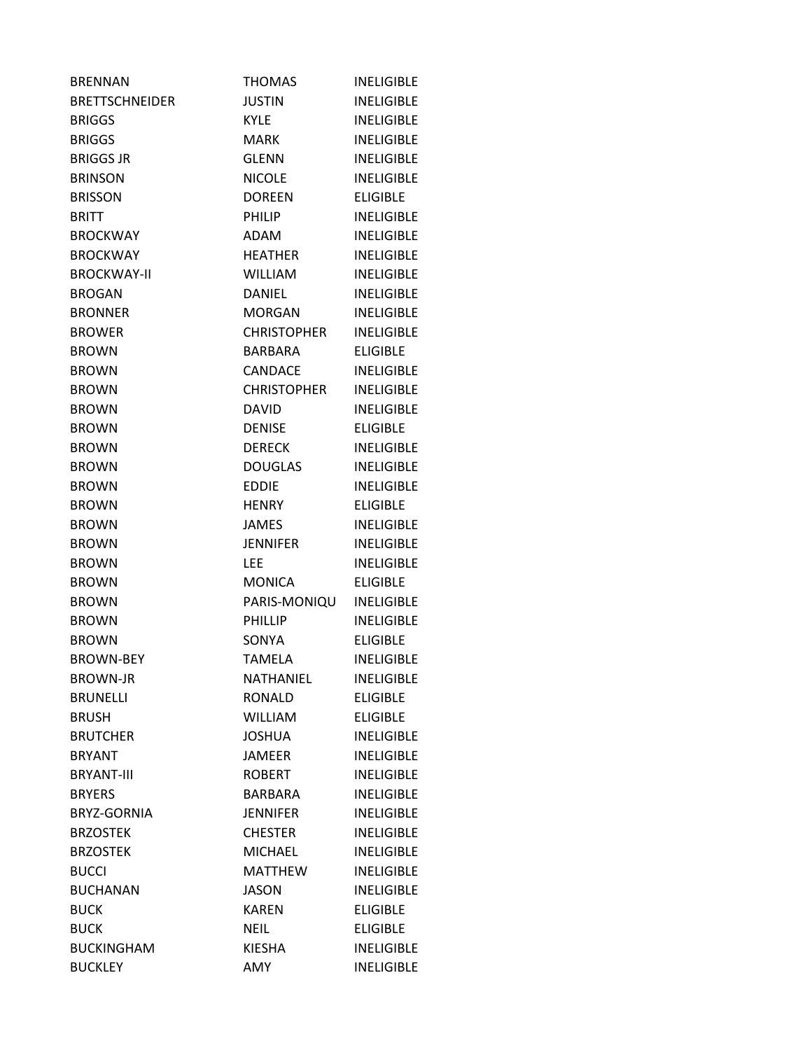| | | |
|---|---|---|
| BRENNAN | THOMAS | INELIGIBLE |
| BRETTSCHNEIDER | JUSTIN | INELIGIBLE |
| BRIGGS | KYLE | INELIGIBLE |
| BRIGGS | MARK | INELIGIBLE |
| BRIGGS JR | GLENN | INELIGIBLE |
| BRINSON | NICOLE | INELIGIBLE |
| BRISSON | DOREEN | ELIGIBLE |
| BRITT | PHILIP | INELIGIBLE |
| BROCKWAY | ADAM | INELIGIBLE |
| BROCKWAY | HEATHER | INELIGIBLE |
| BROCKWAY-II | WILLIAM | INELIGIBLE |
| BROGAN | DANIEL | INELIGIBLE |
| BRONNER | MORGAN | INELIGIBLE |
| BROWER | CHRISTOPHER | INELIGIBLE |
| BROWN | BARBARA | ELIGIBLE |
| BROWN | CANDACE | INELIGIBLE |
| BROWN | CHRISTOPHER | INELIGIBLE |
| BROWN | DAVID | INELIGIBLE |
| BROWN | DENISE | ELIGIBLE |
| BROWN | DERECK | INELIGIBLE |
| BROWN | DOUGLAS | INELIGIBLE |
| BROWN | EDDIE | INELIGIBLE |
| BROWN | HENRY | ELIGIBLE |
| BROWN | JAMES | INELIGIBLE |
| BROWN | JENNIFER | INELIGIBLE |
| BROWN | LEE | INELIGIBLE |
| BROWN | MONICA | ELIGIBLE |
| BROWN | PARIS-MONIQU | INELIGIBLE |
| BROWN | PHILLIP | INELIGIBLE |
| BROWN | SONYA | ELIGIBLE |
| BROWN-BEY | TAMELA | INELIGIBLE |
| BROWN-JR | NATHANIEL | INELIGIBLE |
| BRUNELLI | RONALD | ELIGIBLE |
| BRUSH | WILLIAM | ELIGIBLE |
| BRUTCHER | JOSHUA | INELIGIBLE |
| BRYANT | JAMEER | INELIGIBLE |
| BRYANT-III | ROBERT | INELIGIBLE |
| BRYERS | BARBARA | INELIGIBLE |
| BRYZ-GORNIA | JENNIFER | INELIGIBLE |
| BRZOSTEK | CHESTER | INELIGIBLE |
| BRZOSTEK | MICHAEL | INELIGIBLE |
| BUCCI | MATTHEW | INELIGIBLE |
| BUCHANAN | JASON | INELIGIBLE |
| BUCK | KAREN | ELIGIBLE |
| BUCK | NEIL | ELIGIBLE |
| BUCKINGHAM | KIESHA | INELIGIBLE |
| BUCKLEY | AMY | INELIGIBLE |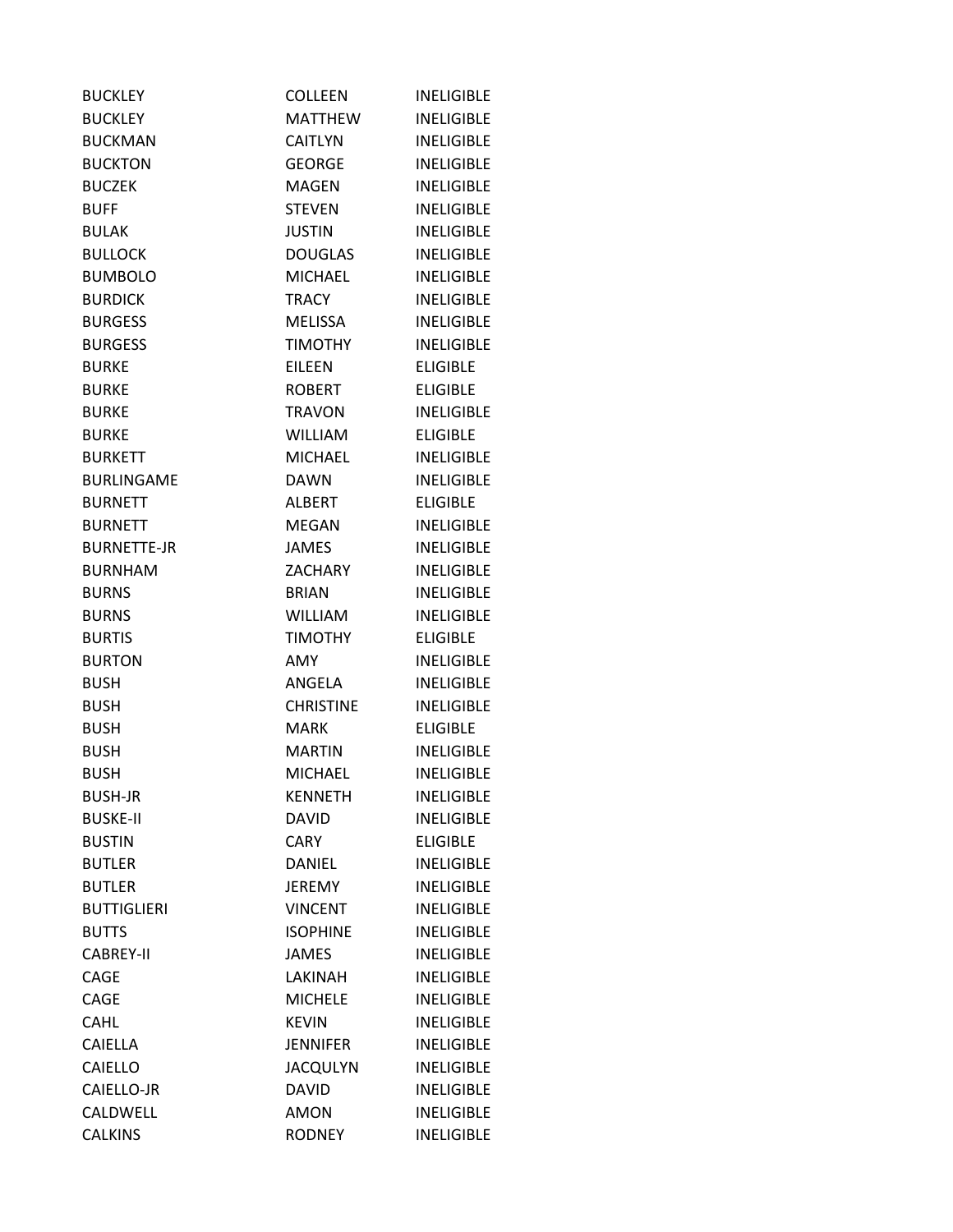| | | |
|---|---|---|
| BUCKLEY | COLLEEN | INELIGIBLE |
| BUCKLEY | MATTHEW | INELIGIBLE |
| BUCKMAN | CAITLYN | INELIGIBLE |
| BUCKTON | GEORGE | INELIGIBLE |
| BUCZEK | MAGEN | INELIGIBLE |
| BUFF | STEVEN | INELIGIBLE |
| BULAK | JUSTIN | INELIGIBLE |
| BULLOCK | DOUGLAS | INELIGIBLE |
| BUMBOLO | MICHAEL | INELIGIBLE |
| BURDICK | TRACY | INELIGIBLE |
| BURGESS | MELISSA | INELIGIBLE |
| BURGESS | TIMOTHY | INELIGIBLE |
| BURKE | EILEEN | ELIGIBLE |
| BURKE | ROBERT | ELIGIBLE |
| BURKE | TRAVON | INELIGIBLE |
| BURKE | WILLIAM | ELIGIBLE |
| BURKETT | MICHAEL | INELIGIBLE |
| BURLINGAME | DAWN | INELIGIBLE |
| BURNETT | ALBERT | ELIGIBLE |
| BURNETT | MEGAN | INELIGIBLE |
| BURNETTE-JR | JAMES | INELIGIBLE |
| BURNHAM | ZACHARY | INELIGIBLE |
| BURNS | BRIAN | INELIGIBLE |
| BURNS | WILLIAM | INELIGIBLE |
| BURTIS | TIMOTHY | ELIGIBLE |
| BURTON | AMY | INELIGIBLE |
| BUSH | ANGELA | INELIGIBLE |
| BUSH | CHRISTINE | INELIGIBLE |
| BUSH | MARK | ELIGIBLE |
| BUSH | MARTIN | INELIGIBLE |
| BUSH | MICHAEL | INELIGIBLE |
| BUSH-JR | KENNETH | INELIGIBLE |
| BUSKE-II | DAVID | INELIGIBLE |
| BUSTIN | CARY | ELIGIBLE |
| BUTLER | DANIEL | INELIGIBLE |
| BUTLER | JEREMY | INELIGIBLE |
| BUTTIGLIERI | VINCENT | INELIGIBLE |
| BUTTS | ISOPHINE | INELIGIBLE |
| CABREY-II | JAMES | INELIGIBLE |
| CAGE | LAKINAH | INELIGIBLE |
| CAGE | MICHELE | INELIGIBLE |
| CAHL | KEVIN | INELIGIBLE |
| CAIELLA | JENNIFER | INELIGIBLE |
| CAIELLO | JACQULYN | INELIGIBLE |
| CAIELLO-JR | DAVID | INELIGIBLE |
| CALDWELL | AMON | INELIGIBLE |
| CALKINS | RODNEY | INELIGIBLE |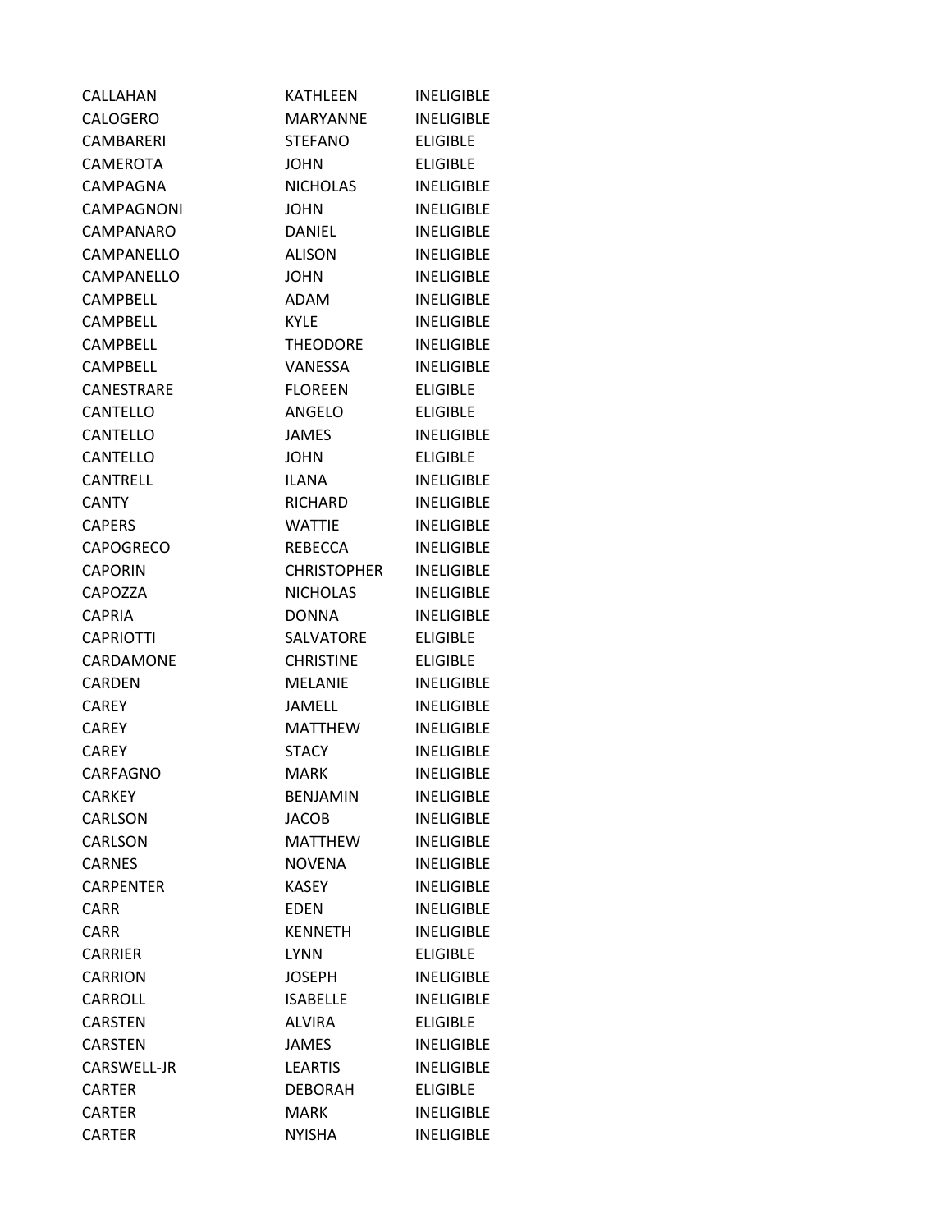| | | |
|---|---|---|
| CALLAHAN | KATHLEEN | INELIGIBLE |
| CALOGERO | MARYANNE | INELIGIBLE |
| CAMBARERI | STEFANO | ELIGIBLE |
| CAMEROTA | JOHN | ELIGIBLE |
| CAMPAGNA | NICHOLAS | INELIGIBLE |
| CAMPAGNONI | JOHN | INELIGIBLE |
| CAMPANARO | DANIEL | INELIGIBLE |
| CAMPANELLO | ALISON | INELIGIBLE |
| CAMPANELLO | JOHN | INELIGIBLE |
| CAMPBELL | ADAM | INELIGIBLE |
| CAMPBELL | KYLE | INELIGIBLE |
| CAMPBELL | THEODORE | INELIGIBLE |
| CAMPBELL | VANESSA | INELIGIBLE |
| CANESTRARE | FLOREEN | ELIGIBLE |
| CANTELLO | ANGELO | ELIGIBLE |
| CANTELLO | JAMES | INELIGIBLE |
| CANTELLO | JOHN | ELIGIBLE |
| CANTRELL | ILANA | INELIGIBLE |
| CANTY | RICHARD | INELIGIBLE |
| CAPERS | WATTIE | INELIGIBLE |
| CAPOGRECO | REBECCA | INELIGIBLE |
| CAPORIN | CHRISTOPHER | INELIGIBLE |
| CAPOZZA | NICHOLAS | INELIGIBLE |
| CAPRIA | DONNA | INELIGIBLE |
| CAPRIOTTI | SALVATORE | ELIGIBLE |
| CARDAMONE | CHRISTINE | ELIGIBLE |
| CARDEN | MELANIE | INELIGIBLE |
| CAREY | JAMELL | INELIGIBLE |
| CAREY | MATTHEW | INELIGIBLE |
| CAREY | STACY | INELIGIBLE |
| CARFAGNO | MARK | INELIGIBLE |
| CARKEY | BENJAMIN | INELIGIBLE |
| CARLSON | JACOB | INELIGIBLE |
| CARLSON | MATTHEW | INELIGIBLE |
| CARNES | NOVENA | INELIGIBLE |
| CARPENTER | KASEY | INELIGIBLE |
| CARR | EDEN | INELIGIBLE |
| CARR | KENNETH | INELIGIBLE |
| CARRIER | LYNN | ELIGIBLE |
| CARRION | JOSEPH | INELIGIBLE |
| CARROLL | ISABELLE | INELIGIBLE |
| CARSTEN | ALVIRA | ELIGIBLE |
| CARSTEN | JAMES | INELIGIBLE |
| CARSWELL-JR | LEARTIS | INELIGIBLE |
| CARTER | DEBORAH | ELIGIBLE |
| CARTER | MARK | INELIGIBLE |
| CARTER | NYISHA | INELIGIBLE |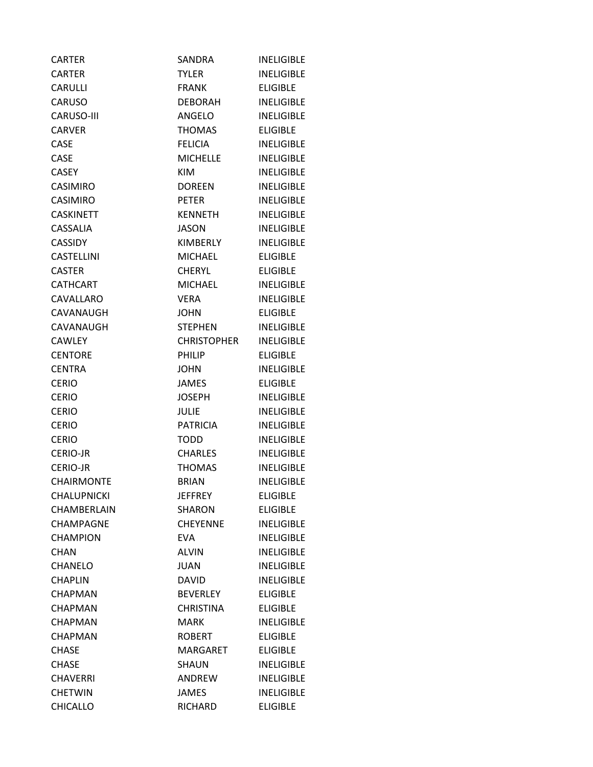| | | |
|---|---|---|
| CARTER | SANDRA | INELIGIBLE |
| CARTER | TYLER | INELIGIBLE |
| CARULLI | FRANK | ELIGIBLE |
| CARUSO | DEBORAH | INELIGIBLE |
| CARUSO-III | ANGELO | INELIGIBLE |
| CARVER | THOMAS | ELIGIBLE |
| CASE | FELICIA | INELIGIBLE |
| CASE | MICHELLE | INELIGIBLE |
| CASEY | KIM | INELIGIBLE |
| CASIMIRO | DOREEN | INELIGIBLE |
| CASIMIRO | PETER | INELIGIBLE |
| CASKINETT | KENNETH | INELIGIBLE |
| CASSALIA | JASON | INELIGIBLE |
| CASSIDY | KIMBERLY | INELIGIBLE |
| CASTELLINI | MICHAEL | ELIGIBLE |
| CASTER | CHERYL | ELIGIBLE |
| CATHCART | MICHAEL | INELIGIBLE |
| CAVALLARO | VERA | INELIGIBLE |
| CAVANAUGH | JOHN | ELIGIBLE |
| CAVANAUGH | STEPHEN | INELIGIBLE |
| CAWLEY | CHRISTOPHER | INELIGIBLE |
| CENTORE | PHILIP | ELIGIBLE |
| CENTRA | JOHN | INELIGIBLE |
| CERIO | JAMES | ELIGIBLE |
| CERIO | JOSEPH | INELIGIBLE |
| CERIO | JULIE | INELIGIBLE |
| CERIO | PATRICIA | INELIGIBLE |
| CERIO | TODD | INELIGIBLE |
| CERIO-JR | CHARLES | INELIGIBLE |
| CERIO-JR | THOMAS | INELIGIBLE |
| CHAIRMONTE | BRIAN | INELIGIBLE |
| CHALUPNICKI | JEFFREY | ELIGIBLE |
| CHAMBERLAIN | SHARON | ELIGIBLE |
| CHAMPAGNE | CHEYENNE | INELIGIBLE |
| CHAMPION | EVA | INELIGIBLE |
| CHAN | ALVIN | INELIGIBLE |
| CHANELO | JUAN | INELIGIBLE |
| CHAPLIN | DAVID | INELIGIBLE |
| CHAPMAN | BEVERLEY | ELIGIBLE |
| CHAPMAN | CHRISTINA | ELIGIBLE |
| CHAPMAN | MARK | INELIGIBLE |
| CHAPMAN | ROBERT | ELIGIBLE |
| CHASE | MARGARET | ELIGIBLE |
| CHASE | SHAUN | INELIGIBLE |
| CHAVERRI | ANDREW | INELIGIBLE |
| CHETWIN | JAMES | INELIGIBLE |
| CHICALLO | RICHARD | ELIGIBLE |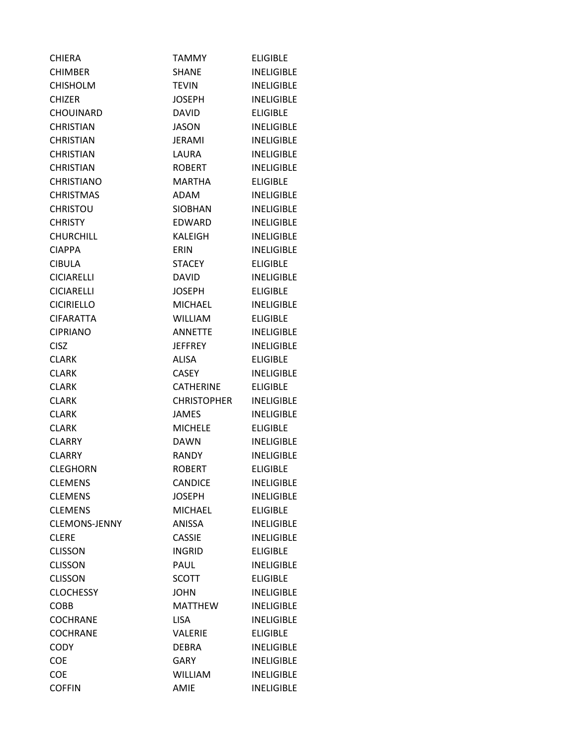| | | |
|---|---|---|
| CHIERA | TAMMY | ELIGIBLE |
| CHIMBER | SHANE | INELIGIBLE |
| CHISHOLM | TEVIN | INELIGIBLE |
| CHIZER | JOSEPH | INELIGIBLE |
| CHOUINARD | DAVID | ELIGIBLE |
| CHRISTIAN | JASON | INELIGIBLE |
| CHRISTIAN | JERAMI | INELIGIBLE |
| CHRISTIAN | LAURA | INELIGIBLE |
| CHRISTIAN | ROBERT | INELIGIBLE |
| CHRISTIANO | MARTHA | ELIGIBLE |
| CHRISTMAS | ADAM | INELIGIBLE |
| CHRISTOU | SIOBHAN | INELIGIBLE |
| CHRISTY | EDWARD | INELIGIBLE |
| CHURCHILL | KALEIGH | INELIGIBLE |
| CIAPPA | ERIN | INELIGIBLE |
| CIBULA | STACEY | ELIGIBLE |
| CICIARELLI | DAVID | INELIGIBLE |
| CICIARELLI | JOSEPH | ELIGIBLE |
| CICIRIELLO | MICHAEL | INELIGIBLE |
| CIFARATTA | WILLIAM | ELIGIBLE |
| CIPRIANO | ANNETTE | INELIGIBLE |
| CISZ | JEFFREY | INELIGIBLE |
| CLARK | ALISA | ELIGIBLE |
| CLARK | CASEY | INELIGIBLE |
| CLARK | CATHERINE | ELIGIBLE |
| CLARK | CHRISTOPHER | INELIGIBLE |
| CLARK | JAMES | INELIGIBLE |
| CLARK | MICHELE | ELIGIBLE |
| CLARRY | DAWN | INELIGIBLE |
| CLARRY | RANDY | INELIGIBLE |
| CLEGHORN | ROBERT | ELIGIBLE |
| CLEMENS | CANDICE | INELIGIBLE |
| CLEMENS | JOSEPH | INELIGIBLE |
| CLEMENS | MICHAEL | ELIGIBLE |
| CLEMONS-JENNY | ANISSA | INELIGIBLE |
| CLERE | CASSIE | INELIGIBLE |
| CLISSON | INGRID | ELIGIBLE |
| CLISSON | PAUL | INELIGIBLE |
| CLISSON | SCOTT | ELIGIBLE |
| CLOCHESSY | JOHN | INELIGIBLE |
| COBB | MATTHEW | INELIGIBLE |
| COCHRANE | LISA | INELIGIBLE |
| COCHRANE | VALERIE | ELIGIBLE |
| CODY | DEBRA | INELIGIBLE |
| COE | GARY | INELIGIBLE |
| COE | WILLIAM | INELIGIBLE |
| COFFIN | AMIE | INELIGIBLE |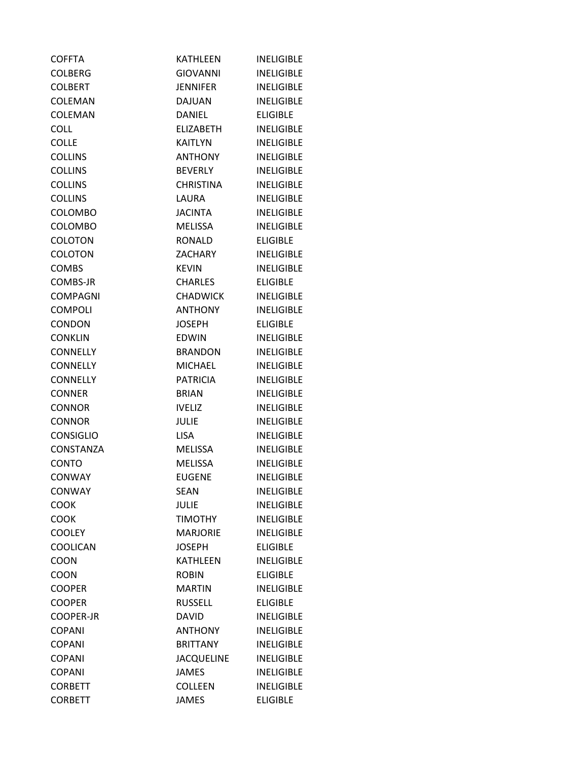| | | |
|---|---|---|
| COFFTA | KATHLEEN | INELIGIBLE |
| COLBERG | GIOVANNI | INELIGIBLE |
| COLBERT | JENNIFER | INELIGIBLE |
| COLEMAN | DAJUAN | INELIGIBLE |
| COLEMAN | DANIEL | ELIGIBLE |
| COLL | ELIZABETH | INELIGIBLE |
| COLLE | KAITLYN | INELIGIBLE |
| COLLINS | ANTHONY | INELIGIBLE |
| COLLINS | BEVERLY | INELIGIBLE |
| COLLINS | CHRISTINA | INELIGIBLE |
| COLLINS | LAURA | INELIGIBLE |
| COLOMBO | JACINTA | INELIGIBLE |
| COLOMBO | MELISSA | INELIGIBLE |
| COLOTON | RONALD | ELIGIBLE |
| COLOTON | ZACHARY | INELIGIBLE |
| COMBS | KEVIN | INELIGIBLE |
| COMBS-JR | CHARLES | ELIGIBLE |
| COMPAGNI | CHADWICK | INELIGIBLE |
| COMPOLI | ANTHONY | INELIGIBLE |
| CONDON | JOSEPH | ELIGIBLE |
| CONKLIN | EDWIN | INELIGIBLE |
| CONNELLY | BRANDON | INELIGIBLE |
| CONNELLY | MICHAEL | INELIGIBLE |
| CONNELLY | PATRICIA | INELIGIBLE |
| CONNER | BRIAN | INELIGIBLE |
| CONNOR | IVELIZ | INELIGIBLE |
| CONNOR | JULIE | INELIGIBLE |
| CONSIGLIO | LISA | INELIGIBLE |
| CONSTANZA | MELISSA | INELIGIBLE |
| CONTO | MELISSA | INELIGIBLE |
| CONWAY | EUGENE | INELIGIBLE |
| CONWAY | SEAN | INELIGIBLE |
| COOK | JULIE | INELIGIBLE |
| COOK | TIMOTHY | INELIGIBLE |
| COOLEY | MARJORIE | INELIGIBLE |
| COOLICAN | JOSEPH | ELIGIBLE |
| COON | KATHLEEN | INELIGIBLE |
| COON | ROBIN | ELIGIBLE |
| COOPER | MARTIN | INELIGIBLE |
| COOPER | RUSSELL | ELIGIBLE |
| COOPER-JR | DAVID | INELIGIBLE |
| COPANI | ANTHONY | INELIGIBLE |
| COPANI | BRITTANY | INELIGIBLE |
| COPANI | JACQUELINE | INELIGIBLE |
| COPANI | JAMES | INELIGIBLE |
| CORBETT | COLLEEN | INELIGIBLE |
| CORBETT | JAMES | ELIGIBLE |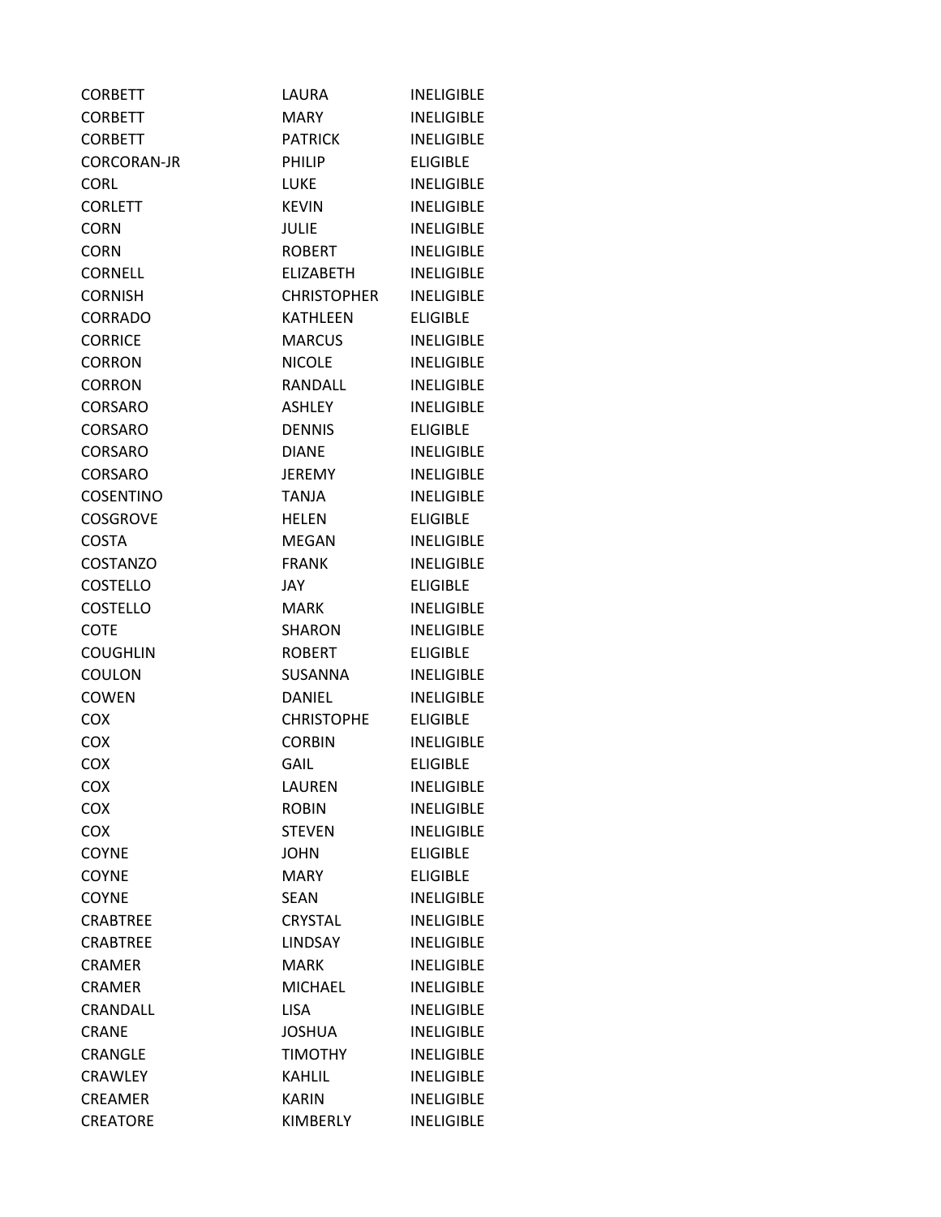| | | |
|---|---|---|
| CORBETT | LAURA | INELIGIBLE |
| CORBETT | MARY | INELIGIBLE |
| CORBETT | PATRICK | INELIGIBLE |
| CORCORAN-JR | PHILIP | ELIGIBLE |
| CORL | LUKE | INELIGIBLE |
| CORLETT | KEVIN | INELIGIBLE |
| CORN | JULIE | INELIGIBLE |
| CORN | ROBERT | INELIGIBLE |
| CORNELL | ELIZABETH | INELIGIBLE |
| CORNISH | CHRISTOPHER | INELIGIBLE |
| CORRADO | KATHLEEN | ELIGIBLE |
| CORRICE | MARCUS | INELIGIBLE |
| CORRON | NICOLE | INELIGIBLE |
| CORRON | RANDALL | INELIGIBLE |
| CORSARO | ASHLEY | INELIGIBLE |
| CORSARO | DENNIS | ELIGIBLE |
| CORSARO | DIANE | INELIGIBLE |
| CORSARO | JEREMY | INELIGIBLE |
| COSENTINO | TANJA | INELIGIBLE |
| COSGROVE | HELEN | ELIGIBLE |
| COSTA | MEGAN | INELIGIBLE |
| COSTANZO | FRANK | INELIGIBLE |
| COSTELLO | JAY | ELIGIBLE |
| COSTELLO | MARK | INELIGIBLE |
| COTE | SHARON | INELIGIBLE |
| COUGHLIN | ROBERT | ELIGIBLE |
| COULON | SUSANNA | INELIGIBLE |
| COWEN | DANIEL | INELIGIBLE |
| COX | CHRISTOPHE | ELIGIBLE |
| COX | CORBIN | INELIGIBLE |
| COX | GAIL | ELIGIBLE |
| COX | LAUREN | INELIGIBLE |
| COX | ROBIN | INELIGIBLE |
| COX | STEVEN | INELIGIBLE |
| COYNE | JOHN | ELIGIBLE |
| COYNE | MARY | ELIGIBLE |
| COYNE | SEAN | INELIGIBLE |
| CRABTREE | CRYSTAL | INELIGIBLE |
| CRABTREE | LINDSAY | INELIGIBLE |
| CRAMER | MARK | INELIGIBLE |
| CRAMER | MICHAEL | INELIGIBLE |
| CRANDALL | LISA | INELIGIBLE |
| CRANE | JOSHUA | INELIGIBLE |
| CRANGLE | TIMOTHY | INELIGIBLE |
| CRAWLEY | KAHLIL | INELIGIBLE |
| CREAMER | KARIN | INELIGIBLE |
| CREATORE | KIMBERLY | INELIGIBLE |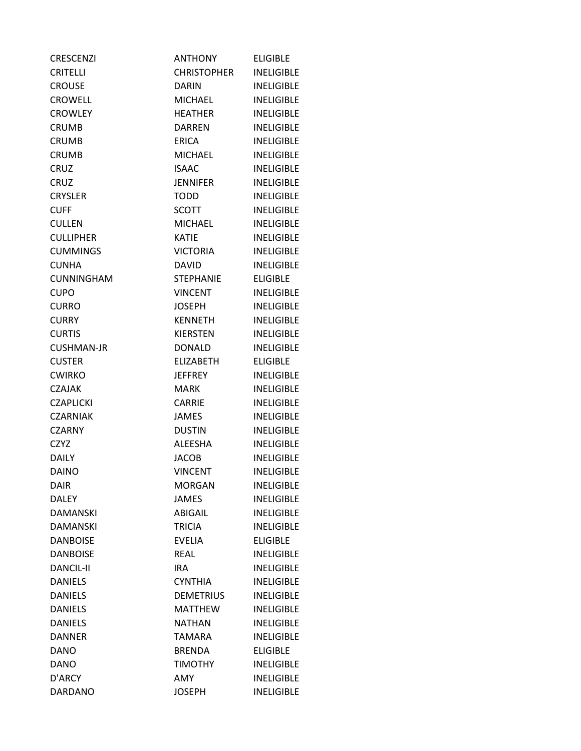| | | |
|---|---|---|
| CRESCENZI | ANTHONY | ELIGIBLE |
| CRITELLI | CHRISTOPHER | INELIGIBLE |
| CROUSE | DARIN | INELIGIBLE |
| CROWELL | MICHAEL | INELIGIBLE |
| CROWLEY | HEATHER | INELIGIBLE |
| CRUMB | DARREN | INELIGIBLE |
| CRUMB | ERICA | INELIGIBLE |
| CRUMB | MICHAEL | INELIGIBLE |
| CRUZ | ISAAC | INELIGIBLE |
| CRUZ | JENNIFER | INELIGIBLE |
| CRYSLER | TODD | INELIGIBLE |
| CUFF | SCOTT | INELIGIBLE |
| CULLEN | MICHAEL | INELIGIBLE |
| CULLIPHER | KATIE | INELIGIBLE |
| CUMMINGS | VICTORIA | INELIGIBLE |
| CUNHA | DAVID | INELIGIBLE |
| CUNNINGHAM | STEPHANIE | ELIGIBLE |
| CUPO | VINCENT | INELIGIBLE |
| CURRO | JOSEPH | INELIGIBLE |
| CURRY | KENNETH | INELIGIBLE |
| CURTIS | KIERSTEN | INELIGIBLE |
| CUSHMAN-JR | DONALD | INELIGIBLE |
| CUSTER | ELIZABETH | ELIGIBLE |
| CWIRKO | JEFFREY | INELIGIBLE |
| CZAJAK | MARK | INELIGIBLE |
| CZAPLICKI | CARRIE | INELIGIBLE |
| CZARNIAK | JAMES | INELIGIBLE |
| CZARNY | DUSTIN | INELIGIBLE |
| CZYZ | ALEESHA | INELIGIBLE |
| DAILY | JACOB | INELIGIBLE |
| DAINO | VINCENT | INELIGIBLE |
| DAIR | MORGAN | INELIGIBLE |
| DALEY | JAMES | INELIGIBLE |
| DAMANSKI | ABIGAIL | INELIGIBLE |
| DAMANSKI | TRICIA | INELIGIBLE |
| DANBOISE | EVELIA | ELIGIBLE |
| DANBOISE | REAL | INELIGIBLE |
| DANCIL-II | IRA | INELIGIBLE |
| DANIELS | CYNTHIA | INELIGIBLE |
| DANIELS | DEMETRIUS | INELIGIBLE |
| DANIELS | MATTHEW | INELIGIBLE |
| DANIELS | NATHAN | INELIGIBLE |
| DANNER | TAMARA | INELIGIBLE |
| DANO | BRENDA | ELIGIBLE |
| DANO | TIMOTHY | INELIGIBLE |
| D'ARCY | AMY | INELIGIBLE |
| DARDANO | JOSEPH | INELIGIBLE |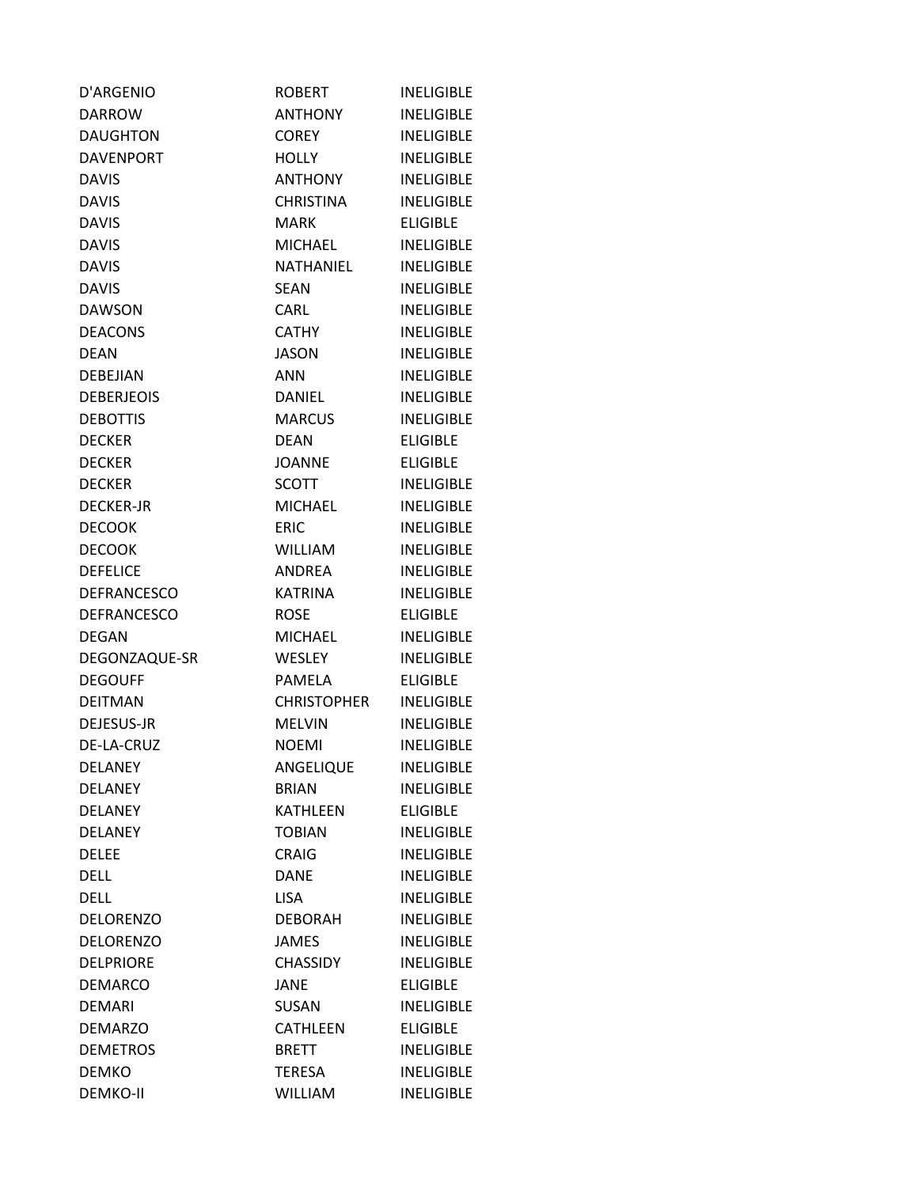| | | |
|---|---|---|
| D'ARGENIO | ROBERT | INELIGIBLE |
| DARROW | ANTHONY | INELIGIBLE |
| DAUGHTON | COREY | INELIGIBLE |
| DAVENPORT | HOLLY | INELIGIBLE |
| DAVIS | ANTHONY | INELIGIBLE |
| DAVIS | CHRISTINA | INELIGIBLE |
| DAVIS | MARK | ELIGIBLE |
| DAVIS | MICHAEL | INELIGIBLE |
| DAVIS | NATHANIEL | INELIGIBLE |
| DAVIS | SEAN | INELIGIBLE |
| DAWSON | CARL | INELIGIBLE |
| DEACONS | CATHY | INELIGIBLE |
| DEAN | JASON | INELIGIBLE |
| DEBEJIAN | ANN | INELIGIBLE |
| DEBERJEOIS | DANIEL | INELIGIBLE |
| DEBOTTIS | MARCUS | INELIGIBLE |
| DECKER | DEAN | ELIGIBLE |
| DECKER | JOANNE | ELIGIBLE |
| DECKER | SCOTT | INELIGIBLE |
| DECKER-JR | MICHAEL | INELIGIBLE |
| DECOOK | ERIC | INELIGIBLE |
| DECOOK | WILLIAM | INELIGIBLE |
| DEFELICE | ANDREA | INELIGIBLE |
| DEFRANCESCO | KATRINA | INELIGIBLE |
| DEFRANCESCO | ROSE | ELIGIBLE |
| DEGAN | MICHAEL | INELIGIBLE |
| DEGONZAQUE-SR | WESLEY | INELIGIBLE |
| DEGOUFF | PAMELA | ELIGIBLE |
| DEITMAN | CHRISTOPHER | INELIGIBLE |
| DEJESUS-JR | MELVIN | INELIGIBLE |
| DE-LA-CRUZ | NOEMI | INELIGIBLE |
| DELANEY | ANGELIQUE | INELIGIBLE |
| DELANEY | BRIAN | INELIGIBLE |
| DELANEY | KATHLEEN | ELIGIBLE |
| DELANEY | TOBIAN | INELIGIBLE |
| DELEE | CRAIG | INELIGIBLE |
| DELL | DANE | INELIGIBLE |
| DELL | LISA | INELIGIBLE |
| DELORENZO | DEBORAH | INELIGIBLE |
| DELORENZO | JAMES | INELIGIBLE |
| DELPRIORE | CHASSIDY | INELIGIBLE |
| DEMARCO | JANE | ELIGIBLE |
| DEMARI | SUSAN | INELIGIBLE |
| DEMARZO | CATHLEEN | ELIGIBLE |
| DEMETROS | BRETT | INELIGIBLE |
| DEMKO | TERESA | INELIGIBLE |
| DEMKO-II | WILLIAM | INELIGIBLE |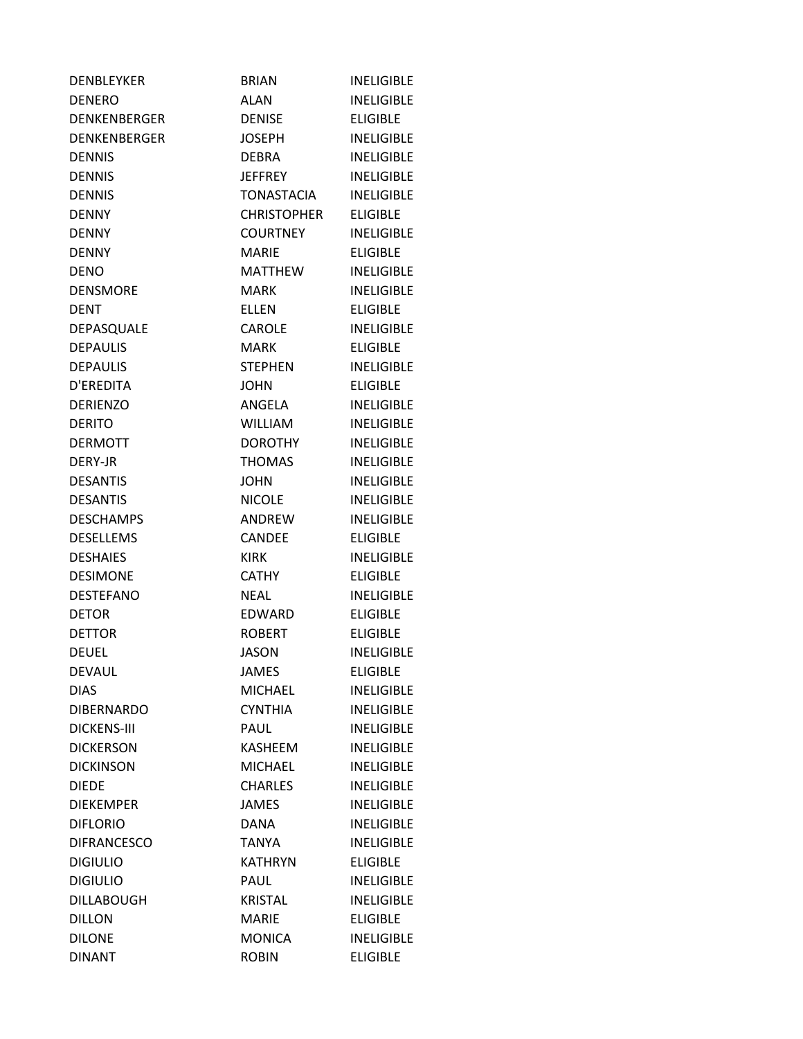| | | |
|---|---|---|
| DENBLEYKER | BRIAN | INELIGIBLE |
| DENERO | ALAN | INELIGIBLE |
| DENKENBERGER | DENISE | ELIGIBLE |
| DENKENBERGER | JOSEPH | INELIGIBLE |
| DENNIS | DEBRA | INELIGIBLE |
| DENNIS | JEFFREY | INELIGIBLE |
| DENNIS | TONASTACIA | INELIGIBLE |
| DENNY | CHRISTOPHER | ELIGIBLE |
| DENNY | COURTNEY | INELIGIBLE |
| DENNY | MARIE | ELIGIBLE |
| DENO | MATTHEW | INELIGIBLE |
| DENSMORE | MARK | INELIGIBLE |
| DENT | ELLEN | ELIGIBLE |
| DEPASQUALE | CAROLE | INELIGIBLE |
| DEPAULIS | MARK | ELIGIBLE |
| DEPAULIS | STEPHEN | INELIGIBLE |
| D'EREDITA | JOHN | ELIGIBLE |
| DERIENZO | ANGELA | INELIGIBLE |
| DERITO | WILLIAM | INELIGIBLE |
| DERMOTT | DOROTHY | INELIGIBLE |
| DERY-JR | THOMAS | INELIGIBLE |
| DESANTIS | JOHN | INELIGIBLE |
| DESANTIS | NICOLE | INELIGIBLE |
| DESCHAMPS | ANDREW | INELIGIBLE |
| DESELLEMS | CANDEE | ELIGIBLE |
| DESHAIES | KIRK | INELIGIBLE |
| DESIMONE | CATHY | ELIGIBLE |
| DESTEFANO | NEAL | INELIGIBLE |
| DETOR | EDWARD | ELIGIBLE |
| DETTOR | ROBERT | ELIGIBLE |
| DEUEL | JASON | INELIGIBLE |
| DEVAUL | JAMES | ELIGIBLE |
| DIAS | MICHAEL | INELIGIBLE |
| DIBERNARDO | CYNTHIA | INELIGIBLE |
| DICKENS-III | PAUL | INELIGIBLE |
| DICKERSON | KASHEEM | INELIGIBLE |
| DICKINSON | MICHAEL | INELIGIBLE |
| DIEDE | CHARLES | INELIGIBLE |
| DIEKEMPER | JAMES | INELIGIBLE |
| DIFLORIO | DANA | INELIGIBLE |
| DIFRANCESCO | TANYA | INELIGIBLE |
| DIGIULIO | KATHRYN | ELIGIBLE |
| DIGIULIO | PAUL | INELIGIBLE |
| DILLABOUGH | KRISTAL | INELIGIBLE |
| DILLON | MARIE | ELIGIBLE |
| DILONE | MONICA | INELIGIBLE |
| DINANT | ROBIN | ELIGIBLE |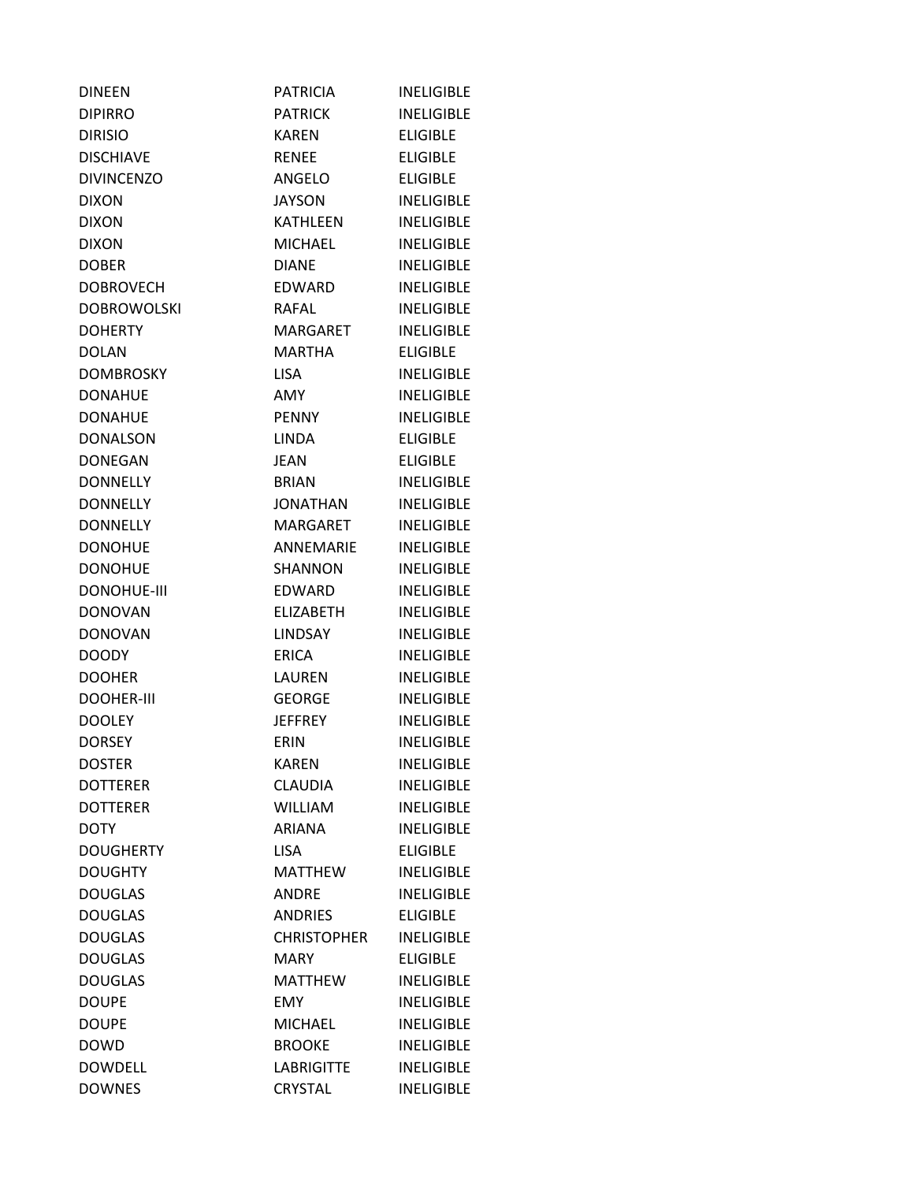| | | |
|---|---|---|
| DINEEN | PATRICIA | INELIGIBLE |
| DIPIRRO | PATRICK | INELIGIBLE |
| DIRISIO | KAREN | ELIGIBLE |
| DISCHIAVE | RENEE | ELIGIBLE |
| DIVINCENZO | ANGELO | ELIGIBLE |
| DIXON | JAYSON | INELIGIBLE |
| DIXON | KATHLEEN | INELIGIBLE |
| DIXON | MICHAEL | INELIGIBLE |
| DOBER | DIANE | INELIGIBLE |
| DOBROVECH | EDWARD | INELIGIBLE |
| DOBROWOLSKI | RAFAL | INELIGIBLE |
| DOHERTY | MARGARET | INELIGIBLE |
| DOLAN | MARTHA | ELIGIBLE |
| DOMBROSKY | LISA | INELIGIBLE |
| DONAHUE | AMY | INELIGIBLE |
| DONAHUE | PENNY | INELIGIBLE |
| DONALSON | LINDA | ELIGIBLE |
| DONEGAN | JEAN | ELIGIBLE |
| DONNELLY | BRIAN | INELIGIBLE |
| DONNELLY | JONATHAN | INELIGIBLE |
| DONNELLY | MARGARET | INELIGIBLE |
| DONOHUE | ANNEMARIE | INELIGIBLE |
| DONOHUE | SHANNON | INELIGIBLE |
| DONOHUE-III | EDWARD | INELIGIBLE |
| DONOVAN | ELIZABETH | INELIGIBLE |
| DONOVAN | LINDSAY | INELIGIBLE |
| DOODY | ERICA | INELIGIBLE |
| DOOHER | LAUREN | INELIGIBLE |
| DOOHER-III | GEORGE | INELIGIBLE |
| DOOLEY | JEFFREY | INELIGIBLE |
| DORSEY | ERIN | INELIGIBLE |
| DOSTER | KAREN | INELIGIBLE |
| DOTTERER | CLAUDIA | INELIGIBLE |
| DOTTERER | WILLIAM | INELIGIBLE |
| DOTY | ARIANA | INELIGIBLE |
| DOUGHERTY | LISA | ELIGIBLE |
| DOUGHTY | MATTHEW | INELIGIBLE |
| DOUGLAS | ANDRE | INELIGIBLE |
| DOUGLAS | ANDRIES | ELIGIBLE |
| DOUGLAS | CHRISTOPHER | INELIGIBLE |
| DOUGLAS | MARY | ELIGIBLE |
| DOUGLAS | MATTHEW | INELIGIBLE |
| DOUPE | EMY | INELIGIBLE |
| DOUPE | MICHAEL | INELIGIBLE |
| DOWD | BROOKE | INELIGIBLE |
| DOWDELL | LABRIGITTE | INELIGIBLE |
| DOWNES | CRYSTAL | INELIGIBLE |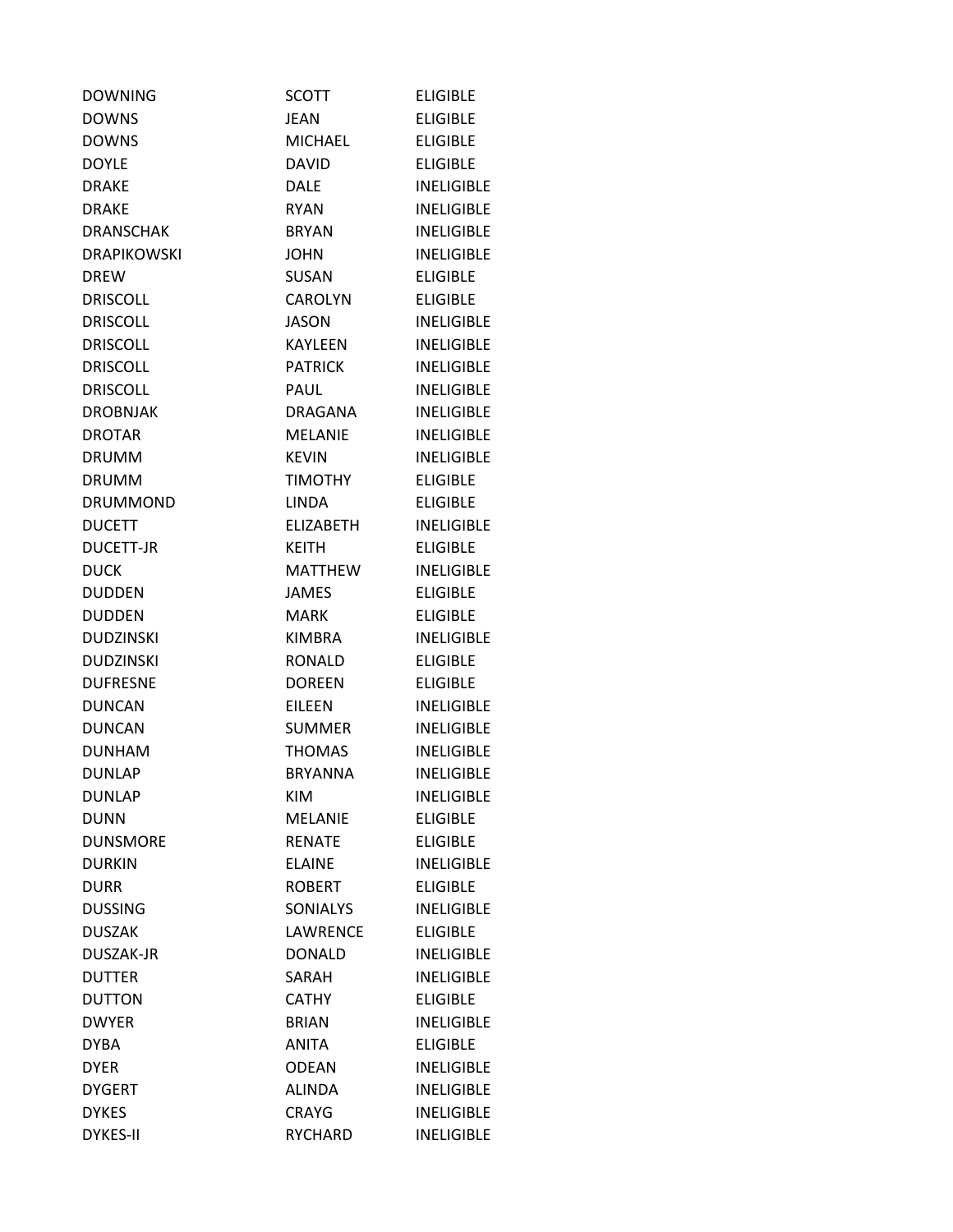| | | |
|---|---|---|
| DOWNING | SCOTT | ELIGIBLE |
| DOWNS | JEAN | ELIGIBLE |
| DOWNS | MICHAEL | ELIGIBLE |
| DOYLE | DAVID | ELIGIBLE |
| DRAKE | DALE | INELIGIBLE |
| DRAKE | RYAN | INELIGIBLE |
| DRANSCHAK | BRYAN | INELIGIBLE |
| DRAPIKOWSKI | JOHN | INELIGIBLE |
| DREW | SUSAN | ELIGIBLE |
| DRISCOLL | CAROLYN | ELIGIBLE |
| DRISCOLL | JASON | INELIGIBLE |
| DRISCOLL | KAYLEEN | INELIGIBLE |
| DRISCOLL | PATRICK | INELIGIBLE |
| DRISCOLL | PAUL | INELIGIBLE |
| DROBNJAK | DRAGANA | INELIGIBLE |
| DROTAR | MELANIE | INELIGIBLE |
| DRUMM | KEVIN | INELIGIBLE |
| DRUMM | TIMOTHY | ELIGIBLE |
| DRUMMOND | LINDA | ELIGIBLE |
| DUCETT | ELIZABETH | INELIGIBLE |
| DUCETT-JR | KEITH | ELIGIBLE |
| DUCK | MATTHEW | INELIGIBLE |
| DUDDEN | JAMES | ELIGIBLE |
| DUDDEN | MARK | ELIGIBLE |
| DUDZINSKI | KIMBRA | INELIGIBLE |
| DUDZINSKI | RONALD | ELIGIBLE |
| DUFRESNE | DOREEN | ELIGIBLE |
| DUNCAN | EILEEN | INELIGIBLE |
| DUNCAN | SUMMER | INELIGIBLE |
| DUNHAM | THOMAS | INELIGIBLE |
| DUNLAP | BRYANNA | INELIGIBLE |
| DUNLAP | KIM | INELIGIBLE |
| DUNN | MELANIE | ELIGIBLE |
| DUNSMORE | RENATE | ELIGIBLE |
| DURKIN | ELAINE | INELIGIBLE |
| DURR | ROBERT | ELIGIBLE |
| DUSSING | SONIALYS | INELIGIBLE |
| DUSZAK | LAWRENCE | ELIGIBLE |
| DUSZAK-JR | DONALD | INELIGIBLE |
| DUTTER | SARAH | INELIGIBLE |
| DUTTON | CATHY | ELIGIBLE |
| DWYER | BRIAN | INELIGIBLE |
| DYBA | ANITA | ELIGIBLE |
| DYER | ODEAN | INELIGIBLE |
| DYGERT | ALINDA | INELIGIBLE |
| DYKES | CRAYG | INELIGIBLE |
| DYKES-II | RYCHARD | INELIGIBLE |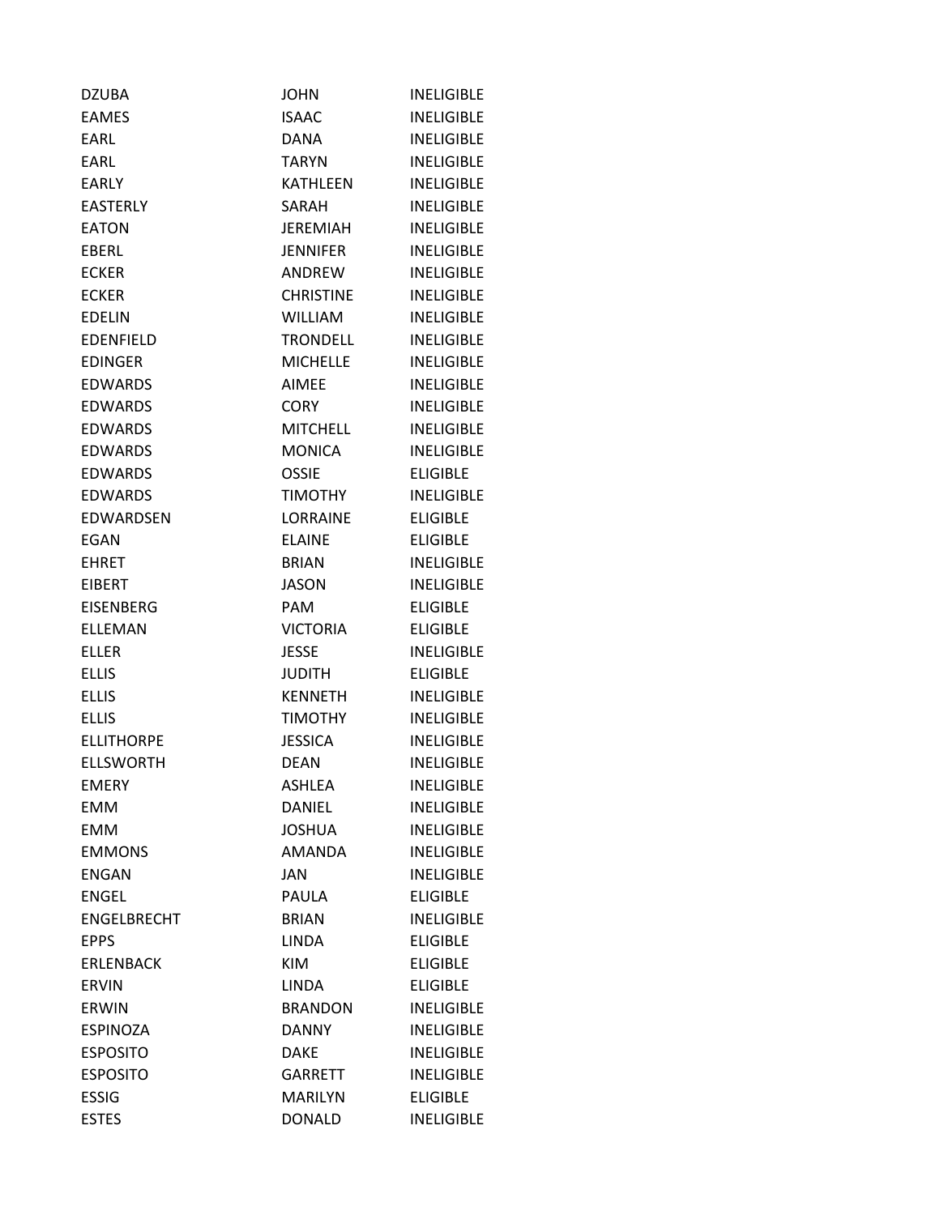| | | |
|---|---|---|
| DZUBA | JOHN | INELIGIBLE |
| EAMES | ISAAC | INELIGIBLE |
| EARL | DANA | INELIGIBLE |
| EARL | TARYN | INELIGIBLE |
| EARLY | KATHLEEN | INELIGIBLE |
| EASTERLY | SARAH | INELIGIBLE |
| EATON | JEREMIAH | INELIGIBLE |
| EBERL | JENNIFER | INELIGIBLE |
| ECKER | ANDREW | INELIGIBLE |
| ECKER | CHRISTINE | INELIGIBLE |
| EDELIN | WILLIAM | INELIGIBLE |
| EDENFIELD | TRONDELL | INELIGIBLE |
| EDINGER | MICHELLE | INELIGIBLE |
| EDWARDS | AIMEE | INELIGIBLE |
| EDWARDS | CORY | INELIGIBLE |
| EDWARDS | MITCHELL | INELIGIBLE |
| EDWARDS | MONICA | INELIGIBLE |
| EDWARDS | OSSIE | ELIGIBLE |
| EDWARDS | TIMOTHY | INELIGIBLE |
| EDWARDSEN | LORRAINE | ELIGIBLE |
| EGAN | ELAINE | ELIGIBLE |
| EHRET | BRIAN | INELIGIBLE |
| EIBERT | JASON | INELIGIBLE |
| EISENBERG | PAM | ELIGIBLE |
| ELLEMAN | VICTORIA | ELIGIBLE |
| ELLER | JESSE | INELIGIBLE |
| ELLIS | JUDITH | ELIGIBLE |
| ELLIS | KENNETH | INELIGIBLE |
| ELLIS | TIMOTHY | INELIGIBLE |
| ELLITHORPE | JESSICA | INELIGIBLE |
| ELLSWORTH | DEAN | INELIGIBLE |
| EMERY | ASHLEA | INELIGIBLE |
| EMM | DANIEL | INELIGIBLE |
| EMM | JOSHUA | INELIGIBLE |
| EMMONS | AMANDA | INELIGIBLE |
| ENGAN | JAN | INELIGIBLE |
| ENGEL | PAULA | ELIGIBLE |
| ENGELBRECHT | BRIAN | INELIGIBLE |
| EPPS | LINDA | ELIGIBLE |
| ERLENBACK | KIM | ELIGIBLE |
| ERVIN | LINDA | ELIGIBLE |
| ERWIN | BRANDON | INELIGIBLE |
| ESPINOZA | DANNY | INELIGIBLE |
| ESPOSITO | DAKE | INELIGIBLE |
| ESPOSITO | GARRETT | INELIGIBLE |
| ESSIG | MARILYN | ELIGIBLE |
| ESTES | DONALD | INELIGIBLE |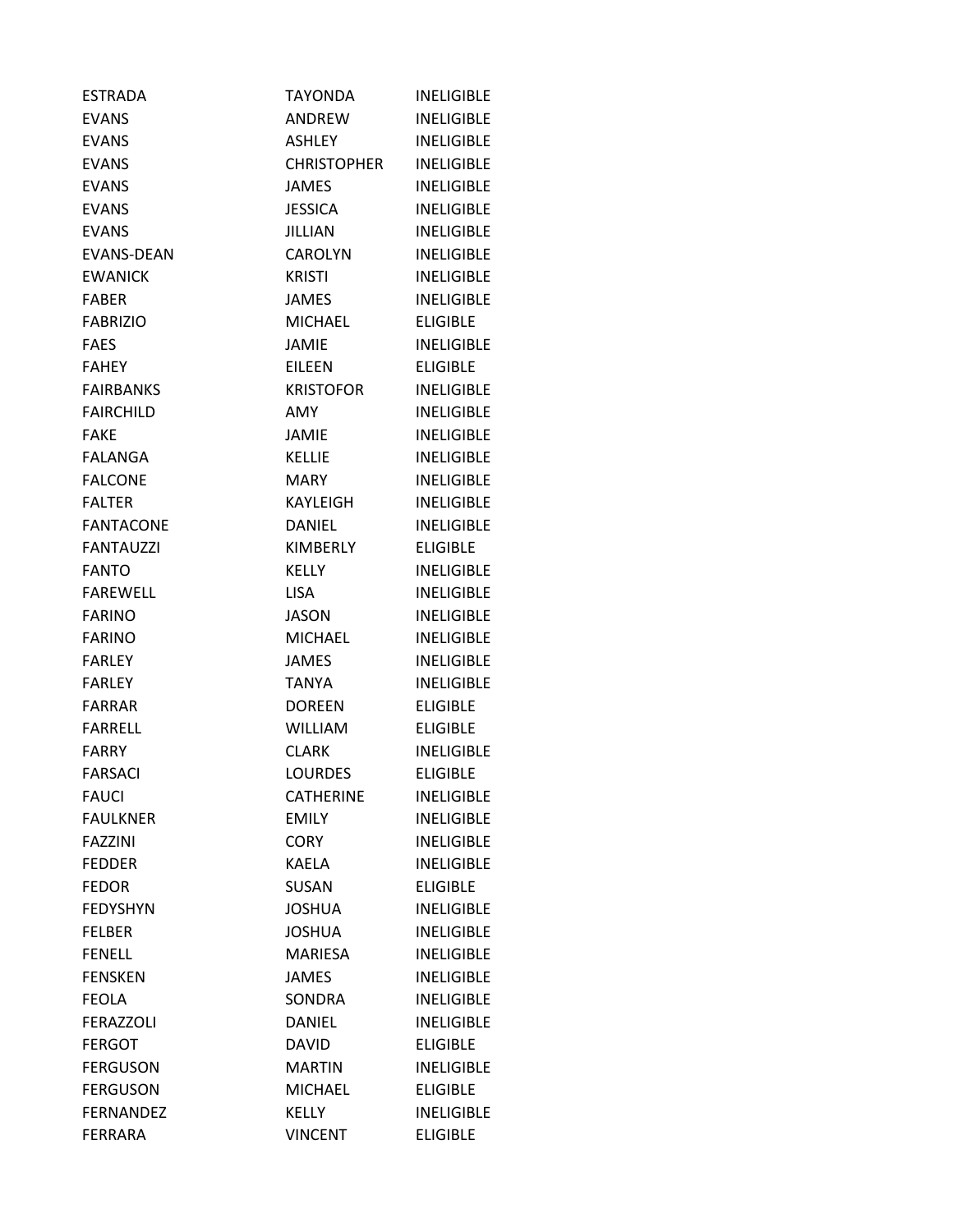| | | |
|---|---|---|
| ESTRADA | TAYONDA | INELIGIBLE |
| EVANS | ANDREW | INELIGIBLE |
| EVANS | ASHLEY | INELIGIBLE |
| EVANS | CHRISTOPHER | INELIGIBLE |
| EVANS | JAMES | INELIGIBLE |
| EVANS | JESSICA | INELIGIBLE |
| EVANS | JILLIAN | INELIGIBLE |
| EVANS-DEAN | CAROLYN | INELIGIBLE |
| EWANICK | KRISTI | INELIGIBLE |
| FABER | JAMES | INELIGIBLE |
| FABRIZIO | MICHAEL | ELIGIBLE |
| FAES | JAMIE | INELIGIBLE |
| FAHEY | EILEEN | ELIGIBLE |
| FAIRBANKS | KRISTOFOR | INELIGIBLE |
| FAIRCHILD | AMY | INELIGIBLE |
| FAKE | JAMIE | INELIGIBLE |
| FALANGA | KELLIE | INELIGIBLE |
| FALCONE | MARY | INELIGIBLE |
| FALTER | KAYLEIGH | INELIGIBLE |
| FANTACONE | DANIEL | INELIGIBLE |
| FANTAUZZI | KIMBERLY | ELIGIBLE |
| FANTO | KELLY | INELIGIBLE |
| FAREWELL | LISA | INELIGIBLE |
| FARINO | JASON | INELIGIBLE |
| FARINO | MICHAEL | INELIGIBLE |
| FARLEY | JAMES | INELIGIBLE |
| FARLEY | TANYA | INELIGIBLE |
| FARRAR | DOREEN | ELIGIBLE |
| FARRELL | WILLIAM | ELIGIBLE |
| FARRY | CLARK | INELIGIBLE |
| FARSACI | LOURDES | ELIGIBLE |
| FAUCI | CATHERINE | INELIGIBLE |
| FAULKNER | EMILY | INELIGIBLE |
| FAZZINI | CORY | INELIGIBLE |
| FEDDER | KAELA | INELIGIBLE |
| FEDOR | SUSAN | ELIGIBLE |
| FEDYSHYN | JOSHUA | INELIGIBLE |
| FELBER | JOSHUA | INELIGIBLE |
| FENELL | MARIESA | INELIGIBLE |
| FENSKEN | JAMES | INELIGIBLE |
| FEOLA | SONDRA | INELIGIBLE |
| FERAZZOLI | DANIEL | INELIGIBLE |
| FERGOT | DAVID | ELIGIBLE |
| FERGUSON | MARTIN | INELIGIBLE |
| FERGUSON | MICHAEL | ELIGIBLE |
| FERNANDEZ | KELLY | INELIGIBLE |
| FERRARA | VINCENT | ELIGIBLE |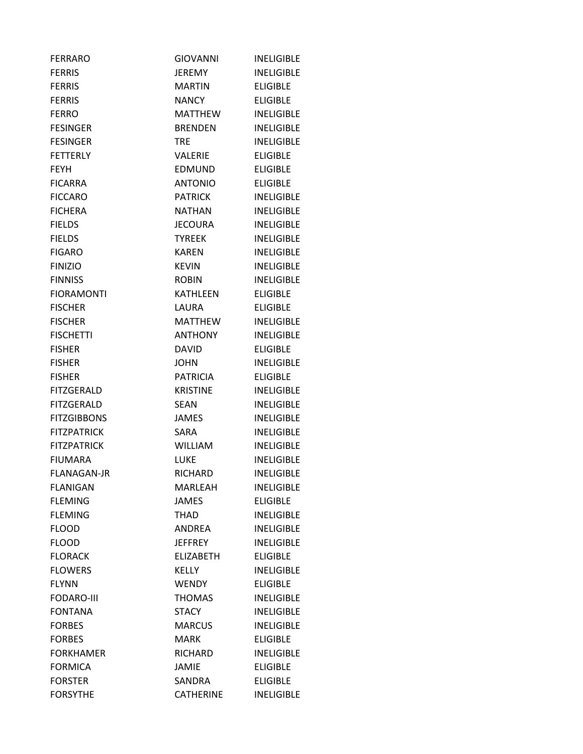| | | |
|---|---|---|
| FERRARO | GIOVANNI | INELIGIBLE |
| FERRIS | JEREMY | INELIGIBLE |
| FERRIS | MARTIN | ELIGIBLE |
| FERRIS | NANCY | ELIGIBLE |
| FERRO | MATTHEW | INELIGIBLE |
| FESINGER | BRENDEN | INELIGIBLE |
| FESINGER | TRE | INELIGIBLE |
| FETTERLY | VALERIE | ELIGIBLE |
| FEYH | EDMUND | ELIGIBLE |
| FICARRA | ANTONIO | ELIGIBLE |
| FICCARO | PATRICK | INELIGIBLE |
| FICHERA | NATHAN | INELIGIBLE |
| FIELDS | JECOURA | INELIGIBLE |
| FIELDS | TYREEK | INELIGIBLE |
| FIGARO | KAREN | INELIGIBLE |
| FINIZIO | KEVIN | INELIGIBLE |
| FINNISS | ROBIN | INELIGIBLE |
| FIORAMONTI | KATHLEEN | ELIGIBLE |
| FISCHER | LAURA | ELIGIBLE |
| FISCHER | MATTHEW | INELIGIBLE |
| FISCHETTI | ANTHONY | INELIGIBLE |
| FISHER | DAVID | ELIGIBLE |
| FISHER | JOHN | INELIGIBLE |
| FISHER | PATRICIA | ELIGIBLE |
| FITZGERALD | KRISTINE | INELIGIBLE |
| FITZGERALD | SEAN | INELIGIBLE |
| FITZGIBBONS | JAMES | INELIGIBLE |
| FITZPATRICK | SARA | INELIGIBLE |
| FITZPATRICK | WILLIAM | INELIGIBLE |
| FIUMARA | LUKE | INELIGIBLE |
| FLANAGAN-JR | RICHARD | INELIGIBLE |
| FLANIGAN | MARLEAH | INELIGIBLE |
| FLEMING | JAMES | ELIGIBLE |
| FLEMING | THAD | INELIGIBLE |
| FLOOD | ANDREA | INELIGIBLE |
| FLOOD | JEFFREY | INELIGIBLE |
| FLORACK | ELIZABETH | ELIGIBLE |
| FLOWERS | KELLY | INELIGIBLE |
| FLYNN | WENDY | ELIGIBLE |
| FODARO-III | THOMAS | INELIGIBLE |
| FONTANA | STACY | INELIGIBLE |
| FORBES | MARCUS | INELIGIBLE |
| FORBES | MARK | ELIGIBLE |
| FORKHAMER | RICHARD | INELIGIBLE |
| FORMICA | JAMIE | ELIGIBLE |
| FORSTER | SANDRA | ELIGIBLE |
| FORSYTHE | CATHERINE | INELIGIBLE |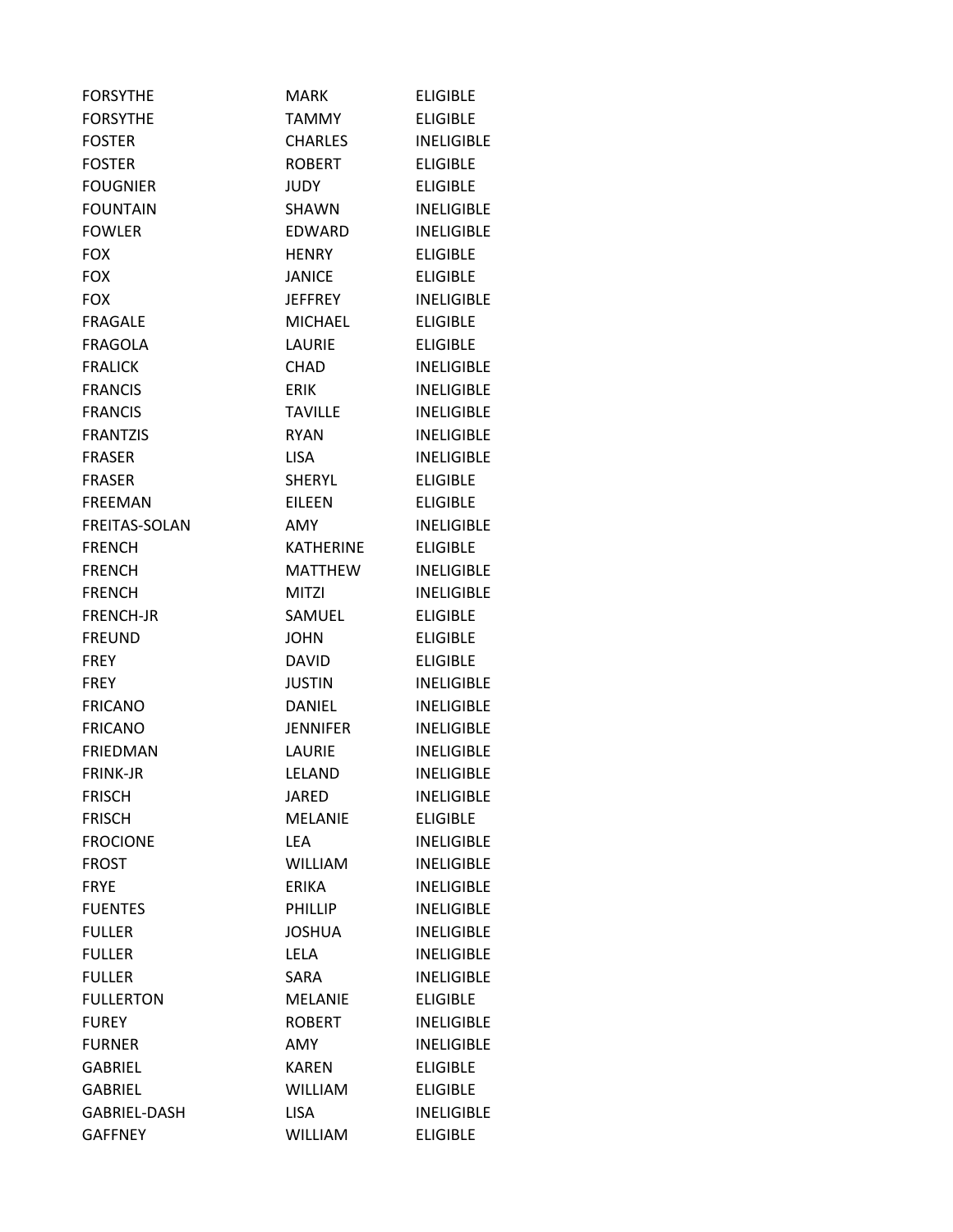| | | |
|---|---|---|
| FORSYTHE | MARK | ELIGIBLE |
| FORSYTHE | TAMMY | ELIGIBLE |
| FOSTER | CHARLES | INELIGIBLE |
| FOSTER | ROBERT | ELIGIBLE |
| FOUGNIER | JUDY | ELIGIBLE |
| FOUNTAIN | SHAWN | INELIGIBLE |
| FOWLER | EDWARD | INELIGIBLE |
| FOX | HENRY | ELIGIBLE |
| FOX | JANICE | ELIGIBLE |
| FOX | JEFFREY | INELIGIBLE |
| FRAGALE | MICHAEL | ELIGIBLE |
| FRAGOLA | LAURIE | ELIGIBLE |
| FRALICK | CHAD | INELIGIBLE |
| FRANCIS | ERIK | INELIGIBLE |
| FRANCIS | TAVILLE | INELIGIBLE |
| FRANTZIS | RYAN | INELIGIBLE |
| FRASER | LISA | INELIGIBLE |
| FRASER | SHERYL | ELIGIBLE |
| FREEMAN | EILEEN | ELIGIBLE |
| FREITAS-SOLAN | AMY | INELIGIBLE |
| FRENCH | KATHERINE | ELIGIBLE |
| FRENCH | MATTHEW | INELIGIBLE |
| FRENCH | MITZI | INELIGIBLE |
| FRENCH-JR | SAMUEL | ELIGIBLE |
| FREUND | JOHN | ELIGIBLE |
| FREY | DAVID | ELIGIBLE |
| FREY | JUSTIN | INELIGIBLE |
| FRICANO | DANIEL | INELIGIBLE |
| FRICANO | JENNIFER | INELIGIBLE |
| FRIEDMAN | LAURIE | INELIGIBLE |
| FRINK-JR | LELAND | INELIGIBLE |
| FRISCH | JARED | INELIGIBLE |
| FRISCH | MELANIE | ELIGIBLE |
| FROCIONE | LEA | INELIGIBLE |
| FROST | WILLIAM | INELIGIBLE |
| FRYE | ERIKA | INELIGIBLE |
| FUENTES | PHILLIP | INELIGIBLE |
| FULLER | JOSHUA | INELIGIBLE |
| FULLER | LELA | INELIGIBLE |
| FULLER | SARA | INELIGIBLE |
| FULLERTON | MELANIE | ELIGIBLE |
| FUREY | ROBERT | INELIGIBLE |
| FURNER | AMY | INELIGIBLE |
| GABRIEL | KAREN | ELIGIBLE |
| GABRIEL | WILLIAM | ELIGIBLE |
| GABRIEL-DASH | LISA | INELIGIBLE |
| GAFFNEY | WILLIAM | ELIGIBLE |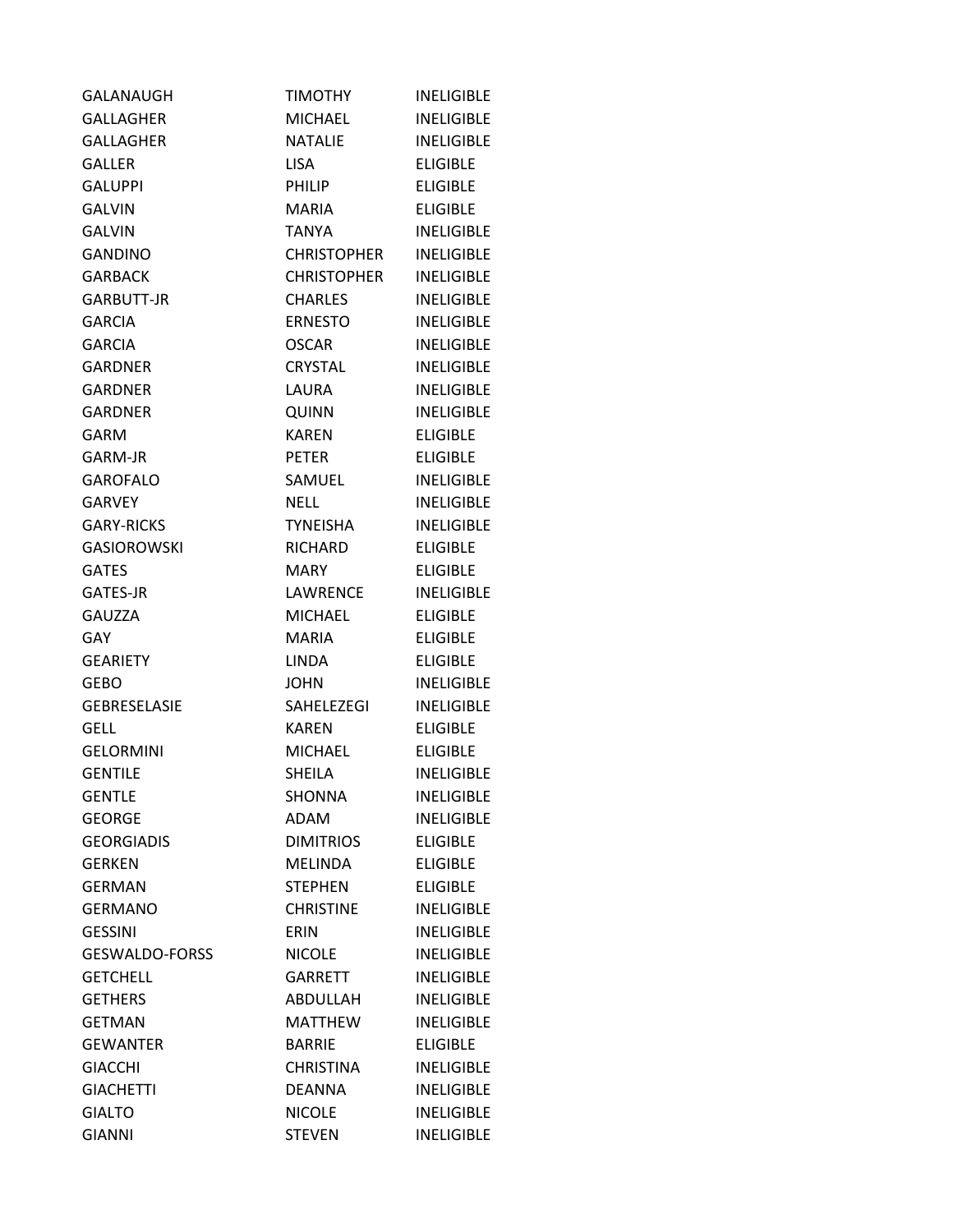| | | |
|---|---|---|
| GALANAUGH | TIMOTHY | INELIGIBLE |
| GALLAGHER | MICHAEL | INELIGIBLE |
| GALLAGHER | NATALIE | INELIGIBLE |
| GALLER | LISA | ELIGIBLE |
| GALUPPI | PHILIP | ELIGIBLE |
| GALVIN | MARIA | ELIGIBLE |
| GALVIN | TANYA | INELIGIBLE |
| GANDINO | CHRISTOPHER | INELIGIBLE |
| GARBACK | CHRISTOPHER | INELIGIBLE |
| GARBUTT-JR | CHARLES | INELIGIBLE |
| GARCIA | ERNESTO | INELIGIBLE |
| GARCIA | OSCAR | INELIGIBLE |
| GARDNER | CRYSTAL | INELIGIBLE |
| GARDNER | LAURA | INELIGIBLE |
| GARDNER | QUINN | INELIGIBLE |
| GARM | KAREN | ELIGIBLE |
| GARM-JR | PETER | ELIGIBLE |
| GAROFALO | SAMUEL | INELIGIBLE |
| GARVEY | NELL | INELIGIBLE |
| GARY-RICKS | TYNEISHA | INELIGIBLE |
| GASIOROWSKI | RICHARD | ELIGIBLE |
| GATES | MARY | ELIGIBLE |
| GATES-JR | LAWRENCE | INELIGIBLE |
| GAUZZA | MICHAEL | ELIGIBLE |
| GAY | MARIA | ELIGIBLE |
| GEARIETY | LINDA | ELIGIBLE |
| GEBO | JOHN | INELIGIBLE |
| GEBRESELASIE | SAHELEZEGI | INELIGIBLE |
| GELL | KAREN | ELIGIBLE |
| GELORMINI | MICHAEL | ELIGIBLE |
| GENTILE | SHEILA | INELIGIBLE |
| GENTLE | SHONNA | INELIGIBLE |
| GEORGE | ADAM | INELIGIBLE |
| GEORGIADIS | DIMITRIOS | ELIGIBLE |
| GERKEN | MELINDA | ELIGIBLE |
| GERMAN | STEPHEN | ELIGIBLE |
| GERMANO | CHRISTINE | INELIGIBLE |
| GESSINI | ERIN | INELIGIBLE |
| GESWALDO-FORSS | NICOLE | INELIGIBLE |
| GETCHELL | GARRETT | INELIGIBLE |
| GETHERS | ABDULLAH | INELIGIBLE |
| GETMAN | MATTHEW | INELIGIBLE |
| GEWANTER | BARRIE | ELIGIBLE |
| GIACCHI | CHRISTINA | INELIGIBLE |
| GIACHETTI | DEANNA | INELIGIBLE |
| GIALTO | NICOLE | INELIGIBLE |
| GIANNI | STEVEN | INELIGIBLE |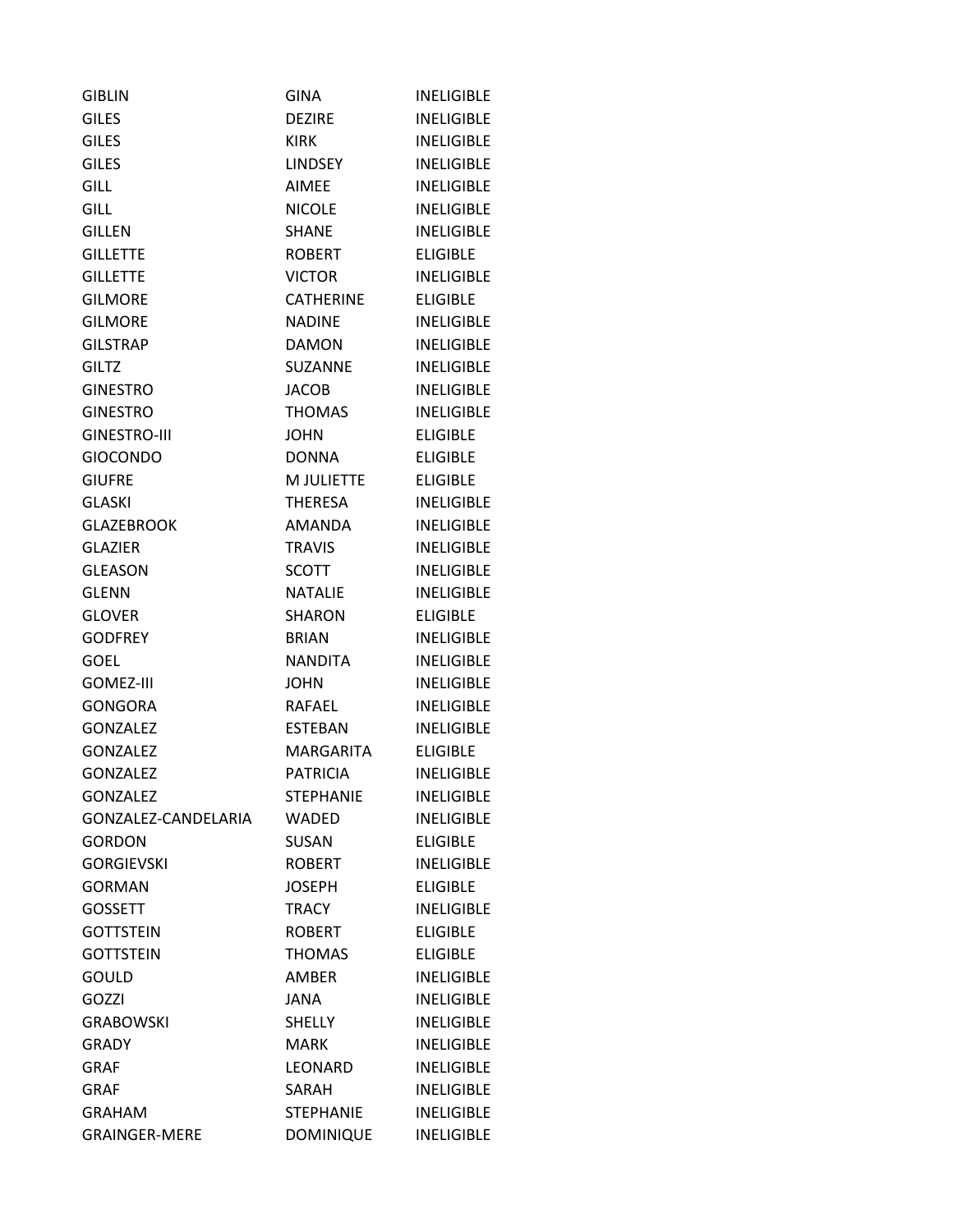| | | |
|---|---|---|
| GIBLIN | GINA | INELIGIBLE |
| GILES | DEZIRE | INELIGIBLE |
| GILES | KIRK | INELIGIBLE |
| GILES | LINDSEY | INELIGIBLE |
| GILL | AIMEE | INELIGIBLE |
| GILL | NICOLE | INELIGIBLE |
| GILLEN | SHANE | INELIGIBLE |
| GILLETTE | ROBERT | ELIGIBLE |
| GILLETTE | VICTOR | INELIGIBLE |
| GILMORE | CATHERINE | ELIGIBLE |
| GILMORE | NADINE | INELIGIBLE |
| GILSTRAP | DAMON | INELIGIBLE |
| GILTZ | SUZANNE | INELIGIBLE |
| GINESTRO | JACOB | INELIGIBLE |
| GINESTRO | THOMAS | INELIGIBLE |
| GINESTRO-III | JOHN | ELIGIBLE |
| GIOCONDO | DONNA | ELIGIBLE |
| GIUFRE | M JULIETTE | ELIGIBLE |
| GLASKI | THERESA | INELIGIBLE |
| GLAZEBROOK | AMANDA | INELIGIBLE |
| GLAZIER | TRAVIS | INELIGIBLE |
| GLEASON | SCOTT | INELIGIBLE |
| GLENN | NATALIE | INELIGIBLE |
| GLOVER | SHARON | ELIGIBLE |
| GODFREY | BRIAN | INELIGIBLE |
| GOEL | NANDITA | INELIGIBLE |
| GOMEZ-III | JOHN | INELIGIBLE |
| GONGORA | RAFAEL | INELIGIBLE |
| GONZALEZ | ESTEBAN | INELIGIBLE |
| GONZALEZ | MARGARITA | ELIGIBLE |
| GONZALEZ | PATRICIA | INELIGIBLE |
| GONZALEZ | STEPHANIE | INELIGIBLE |
| GONZALEZ-CANDELARIA | WADED | INELIGIBLE |
| GORDON | SUSAN | ELIGIBLE |
| GORGIEVSKI | ROBERT | INELIGIBLE |
| GORMAN | JOSEPH | ELIGIBLE |
| GOSSETT | TRACY | INELIGIBLE |
| GOTTSTEIN | ROBERT | ELIGIBLE |
| GOTTSTEIN | THOMAS | ELIGIBLE |
| GOULD | AMBER | INELIGIBLE |
| GOZZI | JANA | INELIGIBLE |
| GRABOWSKI | SHELLY | INELIGIBLE |
| GRADY | MARK | INELIGIBLE |
| GRAF | LEONARD | INELIGIBLE |
| GRAF | SARAH | INELIGIBLE |
| GRAHAM | STEPHANIE | INELIGIBLE |
| GRAINGER-MERE | DOMINIQUE | INELIGIBLE |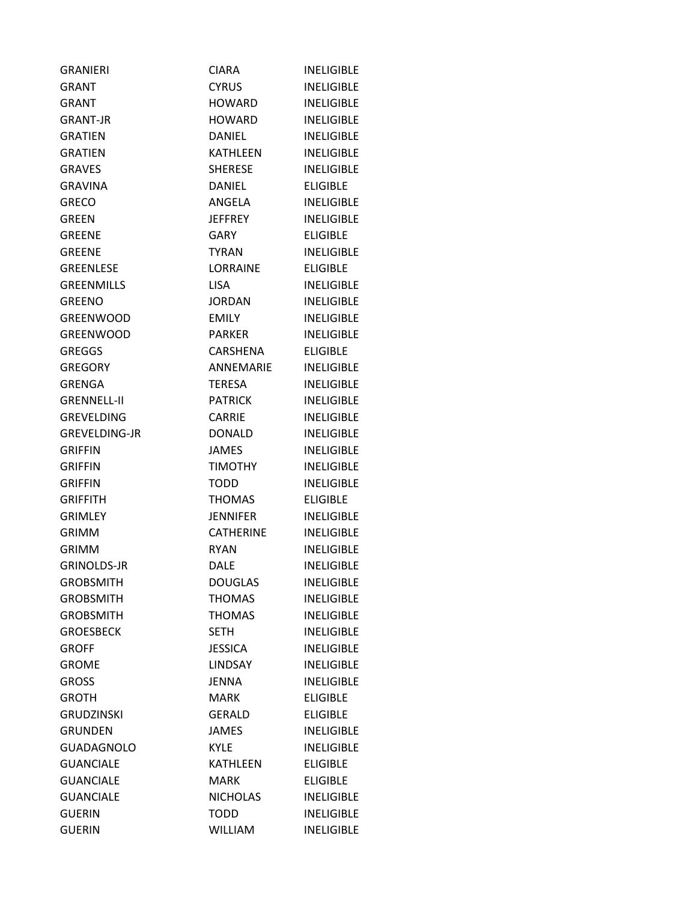| | | |
|---|---|---|
| GRANIERI | CIARA | INELIGIBLE |
| GRANT | CYRUS | INELIGIBLE |
| GRANT | HOWARD | INELIGIBLE |
| GRANT-JR | HOWARD | INELIGIBLE |
| GRATIEN | DANIEL | INELIGIBLE |
| GRATIEN | KATHLEEN | INELIGIBLE |
| GRAVES | SHERESE | INELIGIBLE |
| GRAVINA | DANIEL | ELIGIBLE |
| GRECO | ANGELA | INELIGIBLE |
| GREEN | JEFFREY | INELIGIBLE |
| GREENE | GARY | ELIGIBLE |
| GREENE | TYRAN | INELIGIBLE |
| GREENLESE | LORRAINE | ELIGIBLE |
| GREENMILLS | LISA | INELIGIBLE |
| GREENO | JORDAN | INELIGIBLE |
| GREENWOOD | EMILY | INELIGIBLE |
| GREENWOOD | PARKER | INELIGIBLE |
| GREGGS | CARSHENA | ELIGIBLE |
| GREGORY | ANNEMARIE | INELIGIBLE |
| GRENGA | TERESA | INELIGIBLE |
| GRENNELL-II | PATRICK | INELIGIBLE |
| GREVELDING | CARRIE | INELIGIBLE |
| GREVELDING-JR | DONALD | INELIGIBLE |
| GRIFFIN | JAMES | INELIGIBLE |
| GRIFFIN | TIMOTHY | INELIGIBLE |
| GRIFFIN | TODD | INELIGIBLE |
| GRIFFITH | THOMAS | ELIGIBLE |
| GRIMLEY | JENNIFER | INELIGIBLE |
| GRIMM | CATHERINE | INELIGIBLE |
| GRIMM | RYAN | INELIGIBLE |
| GRINOLDS-JR | DALE | INELIGIBLE |
| GROBSMITH | DOUGLAS | INELIGIBLE |
| GROBSMITH | THOMAS | INELIGIBLE |
| GROBSMITH | THOMAS | INELIGIBLE |
| GROESBECK | SETH | INELIGIBLE |
| GROFF | JESSICA | INELIGIBLE |
| GROME | LINDSAY | INELIGIBLE |
| GROSS | JENNA | INELIGIBLE |
| GROTH | MARK | ELIGIBLE |
| GRUDZINSKI | GERALD | ELIGIBLE |
| GRUNDEN | JAMES | INELIGIBLE |
| GUADAGNOLO | KYLE | INELIGIBLE |
| GUANCIALE | KATHLEEN | ELIGIBLE |
| GUANCIALE | MARK | ELIGIBLE |
| GUANCIALE | NICHOLAS | INELIGIBLE |
| GUERIN | TODD | INELIGIBLE |
| GUERIN | WILLIAM | INELIGIBLE |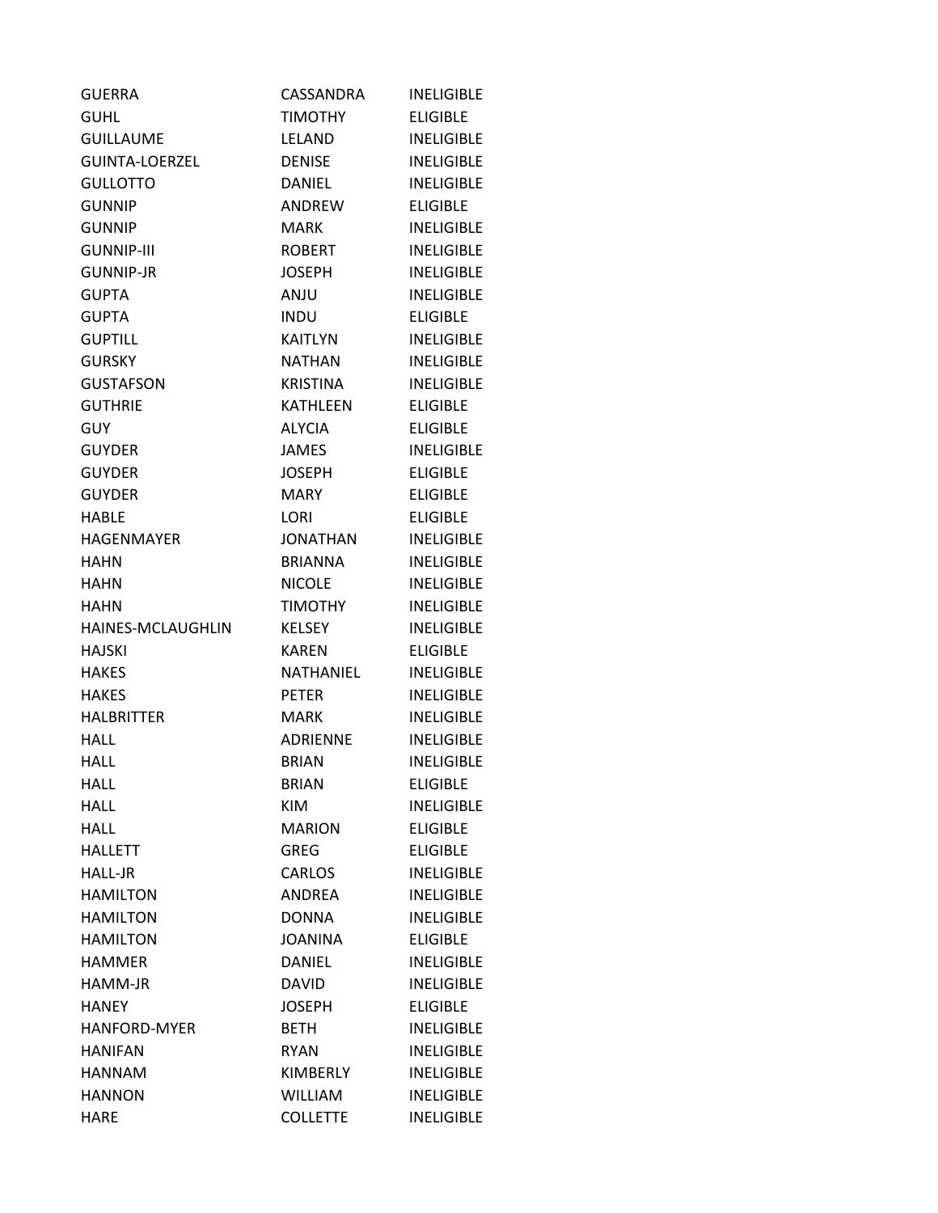| | | |
|---|---|---|
| GUERRA | CASSANDRA | INELIGIBLE |
| GUHL | TIMOTHY | ELIGIBLE |
| GUILLAUME | LELAND | INELIGIBLE |
| GUINTA-LOERZEL | DENISE | INELIGIBLE |
| GULLOTTO | DANIEL | INELIGIBLE |
| GUNNIP | ANDREW | ELIGIBLE |
| GUNNIP | MARK | INELIGIBLE |
| GUNNIP-III | ROBERT | INELIGIBLE |
| GUNNIP-JR | JOSEPH | INELIGIBLE |
| GUPTA | ANJU | INELIGIBLE |
| GUPTA | INDU | ELIGIBLE |
| GUPTILL | KAITLYN | INELIGIBLE |
| GURSKY | NATHAN | INELIGIBLE |
| GUSTAFSON | KRISTINA | INELIGIBLE |
| GUTHRIE | KATHLEEN | ELIGIBLE |
| GUY | ALYCIA | ELIGIBLE |
| GUYDER | JAMES | INELIGIBLE |
| GUYDER | JOSEPH | ELIGIBLE |
| GUYDER | MARY | ELIGIBLE |
| HABLE | LORI | ELIGIBLE |
| HAGENMAYER | JONATHAN | INELIGIBLE |
| HAHN | BRIANNA | INELIGIBLE |
| HAHN | NICOLE | INELIGIBLE |
| HAHN | TIMOTHY | INELIGIBLE |
| HAINES-MCLAUGHLIN | KELSEY | INELIGIBLE |
| HAJSKI | KAREN | ELIGIBLE |
| HAKES | NATHANIEL | INELIGIBLE |
| HAKES | PETER | INELIGIBLE |
| HALBRITTER | MARK | INELIGIBLE |
| HALL | ADRIENNE | INELIGIBLE |
| HALL | BRIAN | INELIGIBLE |
| HALL | BRIAN | ELIGIBLE |
| HALL | KIM | INELIGIBLE |
| HALL | MARION | ELIGIBLE |
| HALLETT | GREG | ELIGIBLE |
| HALL-JR | CARLOS | INELIGIBLE |
| HAMILTON | ANDREA | INELIGIBLE |
| HAMILTON | DONNA | INELIGIBLE |
| HAMILTON | JOANINA | ELIGIBLE |
| HAMMER | DANIEL | INELIGIBLE |
| HAMM-JR | DAVID | INELIGIBLE |
| HANEY | JOSEPH | ELIGIBLE |
| HANFORD-MYER | BETH | INELIGIBLE |
| HANIFAN | RYAN | INELIGIBLE |
| HANNAM | KIMBERLY | INELIGIBLE |
| HANNON | WILLIAM | INELIGIBLE |
| HARE | COLLETTE | INELIGIBLE |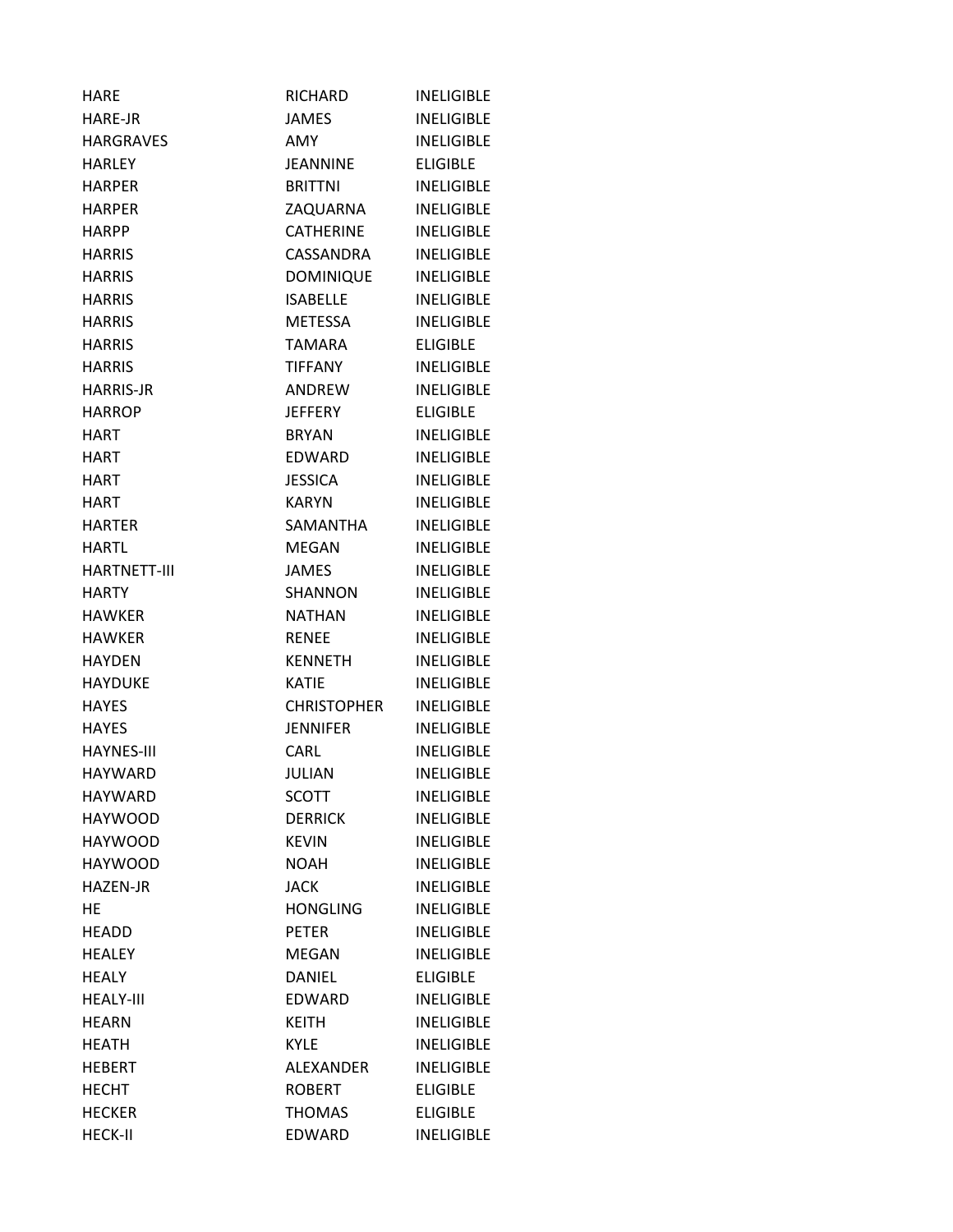| | | |
|---|---|---|
| HARE | RICHARD | INELIGIBLE |
| HARE-JR | JAMES | INELIGIBLE |
| HARGRAVES | AMY | INELIGIBLE |
| HARLEY | JEANNINE | ELIGIBLE |
| HARPER | BRITTNI | INELIGIBLE |
| HARPER | ZAQUARNA | INELIGIBLE |
| HARPP | CATHERINE | INELIGIBLE |
| HARRIS | CASSANDRA | INELIGIBLE |
| HARRIS | DOMINIQUE | INELIGIBLE |
| HARRIS | ISABELLE | INELIGIBLE |
| HARRIS | METESSA | INELIGIBLE |
| HARRIS | TAMARA | ELIGIBLE |
| HARRIS | TIFFANY | INELIGIBLE |
| HARRIS-JR | ANDREW | INELIGIBLE |
| HARROP | JEFFERY | ELIGIBLE |
| HART | BRYAN | INELIGIBLE |
| HART | EDWARD | INELIGIBLE |
| HART | JESSICA | INELIGIBLE |
| HART | KARYN | INELIGIBLE |
| HARTER | SAMANTHA | INELIGIBLE |
| HARTL | MEGAN | INELIGIBLE |
| HARTNETT-III | JAMES | INELIGIBLE |
| HARTY | SHANNON | INELIGIBLE |
| HAWKER | NATHAN | INELIGIBLE |
| HAWKER | RENEE | INELIGIBLE |
| HAYDEN | KENNETH | INELIGIBLE |
| HAYDUKE | KATIE | INELIGIBLE |
| HAYES | CHRISTOPHER | INELIGIBLE |
| HAYES | JENNIFER | INELIGIBLE |
| HAYNES-III | CARL | INELIGIBLE |
| HAYWARD | JULIAN | INELIGIBLE |
| HAYWARD | SCOTT | INELIGIBLE |
| HAYWOOD | DERRICK | INELIGIBLE |
| HAYWOOD | KEVIN | INELIGIBLE |
| HAYWOOD | NOAH | INELIGIBLE |
| HAZEN-JR | JACK | INELIGIBLE |
| HE | HONGLING | INELIGIBLE |
| HEADD | PETER | INELIGIBLE |
| HEALEY | MEGAN | INELIGIBLE |
| HEALY | DANIEL | ELIGIBLE |
| HEALY-III | EDWARD | INELIGIBLE |
| HEARN | KEITH | INELIGIBLE |
| HEATH | KYLE | INELIGIBLE |
| HEBERT | ALEXANDER | INELIGIBLE |
| HECHT | ROBERT | ELIGIBLE |
| HECKER | THOMAS | ELIGIBLE |
| HECK-II | EDWARD | INELIGIBLE |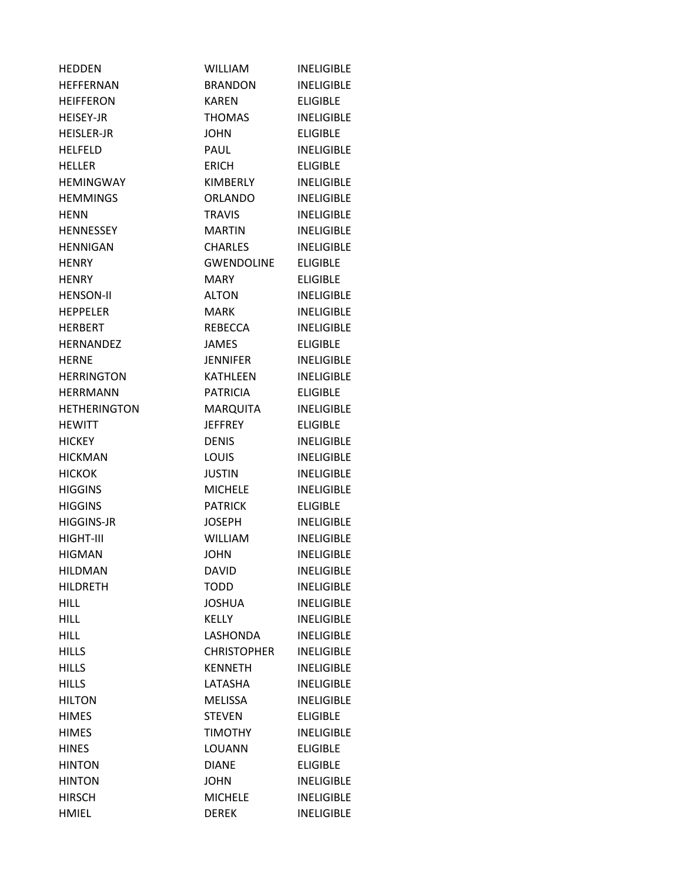| | | |
|---|---|---|
| HEDDEN | WILLIAM | INELIGIBLE |
| HEFFERNAN | BRANDON | INELIGIBLE |
| HEIFFERON | KAREN | ELIGIBLE |
| HEISEY-JR | THOMAS | INELIGIBLE |
| HEISLER-JR | JOHN | ELIGIBLE |
| HELFELD | PAUL | INELIGIBLE |
| HELLER | ERICH | ELIGIBLE |
| HEMINGWAY | KIMBERLY | INELIGIBLE |
| HEMMINGS | ORLANDO | INELIGIBLE |
| HENN | TRAVIS | INELIGIBLE |
| HENNESSEY | MARTIN | INELIGIBLE |
| HENNIGAN | CHARLES | INELIGIBLE |
| HENRY | GWENDOLINE | ELIGIBLE |
| HENRY | MARY | ELIGIBLE |
| HENSON-II | ALTON | INELIGIBLE |
| HEPPELER | MARK | INELIGIBLE |
| HERBERT | REBECCA | INELIGIBLE |
| HERNANDEZ | JAMES | ELIGIBLE |
| HERNE | JENNIFER | INELIGIBLE |
| HERRINGTON | KATHLEEN | INELIGIBLE |
| HERRMANN | PATRICIA | ELIGIBLE |
| HETHERINGTON | MARQUITA | INELIGIBLE |
| HEWITT | JEFFREY | ELIGIBLE |
| HICKEY | DENIS | INELIGIBLE |
| HICKMAN | LOUIS | INELIGIBLE |
| HICKOK | JUSTIN | INELIGIBLE |
| HIGGINS | MICHELE | INELIGIBLE |
| HIGGINS | PATRICK | ELIGIBLE |
| HIGGINS-JR | JOSEPH | INELIGIBLE |
| HIGHT-III | WILLIAM | INELIGIBLE |
| HIGMAN | JOHN | INELIGIBLE |
| HILDMAN | DAVID | INELIGIBLE |
| HILDRETH | TODD | INELIGIBLE |
| HILL | JOSHUA | INELIGIBLE |
| HILL | KELLY | INELIGIBLE |
| HILL | LASHONDA | INELIGIBLE |
| HILLS | CHRISTOPHER | INELIGIBLE |
| HILLS | KENNETH | INELIGIBLE |
| HILLS | LATASHA | INELIGIBLE |
| HILTON | MELISSA | INELIGIBLE |
| HIMES | STEVEN | ELIGIBLE |
| HIMES | TIMOTHY | INELIGIBLE |
| HINES | LOUANN | ELIGIBLE |
| HINTON | DIANE | ELIGIBLE |
| HINTON | JOHN | INELIGIBLE |
| HIRSCH | MICHELE | INELIGIBLE |
| HMIEL | DEREK | INELIGIBLE |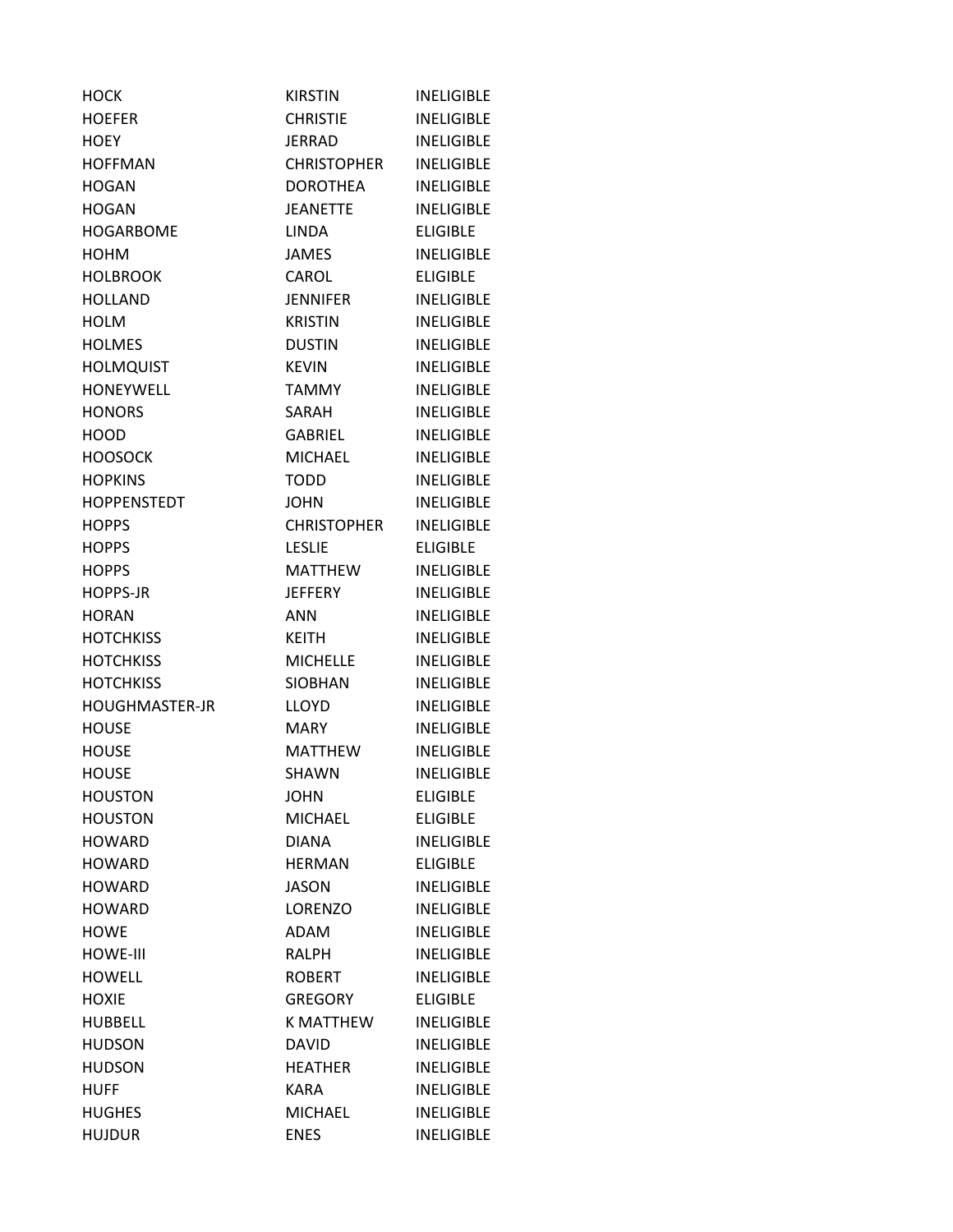| | | |
|---|---|---|
| HOCK | KIRSTIN | INELIGIBLE |
| HOEFER | CHRISTIE | INELIGIBLE |
| HOEY | JERRAD | INELIGIBLE |
| HOFFMAN | CHRISTOPHER | INELIGIBLE |
| HOGAN | DOROTHEA | INELIGIBLE |
| HOGAN | JEANETTE | INELIGIBLE |
| HOGARBOME | LINDA | ELIGIBLE |
| HOHM | JAMES | INELIGIBLE |
| HOLBROOK | CAROL | ELIGIBLE |
| HOLLAND | JENNIFER | INELIGIBLE |
| HOLM | KRISTIN | INELIGIBLE |
| HOLMES | DUSTIN | INELIGIBLE |
| HOLMQUIST | KEVIN | INELIGIBLE |
| HONEYWELL | TAMMY | INELIGIBLE |
| HONORS | SARAH | INELIGIBLE |
| HOOD | GABRIEL | INELIGIBLE |
| HOOSOCK | MICHAEL | INELIGIBLE |
| HOPKINS | TODD | INELIGIBLE |
| HOPPENSTEDT | JOHN | INELIGIBLE |
| HOPPS | CHRISTOPHER | INELIGIBLE |
| HOPPS | LESLIE | ELIGIBLE |
| HOPPS | MATTHEW | INELIGIBLE |
| HOPPS-JR | JEFFERY | INELIGIBLE |
| HORAN | ANN | INELIGIBLE |
| HOTCHKISS | KEITH | INELIGIBLE |
| HOTCHKISS | MICHELLE | INELIGIBLE |
| HOTCHKISS | SIOBHAN | INELIGIBLE |
| HOUGHMASTER-JR | LLOYD | INELIGIBLE |
| HOUSE | MARY | INELIGIBLE |
| HOUSE | MATTHEW | INELIGIBLE |
| HOUSE | SHAWN | INELIGIBLE |
| HOUSTON | JOHN | ELIGIBLE |
| HOUSTON | MICHAEL | ELIGIBLE |
| HOWARD | DIANA | INELIGIBLE |
| HOWARD | HERMAN | ELIGIBLE |
| HOWARD | JASON | INELIGIBLE |
| HOWARD | LORENZO | INELIGIBLE |
| HOWE | ADAM | INELIGIBLE |
| HOWE-III | RALPH | INELIGIBLE |
| HOWELL | ROBERT | INELIGIBLE |
| HOXIE | GREGORY | ELIGIBLE |
| HUBBELL | K MATTHEW | INELIGIBLE |
| HUDSON | DAVID | INELIGIBLE |
| HUDSON | HEATHER | INELIGIBLE |
| HUFF | KARA | INELIGIBLE |
| HUGHES | MICHAEL | INELIGIBLE |
| HUJDUR | ENES | INELIGIBLE |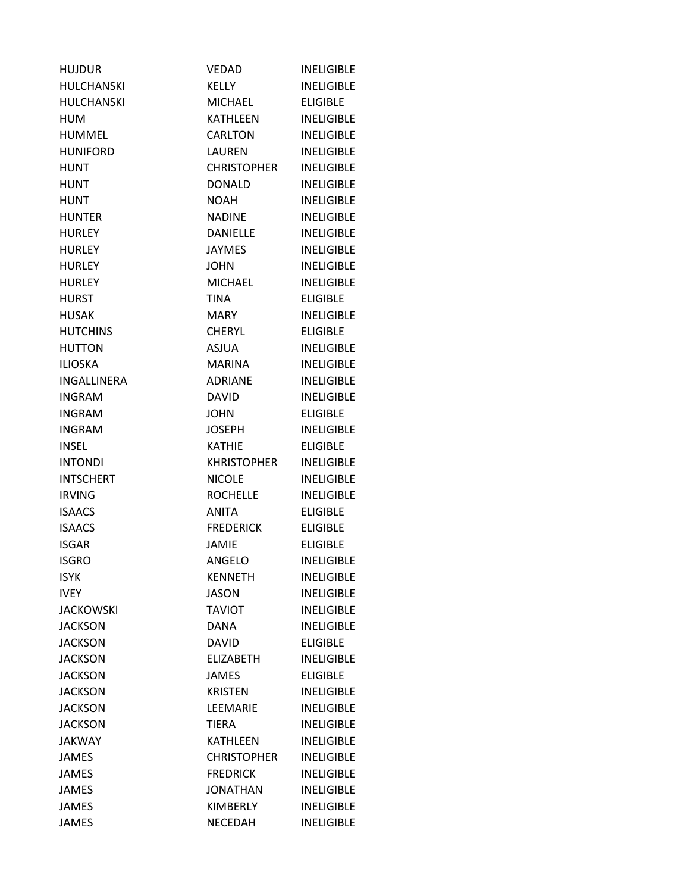| | | |
|---|---|---|
| HUJDUR | VEDAD | INELIGIBLE |
| HULCHANSKI | KELLY | INELIGIBLE |
| HULCHANSKI | MICHAEL | ELIGIBLE |
| HUM | KATHLEEN | INELIGIBLE |
| HUMMEL | CARLTON | INELIGIBLE |
| HUNIFORD | LAUREN | INELIGIBLE |
| HUNT | CHRISTOPHER | INELIGIBLE |
| HUNT | DONALD | INELIGIBLE |
| HUNT | NOAH | INELIGIBLE |
| HUNTER | NADINE | INELIGIBLE |
| HURLEY | DANIELLE | INELIGIBLE |
| HURLEY | JAYMES | INELIGIBLE |
| HURLEY | JOHN | INELIGIBLE |
| HURLEY | MICHAEL | INELIGIBLE |
| HURST | TINA | ELIGIBLE |
| HUSAK | MARY | INELIGIBLE |
| HUTCHINS | CHERYL | ELIGIBLE |
| HUTTON | ASJUA | INELIGIBLE |
| ILIOSKA | MARINA | INELIGIBLE |
| INGALLINERA | ADRIANE | INELIGIBLE |
| INGRAM | DAVID | INELIGIBLE |
| INGRAM | JOHN | ELIGIBLE |
| INGRAM | JOSEPH | INELIGIBLE |
| INSEL | KATHIE | ELIGIBLE |
| INTONDI | KHRISTOPHER | INELIGIBLE |
| INTSCHERT | NICOLE | INELIGIBLE |
| IRVING | ROCHELLE | INELIGIBLE |
| ISAACS | ANITA | ELIGIBLE |
| ISAACS | FREDERICK | ELIGIBLE |
| ISGAR | JAMIE | ELIGIBLE |
| ISGRO | ANGELO | INELIGIBLE |
| ISYK | KENNETH | INELIGIBLE |
| IVEY | JASON | INELIGIBLE |
| JACKOWSKI | TAVIOT | INELIGIBLE |
| JACKSON | DANA | INELIGIBLE |
| JACKSON | DAVID | ELIGIBLE |
| JACKSON | ELIZABETH | INELIGIBLE |
| JACKSON | JAMES | ELIGIBLE |
| JACKSON | KRISTEN | INELIGIBLE |
| JACKSON | LEEMARIE | INELIGIBLE |
| JACKSON | TIERA | INELIGIBLE |
| JAKWAY | KATHLEEN | INELIGIBLE |
| JAMES | CHRISTOPHER | INELIGIBLE |
| JAMES | FREDRICK | INELIGIBLE |
| JAMES | JONATHAN | INELIGIBLE |
| JAMES | KIMBERLY | INELIGIBLE |
| JAMES | NECEDAH | INELIGIBLE |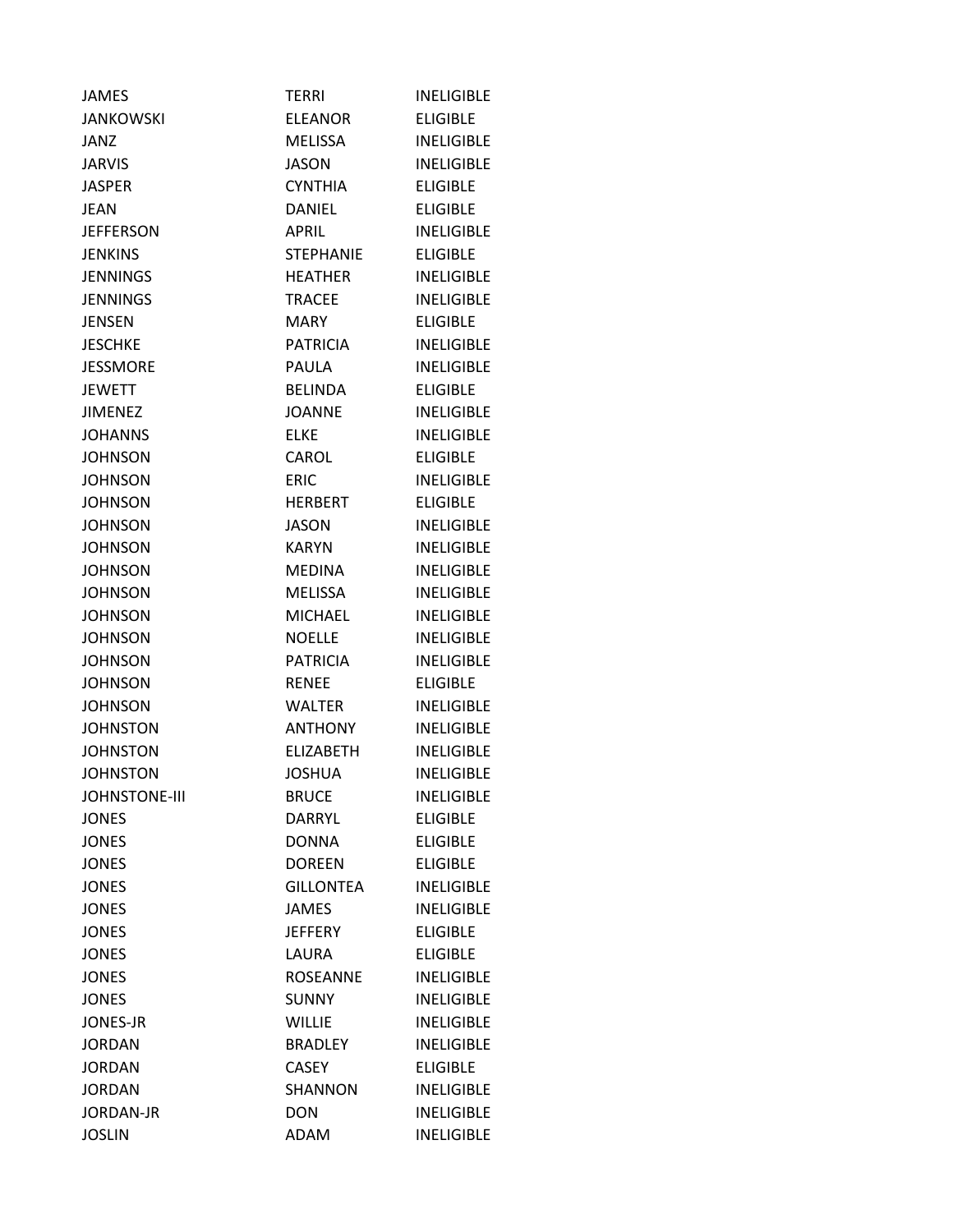| | | |
|---|---|---|
| JAMES | TERRI | INELIGIBLE |
| JANKOWSKI | ELEANOR | ELIGIBLE |
| JANZ | MELISSA | INELIGIBLE |
| JARVIS | JASON | INELIGIBLE |
| JASPER | CYNTHIA | ELIGIBLE |
| JEAN | DANIEL | ELIGIBLE |
| JEFFERSON | APRIL | INELIGIBLE |
| JENKINS | STEPHANIE | ELIGIBLE |
| JENNINGS | HEATHER | INELIGIBLE |
| JENNINGS | TRACEE | INELIGIBLE |
| JENSEN | MARY | ELIGIBLE |
| JESCHKE | PATRICIA | INELIGIBLE |
| JESSMORE | PAULA | INELIGIBLE |
| JEWETT | BELINDA | ELIGIBLE |
| JIMENEZ | JOANNE | INELIGIBLE |
| JOHANNS | ELKE | INELIGIBLE |
| JOHNSON | CAROL | ELIGIBLE |
| JOHNSON | ERIC | INELIGIBLE |
| JOHNSON | HERBERT | ELIGIBLE |
| JOHNSON | JASON | INELIGIBLE |
| JOHNSON | KARYN | INELIGIBLE |
| JOHNSON | MEDINA | INELIGIBLE |
| JOHNSON | MELISSA | INELIGIBLE |
| JOHNSON | MICHAEL | INELIGIBLE |
| JOHNSON | NOELLE | INELIGIBLE |
| JOHNSON | PATRICIA | INELIGIBLE |
| JOHNSON | RENEE | ELIGIBLE |
| JOHNSON | WALTER | INELIGIBLE |
| JOHNSTON | ANTHONY | INELIGIBLE |
| JOHNSTON | ELIZABETH | INELIGIBLE |
| JOHNSTON | JOSHUA | INELIGIBLE |
| JOHNSTONE-III | BRUCE | INELIGIBLE |
| JONES | DARRYL | ELIGIBLE |
| JONES | DONNA | ELIGIBLE |
| JONES | DOREEN | ELIGIBLE |
| JONES | GILLONTEA | INELIGIBLE |
| JONES | JAMES | INELIGIBLE |
| JONES | JEFFERY | ELIGIBLE |
| JONES | LAURA | ELIGIBLE |
| JONES | ROSEANNE | INELIGIBLE |
| JONES | SUNNY | INELIGIBLE |
| JONES-JR | WILLIE | INELIGIBLE |
| JORDAN | BRADLEY | INELIGIBLE |
| JORDAN | CASEY | ELIGIBLE |
| JORDAN | SHANNON | INELIGIBLE |
| JORDAN-JR | DON | INELIGIBLE |
| JOSLIN | ADAM | INELIGIBLE |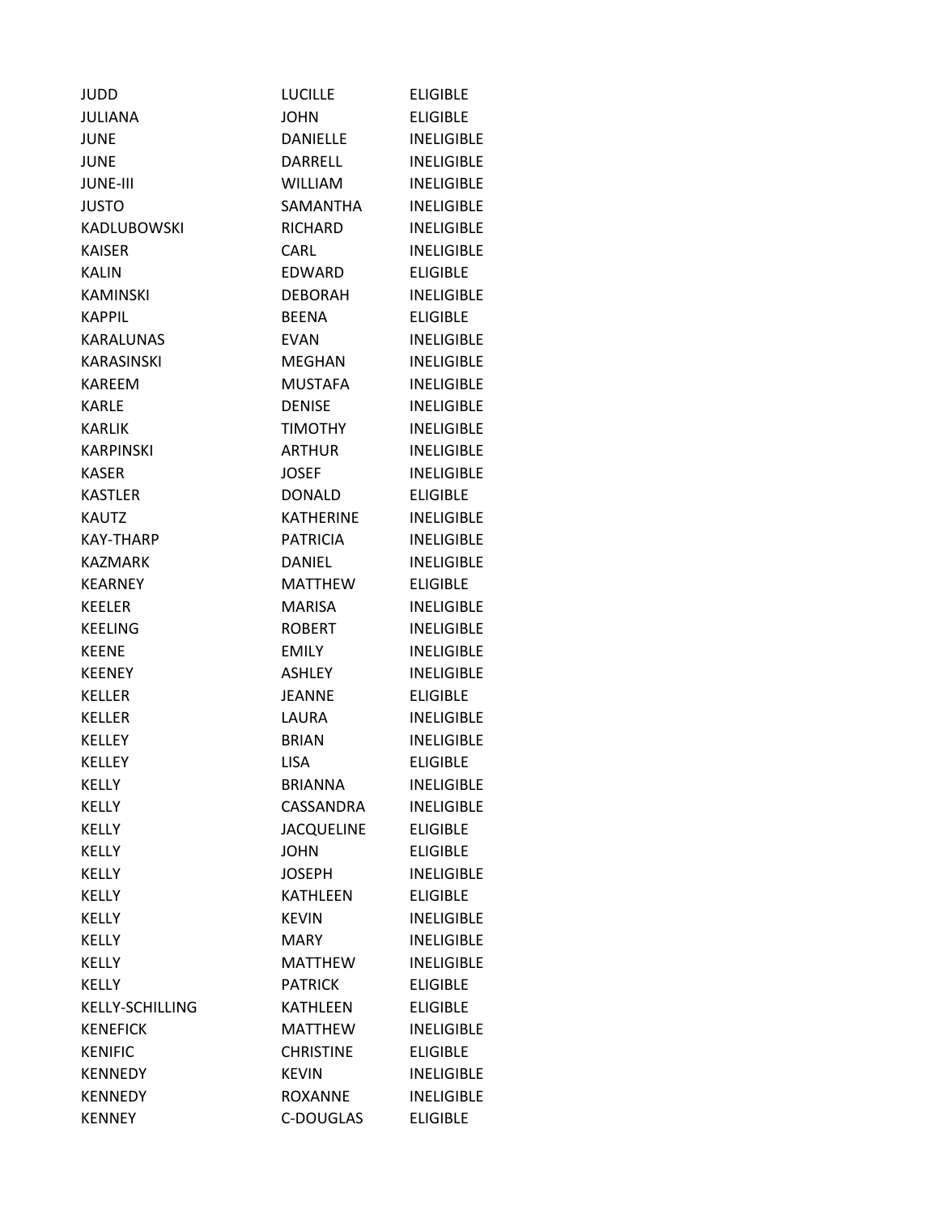| | | |
|---|---|---|
| JUDD | LUCILLE | ELIGIBLE |
| JULIANA | JOHN | ELIGIBLE |
| JUNE | DANIELLE | INELIGIBLE |
| JUNE | DARRELL | INELIGIBLE |
| JUNE-III | WILLIAM | INELIGIBLE |
| JUSTO | SAMANTHA | INELIGIBLE |
| KADLUBOWSKI | RICHARD | INELIGIBLE |
| KAISER | CARL | INELIGIBLE |
| KALIN | EDWARD | ELIGIBLE |
| KAMINSKI | DEBORAH | INELIGIBLE |
| KAPPIL | BEENA | ELIGIBLE |
| KARALUNAS | EVAN | INELIGIBLE |
| KARASINSKI | MEGHAN | INELIGIBLE |
| KAREEM | MUSTAFA | INELIGIBLE |
| KARLE | DENISE | INELIGIBLE |
| KARLIK | TIMOTHY | INELIGIBLE |
| KARPINSKI | ARTHUR | INELIGIBLE |
| KASER | JOSEF | INELIGIBLE |
| KASTLER | DONALD | ELIGIBLE |
| KAUTZ | KATHERINE | INELIGIBLE |
| KAY-THARP | PATRICIA | INELIGIBLE |
| KAZMARK | DANIEL | INELIGIBLE |
| KEARNEY | MATTHEW | ELIGIBLE |
| KEELER | MARISA | INELIGIBLE |
| KEELING | ROBERT | INELIGIBLE |
| KEENE | EMILY | INELIGIBLE |
| KEENEY | ASHLEY | INELIGIBLE |
| KELLER | JEANNE | ELIGIBLE |
| KELLER | LAURA | INELIGIBLE |
| KELLEY | BRIAN | INELIGIBLE |
| KELLEY | LISA | ELIGIBLE |
| KELLY | BRIANNA | INELIGIBLE |
| KELLY | CASSANDRA | INELIGIBLE |
| KELLY | JACQUELINE | ELIGIBLE |
| KELLY | JOHN | ELIGIBLE |
| KELLY | JOSEPH | INELIGIBLE |
| KELLY | KATHLEEN | ELIGIBLE |
| KELLY | KEVIN | INELIGIBLE |
| KELLY | MARY | INELIGIBLE |
| KELLY | MATTHEW | INELIGIBLE |
| KELLY | PATRICK | ELIGIBLE |
| KELLY-SCHILLING | KATHLEEN | ELIGIBLE |
| KENEFICK | MATTHEW | INELIGIBLE |
| KENIFIC | CHRISTINE | ELIGIBLE |
| KENNEDY | KEVIN | INELIGIBLE |
| KENNEDY | ROXANNE | INELIGIBLE |
| KENNEY | C-DOUGLAS | ELIGIBLE |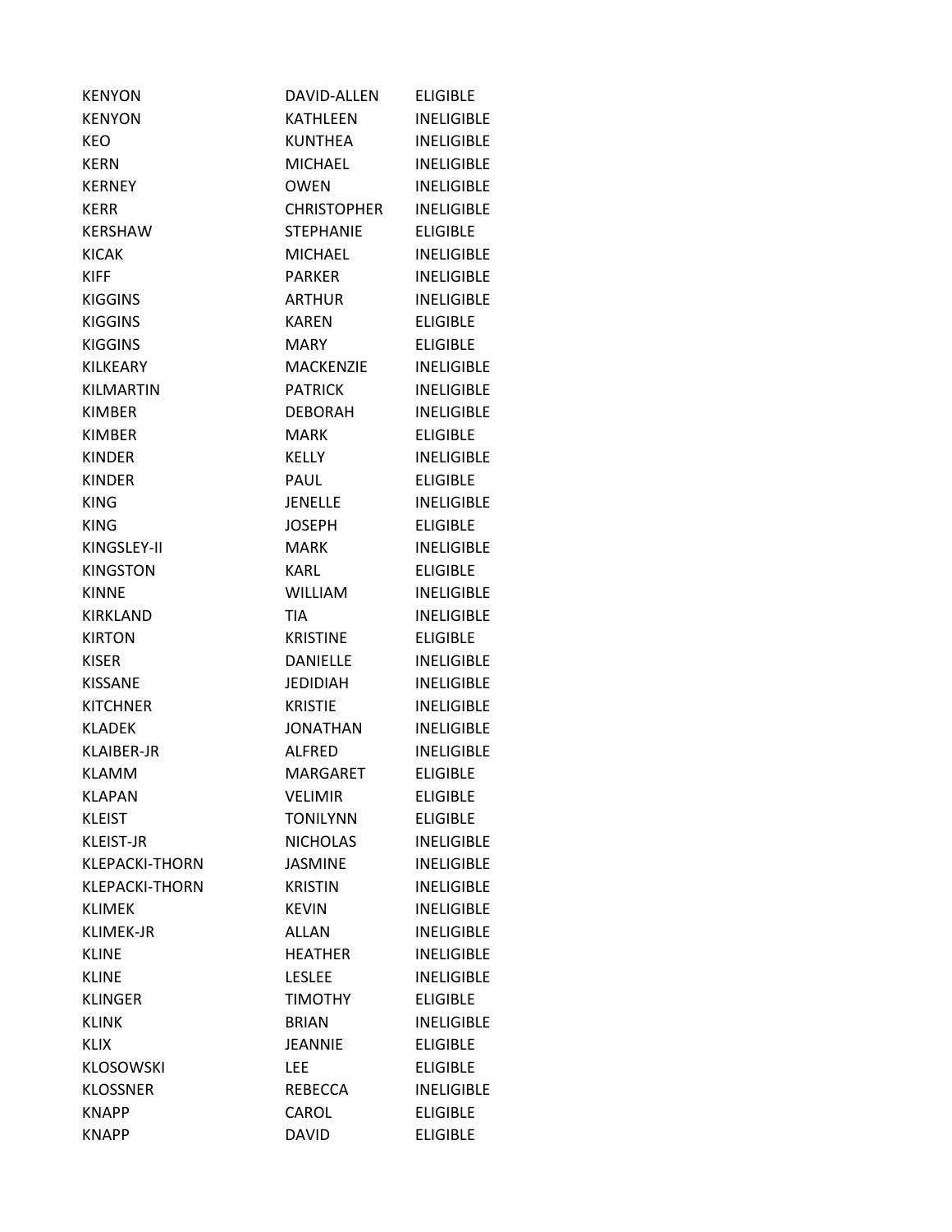| KENYON | DAVID-ALLEN | ELIGIBLE |
|---|---|---|
| KENYON | KATHLEEN | INELIGIBLE |
| KEO | KUNTHEA | INELIGIBLE |
| KERN | MICHAEL | INELIGIBLE |
| KERNEY | OWEN | INELIGIBLE |
| KERR | CHRISTOPHER | INELIGIBLE |
| KERSHAW | STEPHANIE | ELIGIBLE |
| KICAK | MICHAEL | INELIGIBLE |
| KIFF | PARKER | INELIGIBLE |
| KIGGINS | ARTHUR | INELIGIBLE |
| KIGGINS | KAREN | ELIGIBLE |
| KIGGINS | MARY | ELIGIBLE |
| KILKEARY | MACKENZIE | INELIGIBLE |
| KILMARTIN | PATRICK | INELIGIBLE |
| KIMBER | DEBORAH | INELIGIBLE |
| KIMBER | MARK | ELIGIBLE |
| KINDER | KELLY | INELIGIBLE |
| KINDER | PAUL | ELIGIBLE |
| KING | JENELLE | INELIGIBLE |
| KING | JOSEPH | ELIGIBLE |
| KINGSLEY-II | MARK | INELIGIBLE |
| KINGSTON | KARL | ELIGIBLE |
| KINNE | WILLIAM | INELIGIBLE |
| KIRKLAND | TIA | INELIGIBLE |
| KIRTON | KRISTINE | ELIGIBLE |
| KISER | DANIELLE | INELIGIBLE |
| KISSANE | JEDIDIAH | INELIGIBLE |
| KITCHNER | KRISTIE | INELIGIBLE |
| KLADEK | JONATHAN | INELIGIBLE |
| KLAIBER-JR | ALFRED | INELIGIBLE |
| KLAMM | MARGARET | ELIGIBLE |
| KLAPAN | VELIMIR | ELIGIBLE |
| KLEIST | TONILYNN | ELIGIBLE |
| KLEIST-JR | NICHOLAS | INELIGIBLE |
| KLEPACKI-THORN | JASMINE | INELIGIBLE |
| KLEPACKI-THORN | KRISTIN | INELIGIBLE |
| KLIMEK | KEVIN | INELIGIBLE |
| KLIMEK-JR | ALLAN | INELIGIBLE |
| KLINE | HEATHER | INELIGIBLE |
| KLINE | LESLEE | INELIGIBLE |
| KLINGER | TIMOTHY | ELIGIBLE |
| KLINK | BRIAN | INELIGIBLE |
| KLIX | JEANNIE | ELIGIBLE |
| KLOSOWSKI | LEE | ELIGIBLE |
| KLOSSNER | REBECCA | INELIGIBLE |
| KNAPP | CAROL | ELIGIBLE |
| KNAPP | DAVID | ELIGIBLE |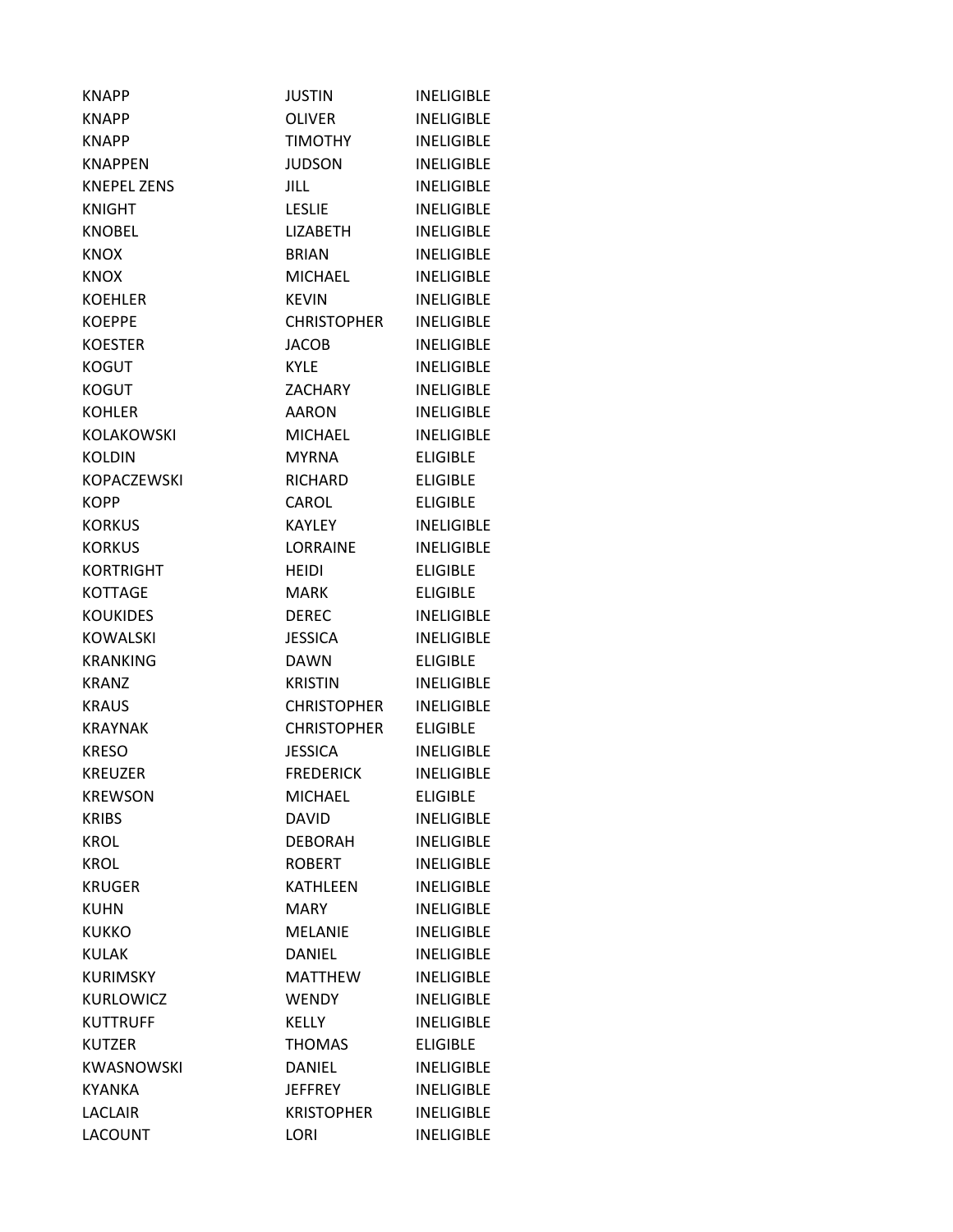| | | |
|---|---|---|
| KNAPP | JUSTIN | INELIGIBLE |
| KNAPP | OLIVER | INELIGIBLE |
| KNAPP | TIMOTHY | INELIGIBLE |
| KNAPPEN | JUDSON | INELIGIBLE |
| KNEPEL ZENS | JILL | INELIGIBLE |
| KNIGHT | LESLIE | INELIGIBLE |
| KNOBEL | LIZABETH | INELIGIBLE |
| KNOX | BRIAN | INELIGIBLE |
| KNOX | MICHAEL | INELIGIBLE |
| KOEHLER | KEVIN | INELIGIBLE |
| KOEPPE | CHRISTOPHER | INELIGIBLE |
| KOESTER | JACOB | INELIGIBLE |
| KOGUT | KYLE | INELIGIBLE |
| KOGUT | ZACHARY | INELIGIBLE |
| KOHLER | AARON | INELIGIBLE |
| KOLAKOWSKI | MICHAEL | INELIGIBLE |
| KOLDIN | MYRNA | ELIGIBLE |
| KOPACZEWSKI | RICHARD | ELIGIBLE |
| KOPP | CAROL | ELIGIBLE |
| KORKUS | KAYLEY | INELIGIBLE |
| KORKUS | LORRAINE | INELIGIBLE |
| KORTRIGHT | HEIDI | ELIGIBLE |
| KOTTAGE | MARK | ELIGIBLE |
| KOUKIDES | DEREC | INELIGIBLE |
| KOWALSKI | JESSICA | INELIGIBLE |
| KRANKING | DAWN | ELIGIBLE |
| KRANZ | KRISTIN | INELIGIBLE |
| KRAUS | CHRISTOPHER | INELIGIBLE |
| KRAYNAK | CHRISTOPHER | ELIGIBLE |
| KRESO | JESSICA | INELIGIBLE |
| KREUZER | FREDERICK | INELIGIBLE |
| KREWSON | MICHAEL | ELIGIBLE |
| KRIBS | DAVID | INELIGIBLE |
| KROL | DEBORAH | INELIGIBLE |
| KROL | ROBERT | INELIGIBLE |
| KRUGER | KATHLEEN | INELIGIBLE |
| KUHN | MARY | INELIGIBLE |
| KUKKO | MELANIE | INELIGIBLE |
| KULAK | DANIEL | INELIGIBLE |
| KURIMSKY | MATTHEW | INELIGIBLE |
| KURLOWICZ | WENDY | INELIGIBLE |
| KUTTRUFF | KELLY | INELIGIBLE |
| KUTZER | THOMAS | ELIGIBLE |
| KWASNOWSKI | DANIEL | INELIGIBLE |
| KYANKA | JEFFREY | INELIGIBLE |
| LACLAIR | KRISTOPHER | INELIGIBLE |
| LACOUNT | LORI | INELIGIBLE |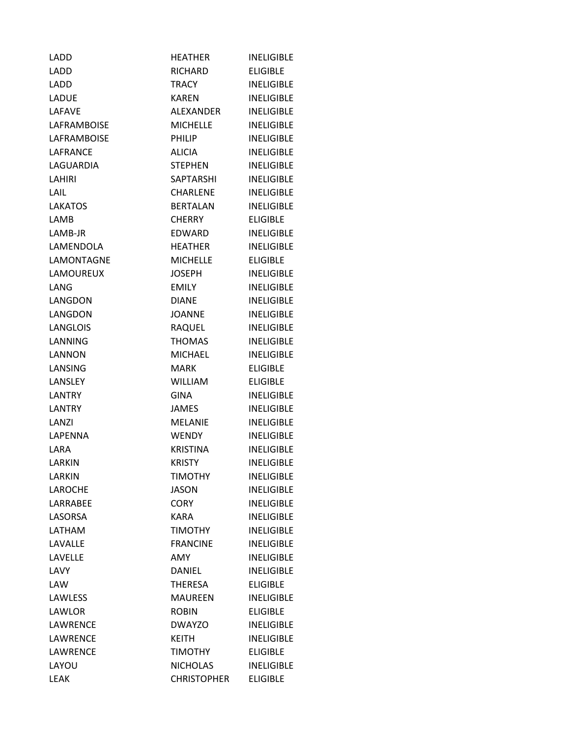| LADD | HEATHER | INELIGIBLE |
|---|---|---|
| LADD | RICHARD | ELIGIBLE |
| LADD | TRACY | INELIGIBLE |
| LADUE | KAREN | INELIGIBLE |
| LAFAVE | ALEXANDER | INELIGIBLE |
| LAFRAMBOISE | MICHELLE | INELIGIBLE |
| LAFRAMBOISE | PHILIP | INELIGIBLE |
| LAFRANCE | ALICIA | INELIGIBLE |
| LAGUARDIA | STEPHEN | INELIGIBLE |
| LAHIRI | SAPTARSHI | INELIGIBLE |
| LAIL | CHARLENE | INELIGIBLE |
| LAKATOS | BERTALAN | INELIGIBLE |
| LAMB | CHERRY | ELIGIBLE |
| LAMB-JR | EDWARD | INELIGIBLE |
| LAMENDOLA | HEATHER | INELIGIBLE |
| LAMONTAGNE | MICHELLE | ELIGIBLE |
| LAMOUREUX | JOSEPH | INELIGIBLE |
| LANG | EMILY | INELIGIBLE |
| LANGDON | DIANE | INELIGIBLE |
| LANGDON | JOANNE | INELIGIBLE |
| LANGLOIS | RAQUEL | INELIGIBLE |
| LANNING | THOMAS | INELIGIBLE |
| LANNON | MICHAEL | INELIGIBLE |
| LANSING | MARK | ELIGIBLE |
| LANSLEY | WILLIAM | ELIGIBLE |
| LANTRY | GINA | INELIGIBLE |
| LANTRY | JAMES | INELIGIBLE |
| LANZI | MELANIE | INELIGIBLE |
| LAPENNA | WENDY | INELIGIBLE |
| LARA | KRISTINA | INELIGIBLE |
| LARKIN | KRISTY | INELIGIBLE |
| LARKIN | TIMOTHY | INELIGIBLE |
| LAROCHE | JASON | INELIGIBLE |
| LARRABEE | CORY | INELIGIBLE |
| LASORSA | KARA | INELIGIBLE |
| LATHAM | TIMOTHY | INELIGIBLE |
| LAVALLE | FRANCINE | INELIGIBLE |
| LAVELLE | AMY | INELIGIBLE |
| LAVY | DANIEL | INELIGIBLE |
| LAW | THERESA | ELIGIBLE |
| LAWLESS | MAUREEN | INELIGIBLE |
| LAWLOR | ROBIN | ELIGIBLE |
| LAWRENCE | DWAYZO | INELIGIBLE |
| LAWRENCE | KEITH | INELIGIBLE |
| LAWRENCE | TIMOTHY | ELIGIBLE |
| LAYOU | NICHOLAS | INELIGIBLE |
| LEAK | CHRISTOPHER | ELIGIBLE |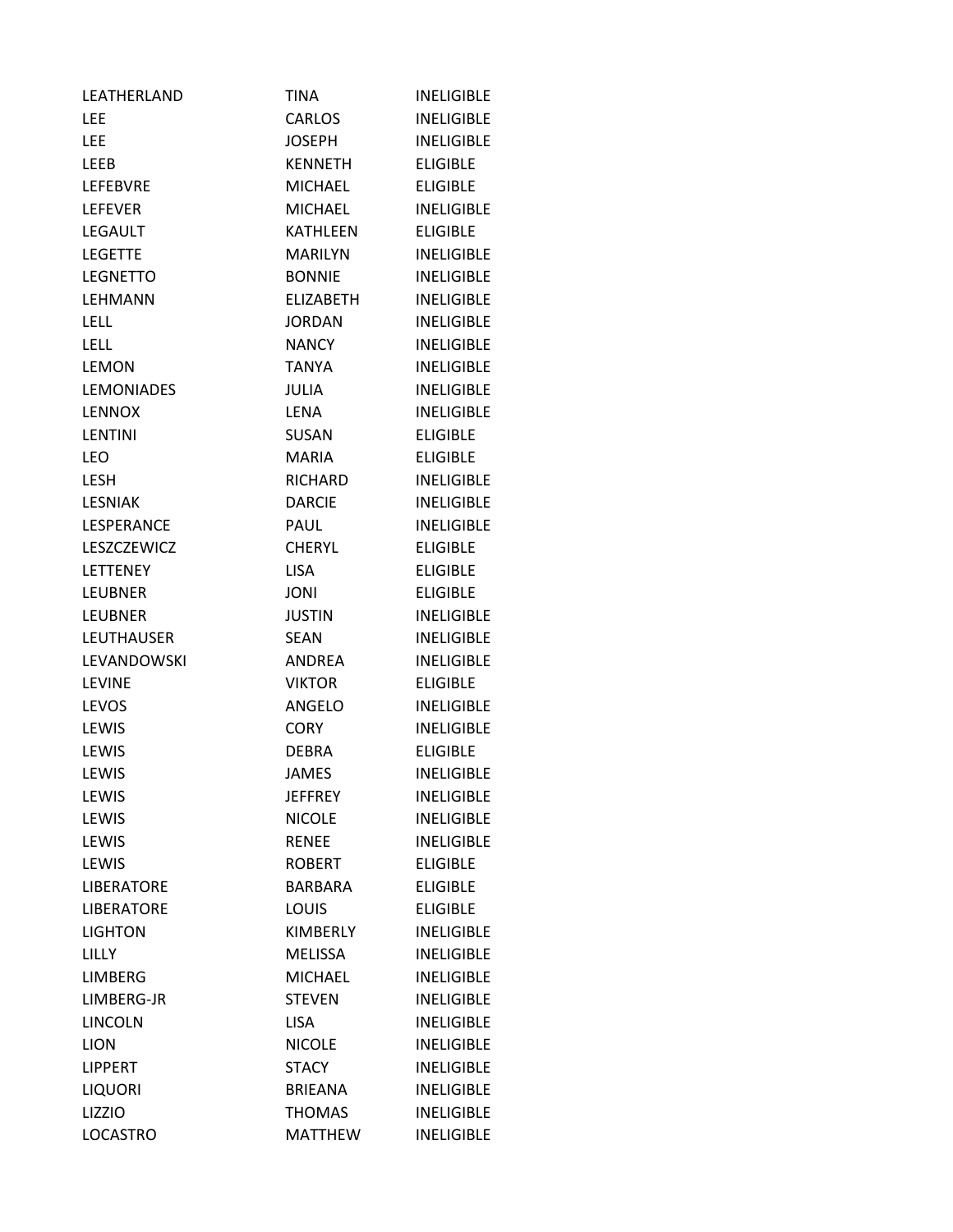| | | |
|---|---|---|
| LEATHERLAND | TINA | INELIGIBLE |
| LEE | CARLOS | INELIGIBLE |
| LEE | JOSEPH | INELIGIBLE |
| LEEB | KENNETH | ELIGIBLE |
| LEFEBVRE | MICHAEL | ELIGIBLE |
| LEFEVER | MICHAEL | INELIGIBLE |
| LEGAULT | KATHLEEN | ELIGIBLE |
| LEGETTE | MARILYN | INELIGIBLE |
| LEGNETTO | BONNIE | INELIGIBLE |
| LEHMANN | ELIZABETH | INELIGIBLE |
| LELL | JORDAN | INELIGIBLE |
| LELL | NANCY | INELIGIBLE |
| LEMON | TANYA | INELIGIBLE |
| LEMONIADES | JULIA | INELIGIBLE |
| LENNOX | LENA | INELIGIBLE |
| LENTINI | SUSAN | ELIGIBLE |
| LEO | MARIA | ELIGIBLE |
| LESH | RICHARD | INELIGIBLE |
| LESNIAK | DARCIE | INELIGIBLE |
| LESPERANCE | PAUL | INELIGIBLE |
| LESZCZEWICZ | CHERYL | ELIGIBLE |
| LETTENEY | LISA | ELIGIBLE |
| LEUBNER | JONI | ELIGIBLE |
| LEUBNER | JUSTIN | INELIGIBLE |
| LEUTHAUSER | SEAN | INELIGIBLE |
| LEVANDOWSKI | ANDREA | INELIGIBLE |
| LEVINE | VIKTOR | ELIGIBLE |
| LEVOS | ANGELO | INELIGIBLE |
| LEWIS | CORY | INELIGIBLE |
| LEWIS | DEBRA | ELIGIBLE |
| LEWIS | JAMES | INELIGIBLE |
| LEWIS | JEFFREY | INELIGIBLE |
| LEWIS | NICOLE | INELIGIBLE |
| LEWIS | RENEE | INELIGIBLE |
| LEWIS | ROBERT | ELIGIBLE |
| LIBERATORE | BARBARA | ELIGIBLE |
| LIBERATORE | LOUIS | ELIGIBLE |
| LIGHTON | KIMBERLY | INELIGIBLE |
| LILLY | MELISSA | INELIGIBLE |
| LIMBERG | MICHAEL | INELIGIBLE |
| LIMBERG-JR | STEVEN | INELIGIBLE |
| LINCOLN | LISA | INELIGIBLE |
| LION | NICOLE | INELIGIBLE |
| LIPPERT | STACY | INELIGIBLE |
| LIQUORI | BRIEANA | INELIGIBLE |
| LIZZIO | THOMAS | INELIGIBLE |
| LOCASTRO | MATTHEW | INELIGIBLE |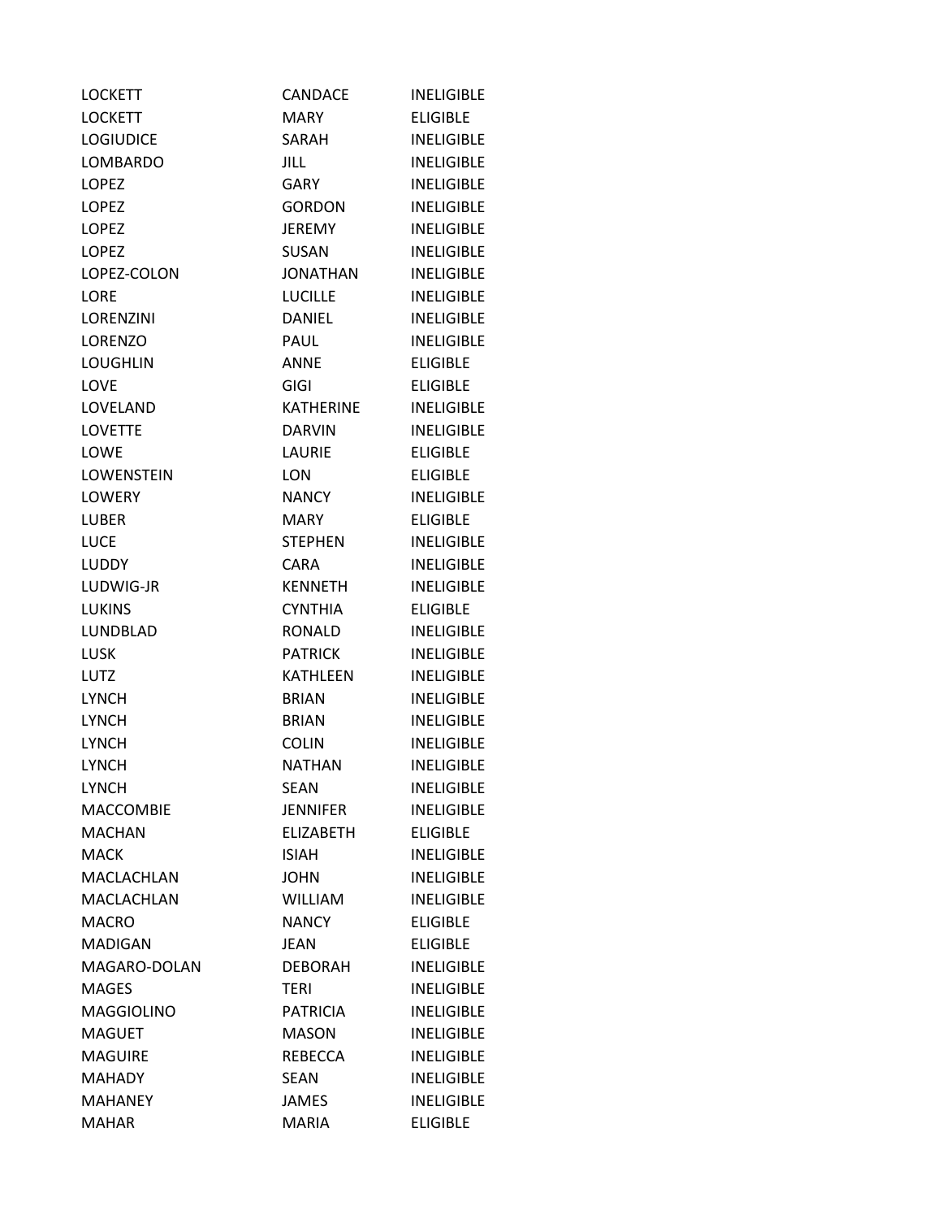| | | |
|---|---|---|
| LOCKETT | CANDACE | INELIGIBLE |
| LOCKETT | MARY | ELIGIBLE |
| LOGIUDICE | SARAH | INELIGIBLE |
| LOMBARDO | JILL | INELIGIBLE |
| LOPEZ | GARY | INELIGIBLE |
| LOPEZ | GORDON | INELIGIBLE |
| LOPEZ | JEREMY | INELIGIBLE |
| LOPEZ | SUSAN | INELIGIBLE |
| LOPEZ-COLON | JONATHAN | INELIGIBLE |
| LORE | LUCILLE | INELIGIBLE |
| LORENZINI | DANIEL | INELIGIBLE |
| LORENZO | PAUL | INELIGIBLE |
| LOUGHLIN | ANNE | ELIGIBLE |
| LOVE | GIGI | ELIGIBLE |
| LOVELAND | KATHERINE | INELIGIBLE |
| LOVETTE | DARVIN | INELIGIBLE |
| LOWE | LAURIE | ELIGIBLE |
| LOWENSTEIN | LON | ELIGIBLE |
| LOWERY | NANCY | INELIGIBLE |
| LUBER | MARY | ELIGIBLE |
| LUCE | STEPHEN | INELIGIBLE |
| LUDDY | CARA | INELIGIBLE |
| LUDWIG-JR | KENNETH | INELIGIBLE |
| LUKINS | CYNTHIA | ELIGIBLE |
| LUNDBLAD | RONALD | INELIGIBLE |
| LUSK | PATRICK | INELIGIBLE |
| LUTZ | KATHLEEN | INELIGIBLE |
| LYNCH | BRIAN | INELIGIBLE |
| LYNCH | BRIAN | INELIGIBLE |
| LYNCH | COLIN | INELIGIBLE |
| LYNCH | NATHAN | INELIGIBLE |
| LYNCH | SEAN | INELIGIBLE |
| MACCOMBIE | JENNIFER | INELIGIBLE |
| MACHAN | ELIZABETH | ELIGIBLE |
| MACK | ISIAH | INELIGIBLE |
| MACLACHLAN | JOHN | INELIGIBLE |
| MACLACHLAN | WILLIAM | INELIGIBLE |
| MACRO | NANCY | ELIGIBLE |
| MADIGAN | JEAN | ELIGIBLE |
| MAGARO-DOLAN | DEBORAH | INELIGIBLE |
| MAGES | TERI | INELIGIBLE |
| MAGGIOLINO | PATRICIA | INELIGIBLE |
| MAGUET | MASON | INELIGIBLE |
| MAGUIRE | REBECCA | INELIGIBLE |
| MAHADY | SEAN | INELIGIBLE |
| MAHANEY | JAMES | INELIGIBLE |
| MAHAR | MARIA | ELIGIBLE |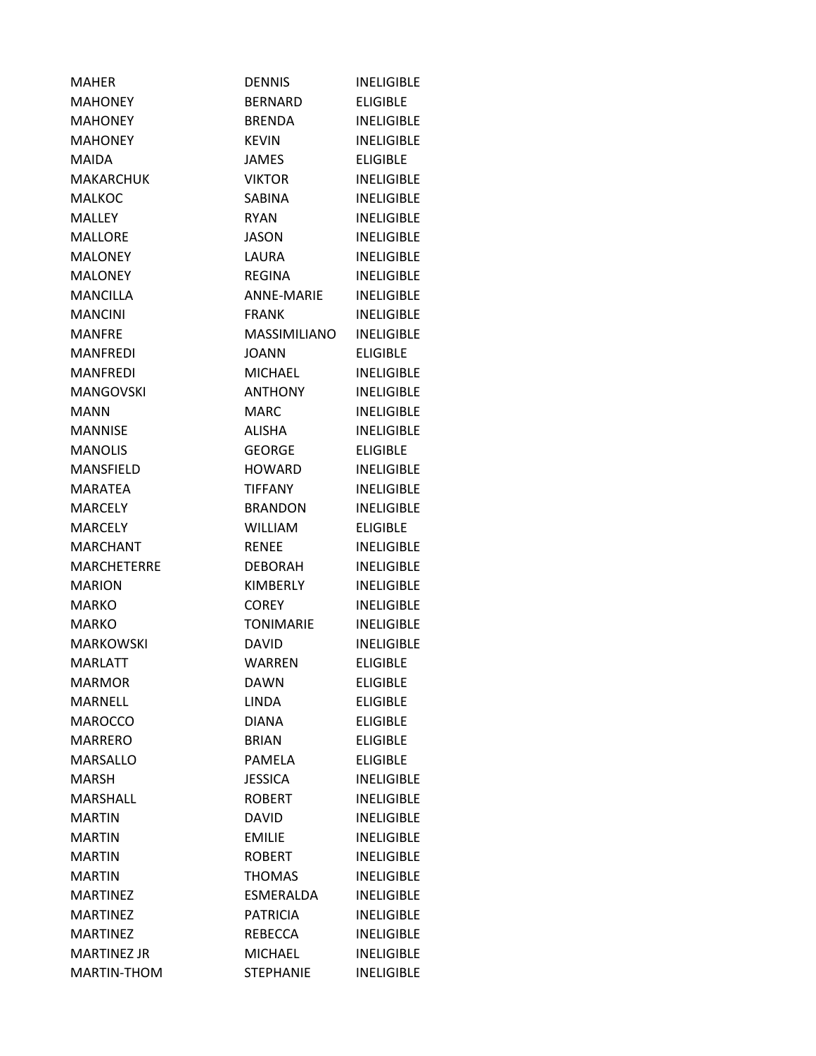| | | |
|---|---|---|
| MAHER | DENNIS | INELIGIBLE |
| MAHONEY | BERNARD | ELIGIBLE |
| MAHONEY | BRENDA | INELIGIBLE |
| MAHONEY | KEVIN | INELIGIBLE |
| MAIDA | JAMES | ELIGIBLE |
| MAKARCHUK | VIKTOR | INELIGIBLE |
| MALKOC | SABINA | INELIGIBLE |
| MALLEY | RYAN | INELIGIBLE |
| MALLORE | JASON | INELIGIBLE |
| MALONEY | LAURA | INELIGIBLE |
| MALONEY | REGINA | INELIGIBLE |
| MANCILLA | ANNE-MARIE | INELIGIBLE |
| MANCINI | FRANK | INELIGIBLE |
| MANFRE | MASSIMILIANO | INELIGIBLE |
| MANFREDI | JOANN | ELIGIBLE |
| MANFREDI | MICHAEL | INELIGIBLE |
| MANGOVSKI | ANTHONY | INELIGIBLE |
| MANN | MARC | INELIGIBLE |
| MANNISE | ALISHA | INELIGIBLE |
| MANOLIS | GEORGE | ELIGIBLE |
| MANSFIELD | HOWARD | INELIGIBLE |
| MARATEA | TIFFANY | INELIGIBLE |
| MARCELY | BRANDON | INELIGIBLE |
| MARCELY | WILLIAM | ELIGIBLE |
| MARCHANT | RENEE | INELIGIBLE |
| MARCHETERRE | DEBORAH | INELIGIBLE |
| MARION | KIMBERLY | INELIGIBLE |
| MARKO | COREY | INELIGIBLE |
| MARKO | TONIMARIE | INELIGIBLE |
| MARKOWSKI | DAVID | INELIGIBLE |
| MARLATT | WARREN | ELIGIBLE |
| MARMOR | DAWN | ELIGIBLE |
| MARNELL | LINDA | ELIGIBLE |
| MAROCCO | DIANA | ELIGIBLE |
| MARRERO | BRIAN | ELIGIBLE |
| MARSALLO | PAMELA | ELIGIBLE |
| MARSH | JESSICA | INELIGIBLE |
| MARSHALL | ROBERT | INELIGIBLE |
| MARTIN | DAVID | INELIGIBLE |
| MARTIN | EMILIE | INELIGIBLE |
| MARTIN | ROBERT | INELIGIBLE |
| MARTIN | THOMAS | INELIGIBLE |
| MARTINEZ | ESMERALDA | INELIGIBLE |
| MARTINEZ | PATRICIA | INELIGIBLE |
| MARTINEZ | REBECCA | INELIGIBLE |
| MARTINEZ JR | MICHAEL | INELIGIBLE |
| MARTIN-THOM | STEPHANIE | INELIGIBLE |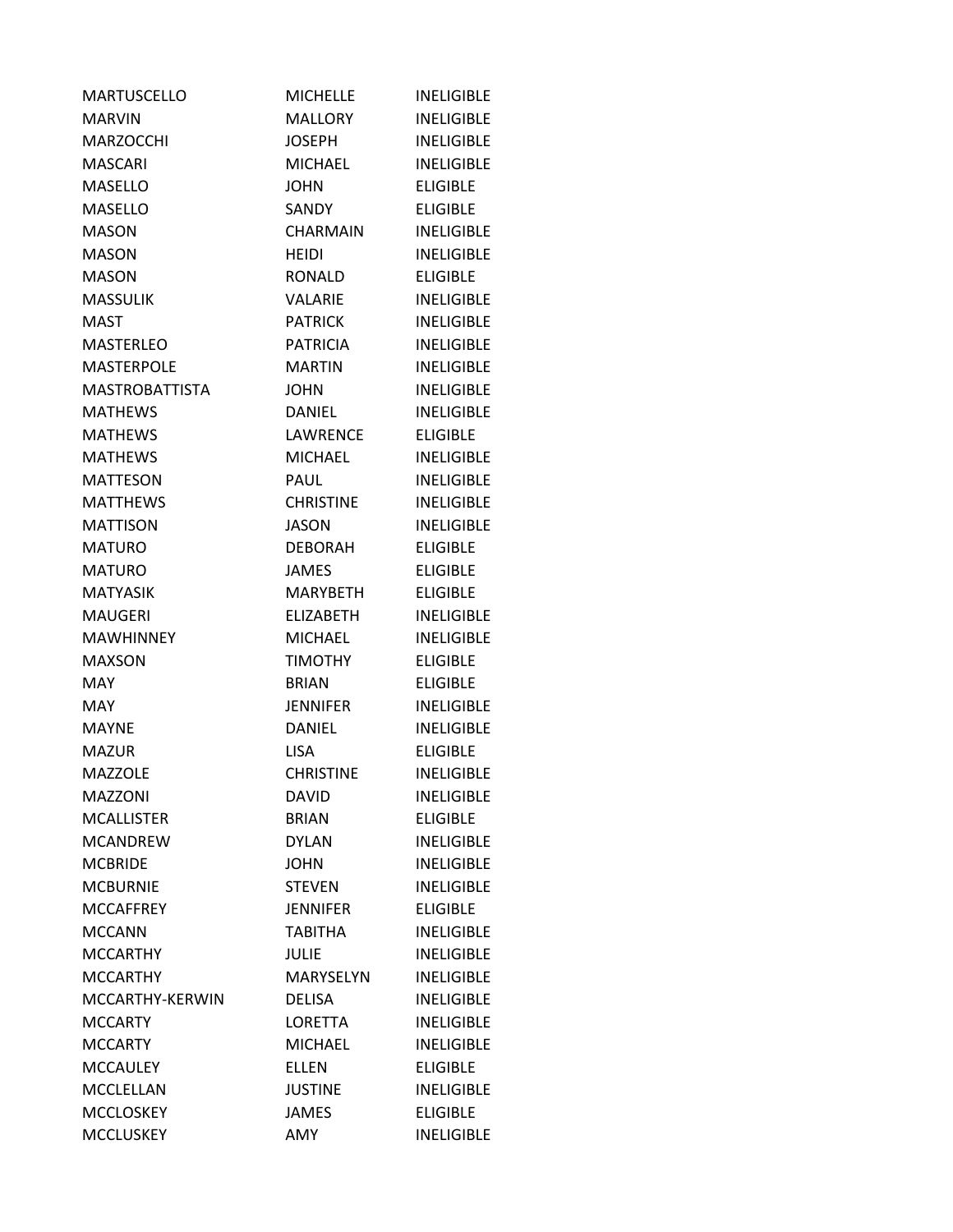| | | |
|---|---|---|
| MARTUSCELLO | MICHELLE | INELIGIBLE |
| MARVIN | MALLORY | INELIGIBLE |
| MARZOCCHI | JOSEPH | INELIGIBLE |
| MASCARI | MICHAEL | INELIGIBLE |
| MASELLO | JOHN | ELIGIBLE |
| MASELLO | SANDY | ELIGIBLE |
| MASON | CHARMAIN | INELIGIBLE |
| MASON | HEIDI | INELIGIBLE |
| MASON | RONALD | ELIGIBLE |
| MASSULIK | VALARIE | INELIGIBLE |
| MAST | PATRICK | INELIGIBLE |
| MASTERLEO | PATRICIA | INELIGIBLE |
| MASTERPOLE | MARTIN | INELIGIBLE |
| MASTROBATTISTA | JOHN | INELIGIBLE |
| MATHEWS | DANIEL | INELIGIBLE |
| MATHEWS | LAWRENCE | ELIGIBLE |
| MATHEWS | MICHAEL | INELIGIBLE |
| MATTESON | PAUL | INELIGIBLE |
| MATTHEWS | CHRISTINE | INELIGIBLE |
| MATTISON | JASON | INELIGIBLE |
| MATURO | DEBORAH | ELIGIBLE |
| MATURO | JAMES | ELIGIBLE |
| MATYASIK | MARYBETH | ELIGIBLE |
| MAUGERI | ELIZABETH | INELIGIBLE |
| MAWHINNEY | MICHAEL | INELIGIBLE |
| MAXSON | TIMOTHY | ELIGIBLE |
| MAY | BRIAN | ELIGIBLE |
| MAY | JENNIFER | INELIGIBLE |
| MAYNE | DANIEL | INELIGIBLE |
| MAZUR | LISA | ELIGIBLE |
| MAZZOLE | CHRISTINE | INELIGIBLE |
| MAZZONI | DAVID | INELIGIBLE |
| MCALLISTER | BRIAN | ELIGIBLE |
| MCANDREW | DYLAN | INELIGIBLE |
| MCBRIDE | JOHN | INELIGIBLE |
| MCBURNIE | STEVEN | INELIGIBLE |
| MCCAFFREY | JENNIFER | ELIGIBLE |
| MCCANN | TABITHA | INELIGIBLE |
| MCCARTHY | JULIE | INELIGIBLE |
| MCCARTHY | MARYSELYN | INELIGIBLE |
| MCCARTHY-KERWIN | DELISA | INELIGIBLE |
| MCCARTY | LORETTA | INELIGIBLE |
| MCCARTY | MICHAEL | INELIGIBLE |
| MCCAULEY | ELLEN | ELIGIBLE |
| MCCLELLAN | JUSTINE | INELIGIBLE |
| MCCLOSKEY | JAMES | ELIGIBLE |
| MCCLUSKEY | AMY | INELIGIBLE |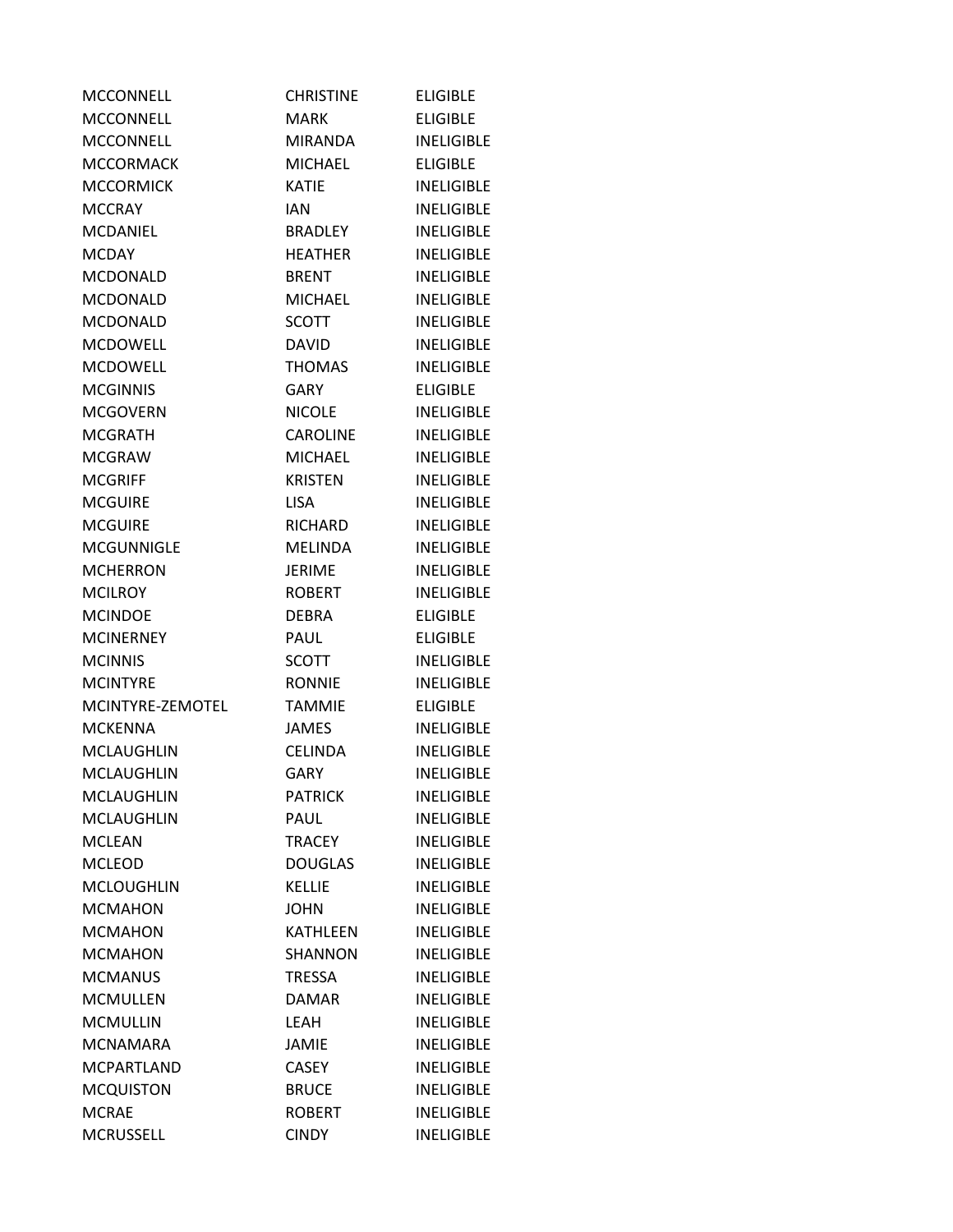| | | |
|---|---|---|
| MCCONNELL | CHRISTINE | ELIGIBLE |
| MCCONNELL | MARK | ELIGIBLE |
| MCCONNELL | MIRANDA | INELIGIBLE |
| MCCORMACK | MICHAEL | ELIGIBLE |
| MCCORMICK | KATIE | INELIGIBLE |
| MCCRAY | IAN | INELIGIBLE |
| MCDANIEL | BRADLEY | INELIGIBLE |
| MCDAY | HEATHER | INELIGIBLE |
| MCDONALD | BRENT | INELIGIBLE |
| MCDONALD | MICHAEL | INELIGIBLE |
| MCDONALD | SCOTT | INELIGIBLE |
| MCDOWELL | DAVID | INELIGIBLE |
| MCDOWELL | THOMAS | INELIGIBLE |
| MCGINNIS | GARY | ELIGIBLE |
| MCGOVERN | NICOLE | INELIGIBLE |
| MCGRATH | CAROLINE | INELIGIBLE |
| MCGRAW | MICHAEL | INELIGIBLE |
| MCGRIFF | KRISTEN | INELIGIBLE |
| MCGUIRE | LISA | INELIGIBLE |
| MCGUIRE | RICHARD | INELIGIBLE |
| MCGUNNIGLE | MELINDA | INELIGIBLE |
| MCHERRON | JERIME | INELIGIBLE |
| MCILROY | ROBERT | INELIGIBLE |
| MCINDOE | DEBRA | ELIGIBLE |
| MCINERNEY | PAUL | ELIGIBLE |
| MCINNIS | SCOTT | INELIGIBLE |
| MCINTYRE | RONNIE | INELIGIBLE |
| MCINTYRE-ZEMOTEL | TAMMIE | ELIGIBLE |
| MCKENNA | JAMES | INELIGIBLE |
| MCLAUGHLIN | CELINDA | INELIGIBLE |
| MCLAUGHLIN | GARY | INELIGIBLE |
| MCLAUGHLIN | PATRICK | INELIGIBLE |
| MCLAUGHLIN | PAUL | INELIGIBLE |
| MCLEAN | TRACEY | INELIGIBLE |
| MCLEOD | DOUGLAS | INELIGIBLE |
| MCLOUGHLIN | KELLIE | INELIGIBLE |
| MCMAHON | JOHN | INELIGIBLE |
| MCMAHON | KATHLEEN | INELIGIBLE |
| MCMAHON | SHANNON | INELIGIBLE |
| MCMANUS | TRESSA | INELIGIBLE |
| MCMULLEN | DAMAR | INELIGIBLE |
| MCMULLIN | LEAH | INELIGIBLE |
| MCNAMARA | JAMIE | INELIGIBLE |
| MCPARTLAND | CASEY | INELIGIBLE |
| MCQUISTON | BRUCE | INELIGIBLE |
| MCRAE | ROBERT | INELIGIBLE |
| MCRUSSELL | CINDY | INELIGIBLE |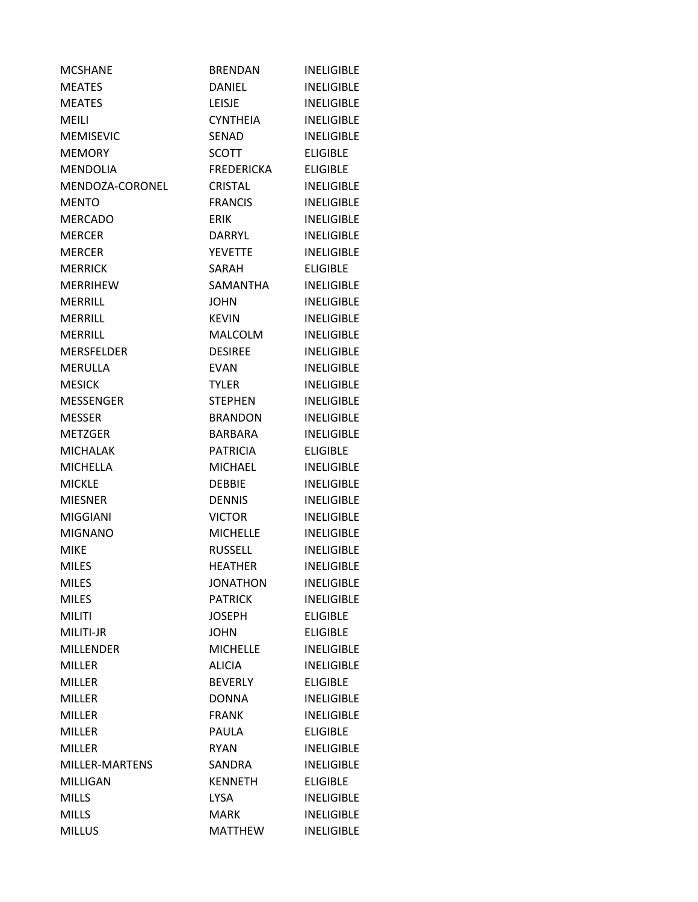| MCSHANE | BRENDAN | INELIGIBLE |
|---|---|---|
| MEATES | DANIEL | INELIGIBLE |
| MEATES | LEISJE | INELIGIBLE |
| MEILI | CYNTHEIA | INELIGIBLE |
| MEMISEVIC | SENAD | INELIGIBLE |
| MEMORY | SCOTT | ELIGIBLE |
| MENDOLIA | FREDERICKA | ELIGIBLE |
| MENDOZA-CORONEL | CRISTAL | INELIGIBLE |
| MENTO | FRANCIS | INELIGIBLE |
| MERCADO | ERIK | INELIGIBLE |
| MERCER | DARRYL | INELIGIBLE |
| MERCER | YEVETTE | INELIGIBLE |
| MERRICK | SARAH | ELIGIBLE |
| MERRIHEW | SAMANTHA | INELIGIBLE |
| MERRILL | JOHN | INELIGIBLE |
| MERRILL | KEVIN | INELIGIBLE |
| MERRILL | MALCOLM | INELIGIBLE |
| MERSFELDER | DESIREE | INELIGIBLE |
| MERULLA | EVAN | INELIGIBLE |
| MESICK | TYLER | INELIGIBLE |
| MESSENGER | STEPHEN | INELIGIBLE |
| MESSER | BRANDON | INELIGIBLE |
| METZGER | BARBARA | INELIGIBLE |
| MICHALAK | PATRICIA | ELIGIBLE |
| MICHELLA | MICHAEL | INELIGIBLE |
| MICKLE | DEBBIE | INELIGIBLE |
| MIESNER | DENNIS | INELIGIBLE |
| MIGGIANI | VICTOR | INELIGIBLE |
| MIGNANO | MICHELLE | INELIGIBLE |
| MIKE | RUSSELL | INELIGIBLE |
| MILES | HEATHER | INELIGIBLE |
| MILES | JONATHON | INELIGIBLE |
| MILES | PATRICK | INELIGIBLE |
| MILITI | JOSEPH | ELIGIBLE |
| MILITI-JR | JOHN | ELIGIBLE |
| MILLENDER | MICHELLE | INELIGIBLE |
| MILLER | ALICIA | INELIGIBLE |
| MILLER | BEVERLY | ELIGIBLE |
| MILLER | DONNA | INELIGIBLE |
| MILLER | FRANK | INELIGIBLE |
| MILLER | PAULA | ELIGIBLE |
| MILLER | RYAN | INELIGIBLE |
| MILLER-MARTENS | SANDRA | INELIGIBLE |
| MILLIGAN | KENNETH | ELIGIBLE |
| MILLS | LYSA | INELIGIBLE |
| MILLS | MARK | INELIGIBLE |
| MILLUS | MATTHEW | INELIGIBLE |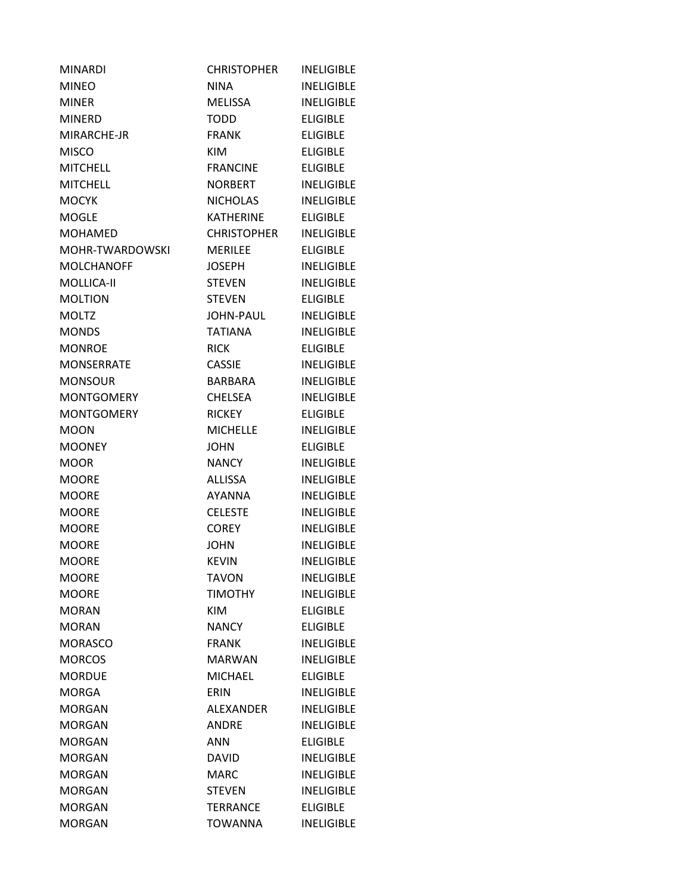| | | |
|---|---|---|
| MINARDI | CHRISTOPHER | INELIGIBLE |
| MINEO | NINA | INELIGIBLE |
| MINER | MELISSA | INELIGIBLE |
| MINERD | TODD | ELIGIBLE |
| MIRARCHE-JR | FRANK | ELIGIBLE |
| MISCO | KIM | ELIGIBLE |
| MITCHELL | FRANCINE | ELIGIBLE |
| MITCHELL | NORBERT | INELIGIBLE |
| MOCYK | NICHOLAS | INELIGIBLE |
| MOGLE | KATHERINE | ELIGIBLE |
| MOHAMED | CHRISTOPHER | INELIGIBLE |
| MOHR-TWARDOWSKI | MERILEE | ELIGIBLE |
| MOLCHANOFF | JOSEPH | INELIGIBLE |
| MOLLICA-II | STEVEN | INELIGIBLE |
| MOLTION | STEVEN | ELIGIBLE |
| MOLTZ | JOHN-PAUL | INELIGIBLE |
| MONDS | TATIANA | INELIGIBLE |
| MONROE | RICK | ELIGIBLE |
| MONSERRATE | CASSIE | INELIGIBLE |
| MONSOUR | BARBARA | INELIGIBLE |
| MONTGOMERY | CHELSEA | INELIGIBLE |
| MONTGOMERY | RICKEY | ELIGIBLE |
| MOON | MICHELLE | INELIGIBLE |
| MOONEY | JOHN | ELIGIBLE |
| MOOR | NANCY | INELIGIBLE |
| MOORE | ALLISSA | INELIGIBLE |
| MOORE | AYANNA | INELIGIBLE |
| MOORE | CELESTE | INELIGIBLE |
| MOORE | COREY | INELIGIBLE |
| MOORE | JOHN | INELIGIBLE |
| MOORE | KEVIN | INELIGIBLE |
| MOORE | TAVON | INELIGIBLE |
| MOORE | TIMOTHY | INELIGIBLE |
| MORAN | KIM | ELIGIBLE |
| MORAN | NANCY | ELIGIBLE |
| MORASCO | FRANK | INELIGIBLE |
| MORCOS | MARWAN | INELIGIBLE |
| MORDUE | MICHAEL | ELIGIBLE |
| MORGA | ERIN | INELIGIBLE |
| MORGAN | ALEXANDER | INELIGIBLE |
| MORGAN | ANDRE | INELIGIBLE |
| MORGAN | ANN | ELIGIBLE |
| MORGAN | DAVID | INELIGIBLE |
| MORGAN | MARC | INELIGIBLE |
| MORGAN | STEVEN | INELIGIBLE |
| MORGAN | TERRANCE | ELIGIBLE |
| MORGAN | TOWANNA | INELIGIBLE |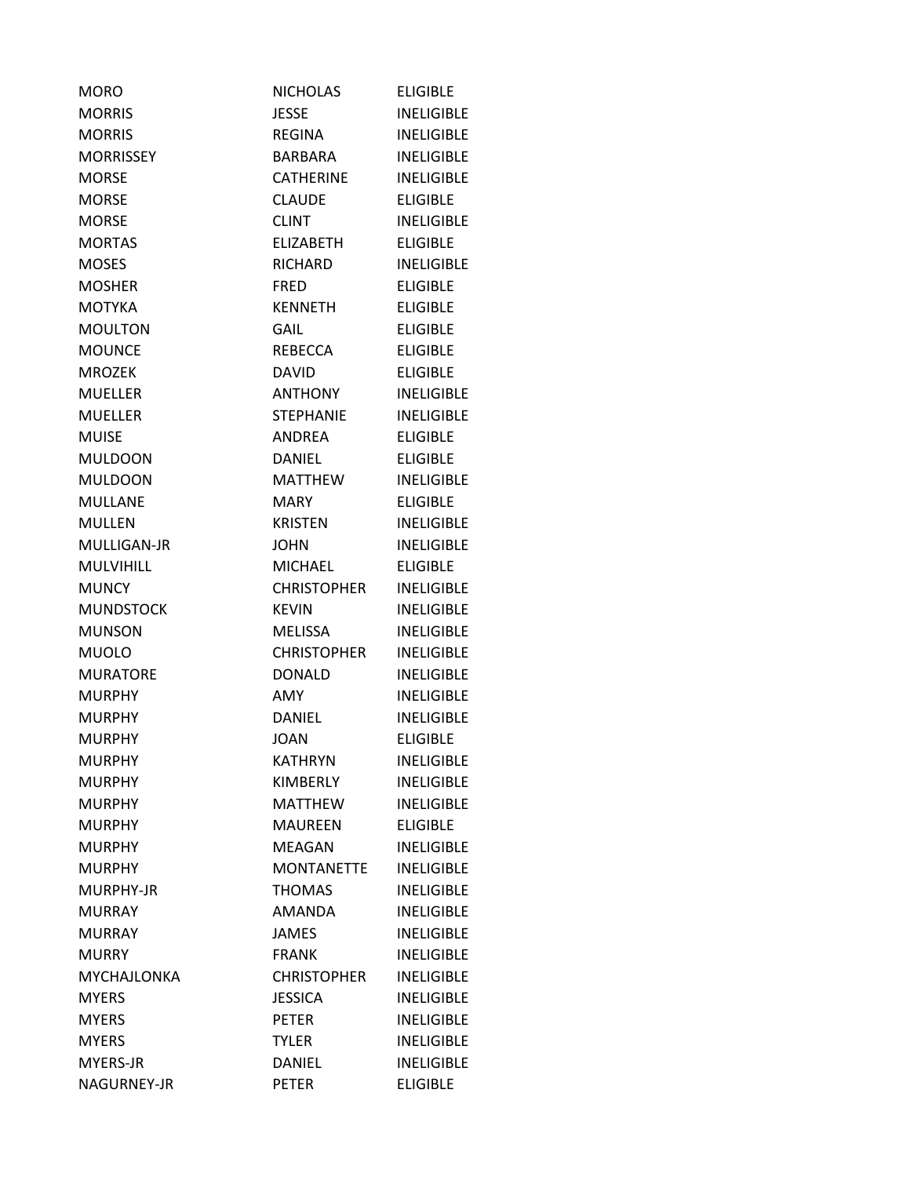| | | |
|---|---|---|
| MORO | NICHOLAS | ELIGIBLE |
| MORRIS | JESSE | INELIGIBLE |
| MORRIS | REGINA | INELIGIBLE |
| MORRISSEY | BARBARA | INELIGIBLE |
| MORSE | CATHERINE | INELIGIBLE |
| MORSE | CLAUDE | ELIGIBLE |
| MORSE | CLINT | INELIGIBLE |
| MORTAS | ELIZABETH | ELIGIBLE |
| MOSES | RICHARD | INELIGIBLE |
| MOSHER | FRED | ELIGIBLE |
| MOTYKA | KENNETH | ELIGIBLE |
| MOULTON | GAIL | ELIGIBLE |
| MOUNCE | REBECCA | ELIGIBLE |
| MROZEK | DAVID | ELIGIBLE |
| MUELLER | ANTHONY | INELIGIBLE |
| MUELLER | STEPHANIE | INELIGIBLE |
| MUISE | ANDREA | ELIGIBLE |
| MULDOON | DANIEL | ELIGIBLE |
| MULDOON | MATTHEW | INELIGIBLE |
| MULLANE | MARY | ELIGIBLE |
| MULLEN | KRISTEN | INELIGIBLE |
| MULLIGAN-JR | JOHN | INELIGIBLE |
| MULVIHILL | MICHAEL | ELIGIBLE |
| MUNCY | CHRISTOPHER | INELIGIBLE |
| MUNDSTOCK | KEVIN | INELIGIBLE |
| MUNSON | MELISSA | INELIGIBLE |
| MUOLO | CHRISTOPHER | INELIGIBLE |
| MURATORE | DONALD | INELIGIBLE |
| MURPHY | AMY | INELIGIBLE |
| MURPHY | DANIEL | INELIGIBLE |
| MURPHY | JOAN | ELIGIBLE |
| MURPHY | KATHRYN | INELIGIBLE |
| MURPHY | KIMBERLY | INELIGIBLE |
| MURPHY | MATTHEW | INELIGIBLE |
| MURPHY | MAUREEN | ELIGIBLE |
| MURPHY | MEAGAN | INELIGIBLE |
| MURPHY | MONTANETTE | INELIGIBLE |
| MURPHY-JR | THOMAS | INELIGIBLE |
| MURRAY | AMANDA | INELIGIBLE |
| MURRAY | JAMES | INELIGIBLE |
| MURRY | FRANK | INELIGIBLE |
| MYCHAJLONKA | CHRISTOPHER | INELIGIBLE |
| MYERS | JESSICA | INELIGIBLE |
| MYERS | PETER | INELIGIBLE |
| MYERS | TYLER | INELIGIBLE |
| MYERS-JR | DANIEL | INELIGIBLE |
| NAGURNEY-JR | PETER | ELIGIBLE |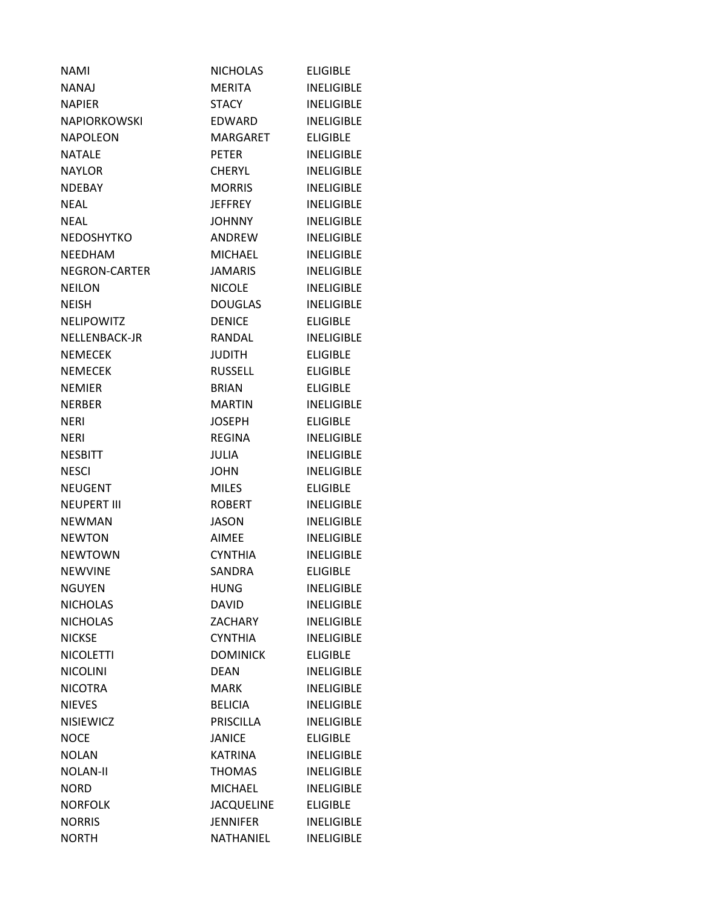| | | |
|---|---|---|
| NAMI | NICHOLAS | ELIGIBLE |
| NANAJ | MERITA | INELIGIBLE |
| NAPIER | STACY | INELIGIBLE |
| NAPIORKOWSKI | EDWARD | INELIGIBLE |
| NAPOLEON | MARGARET | ELIGIBLE |
| NATALE | PETER | INELIGIBLE |
| NAYLOR | CHERYL | INELIGIBLE |
| NDEBAY | MORRIS | INELIGIBLE |
| NEAL | JEFFREY | INELIGIBLE |
| NEAL | JOHNNY | INELIGIBLE |
| NEDOSHYTKO | ANDREW | INELIGIBLE |
| NEEDHAM | MICHAEL | INELIGIBLE |
| NEGRON-CARTER | JAMARIS | INELIGIBLE |
| NEILON | NICOLE | INELIGIBLE |
| NEISH | DOUGLAS | INELIGIBLE |
| NELIPOWITZ | DENICE | ELIGIBLE |
| NELLENBACK-JR | RANDAL | INELIGIBLE |
| NEMECEK | JUDITH | ELIGIBLE |
| NEMECEK | RUSSELL | ELIGIBLE |
| NEMIER | BRIAN | ELIGIBLE |
| NERBER | MARTIN | INELIGIBLE |
| NERI | JOSEPH | ELIGIBLE |
| NERI | REGINA | INELIGIBLE |
| NESBITT | JULIA | INELIGIBLE |
| NESCI | JOHN | INELIGIBLE |
| NEUGENT | MILES | ELIGIBLE |
| NEUPERT III | ROBERT | INELIGIBLE |
| NEWMAN | JASON | INELIGIBLE |
| NEWTON | AIMEE | INELIGIBLE |
| NEWTOWN | CYNTHIA | INELIGIBLE |
| NEWVINE | SANDRA | ELIGIBLE |
| NGUYEN | HUNG | INELIGIBLE |
| NICHOLAS | DAVID | INELIGIBLE |
| NICHOLAS | ZACHARY | INELIGIBLE |
| NICKSE | CYNTHIA | INELIGIBLE |
| NICOLETTI | DOMINICK | ELIGIBLE |
| NICOLINI | DEAN | INELIGIBLE |
| NICOTRA | MARK | INELIGIBLE |
| NIEVES | BELICIA | INELIGIBLE |
| NISIEWICZ | PRISCILLA | INELIGIBLE |
| NOCE | JANICE | ELIGIBLE |
| NOLAN | KATRINA | INELIGIBLE |
| NOLAN-II | THOMAS | INELIGIBLE |
| NORD | MICHAEL | INELIGIBLE |
| NORFOLK | JACQUELINE | ELIGIBLE |
| NORRIS | JENNIFER | INELIGIBLE |
| NORTH | NATHANIEL | INELIGIBLE |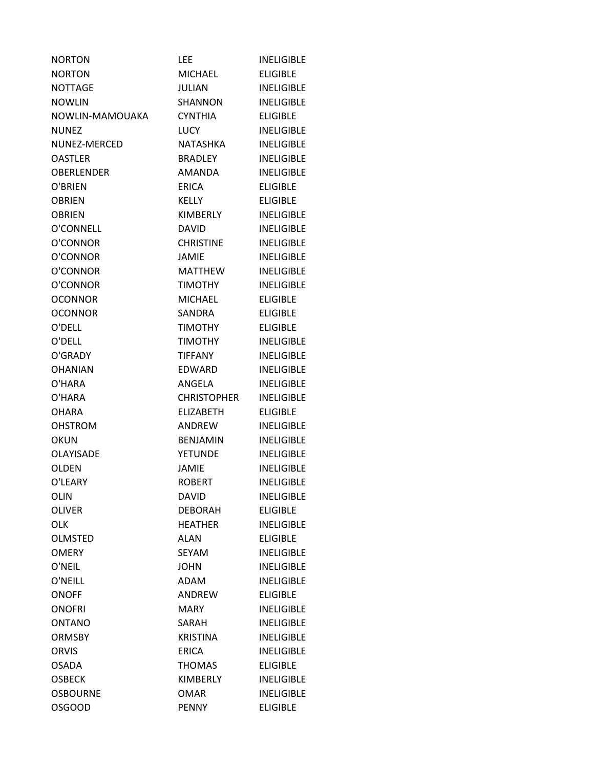| | | |
|---|---|---|
| NORTON | LEE | INELIGIBLE |
| NORTON | MICHAEL | ELIGIBLE |
| NOTTAGE | JULIAN | INELIGIBLE |
| NOWLIN | SHANNON | INELIGIBLE |
| NOWLIN-MAMOUAKA | CYNTHIA | ELIGIBLE |
| NUNEZ | LUCY | INELIGIBLE |
| NUNEZ-MERCED | NATASHKA | INELIGIBLE |
| OASTLER | BRADLEY | INELIGIBLE |
| OBERLENDER | AMANDA | INELIGIBLE |
| O'BRIEN | ERICA | ELIGIBLE |
| OBRIEN | KELLY | ELIGIBLE |
| OBRIEN | KIMBERLY | INELIGIBLE |
| O'CONNELL | DAVID | INELIGIBLE |
| O'CONNOR | CHRISTINE | INELIGIBLE |
| O'CONNOR | JAMIE | INELIGIBLE |
| O'CONNOR | MATTHEW | INELIGIBLE |
| O'CONNOR | TIMOTHY | INELIGIBLE |
| OCONNOR | MICHAEL | ELIGIBLE |
| OCONNOR | SANDRA | ELIGIBLE |
| O'DELL | TIMOTHY | ELIGIBLE |
| O'DELL | TIMOTHY | INELIGIBLE |
| O'GRADY | TIFFANY | INELIGIBLE |
| OHANIAN | EDWARD | INELIGIBLE |
| O'HARA | ANGELA | INELIGIBLE |
| O'HARA | CHRISTOPHER | INELIGIBLE |
| OHARA | ELIZABETH | ELIGIBLE |
| OHSTROM | ANDREW | INELIGIBLE |
| OKUN | BENJAMIN | INELIGIBLE |
| OLAYISADE | YETUNDE | INELIGIBLE |
| OLDEN | JAMIE | INELIGIBLE |
| O'LEARY | ROBERT | INELIGIBLE |
| OLIN | DAVID | INELIGIBLE |
| OLIVER | DEBORAH | ELIGIBLE |
| OLK | HEATHER | INELIGIBLE |
| OLMSTED | ALAN | ELIGIBLE |
| OMERY | SEYAM | INELIGIBLE |
| O'NEIL | JOHN | INELIGIBLE |
| O'NEILL | ADAM | INELIGIBLE |
| ONOFF | ANDREW | ELIGIBLE |
| ONOFRI | MARY | INELIGIBLE |
| ONTANO | SARAH | INELIGIBLE |
| ORMSBY | KRISTINA | INELIGIBLE |
| ORVIS | ERICA | INELIGIBLE |
| OSADA | THOMAS | ELIGIBLE |
| OSBECK | KIMBERLY | INELIGIBLE |
| OSBOURNE | OMAR | INELIGIBLE |
| OSGOOD | PENNY | ELIGIBLE |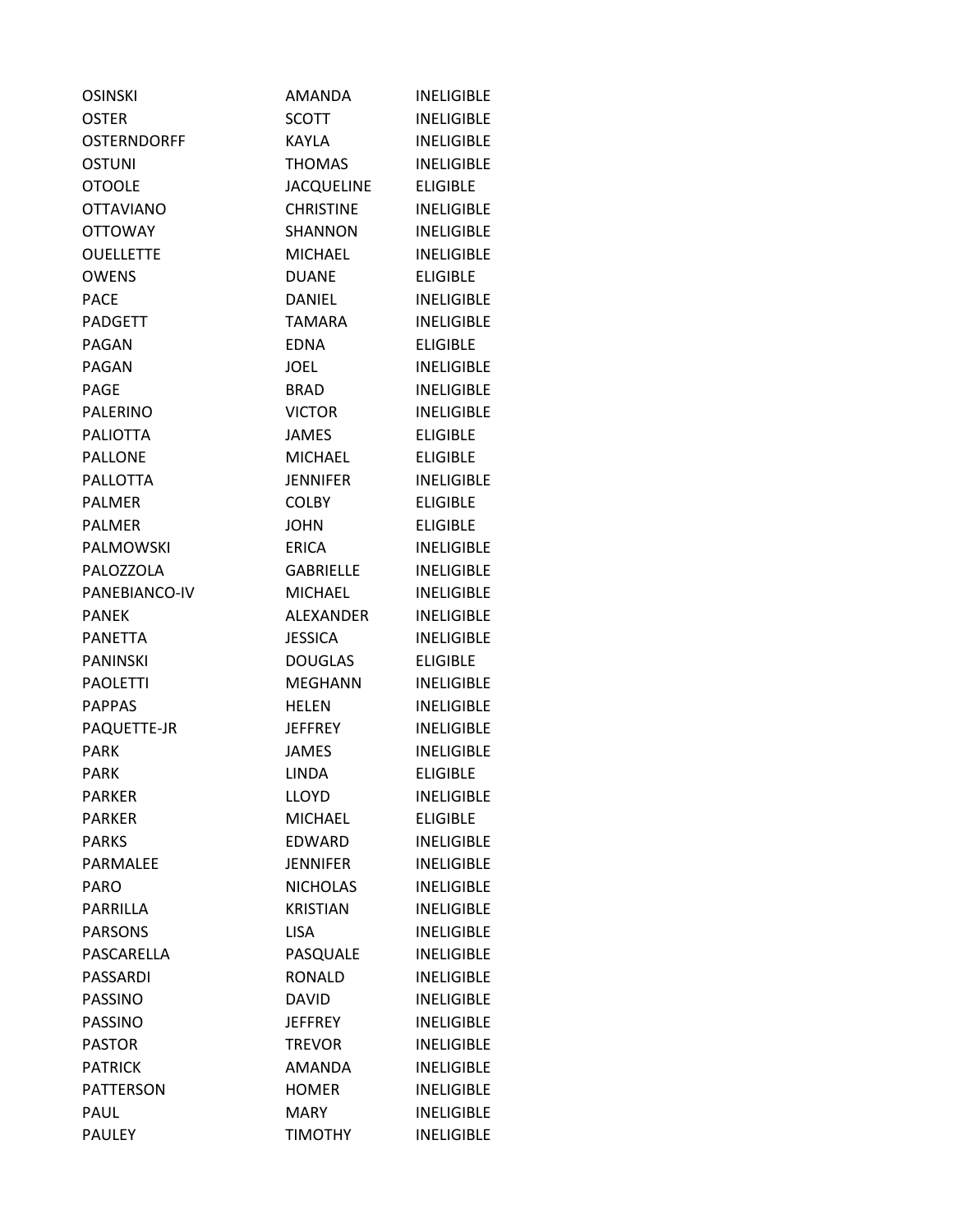| | | |
|---|---|---|
| OSINSKI | AMANDA | INELIGIBLE |
| OSTER | SCOTT | INELIGIBLE |
| OSTERNDORFF | KAYLA | INELIGIBLE |
| OSTUNI | THOMAS | INELIGIBLE |
| OTOOLE | JACQUELINE | ELIGIBLE |
| OTTAVIANO | CHRISTINE | INELIGIBLE |
| OTTOWAY | SHANNON | INELIGIBLE |
| OUELLETTE | MICHAEL | INELIGIBLE |
| OWENS | DUANE | ELIGIBLE |
| PACE | DANIEL | INELIGIBLE |
| PADGETT | TAMARA | INELIGIBLE |
| PAGAN | EDNA | ELIGIBLE |
| PAGAN | JOEL | INELIGIBLE |
| PAGE | BRAD | INELIGIBLE |
| PALERINO | VICTOR | INELIGIBLE |
| PALIOTTA | JAMES | ELIGIBLE |
| PALLONE | MICHAEL | ELIGIBLE |
| PALLOTTA | JENNIFER | INELIGIBLE |
| PALMER | COLBY | ELIGIBLE |
| PALMER | JOHN | ELIGIBLE |
| PALMOWSKI | ERICA | INELIGIBLE |
| PALOZZOLA | GABRIELLE | INELIGIBLE |
| PANEBIANCO-IV | MICHAEL | INELIGIBLE |
| PANEK | ALEXANDER | INELIGIBLE |
| PANETTA | JESSICA | INELIGIBLE |
| PANINSKI | DOUGLAS | ELIGIBLE |
| PAOLETTI | MEGHANN | INELIGIBLE |
| PAPPAS | HELEN | INELIGIBLE |
| PAQUETTE-JR | JEFFREY | INELIGIBLE |
| PARK | JAMES | INELIGIBLE |
| PARK | LINDA | ELIGIBLE |
| PARKER | LLOYD | INELIGIBLE |
| PARKER | MICHAEL | ELIGIBLE |
| PARKS | EDWARD | INELIGIBLE |
| PARMALEE | JENNIFER | INELIGIBLE |
| PARO | NICHOLAS | INELIGIBLE |
| PARRILLA | KRISTIAN | INELIGIBLE |
| PARSONS | LISA | INELIGIBLE |
| PASCARELLA | PASQUALE | INELIGIBLE |
| PASSARDI | RONALD | INELIGIBLE |
| PASSINO | DAVID | INELIGIBLE |
| PASSINO | JEFFREY | INELIGIBLE |
| PASTOR | TREVOR | INELIGIBLE |
| PATRICK | AMANDA | INELIGIBLE |
| PATTERSON | HOMER | INELIGIBLE |
| PAUL | MARY | INELIGIBLE |
| PAULEY | TIMOTHY | INELIGIBLE |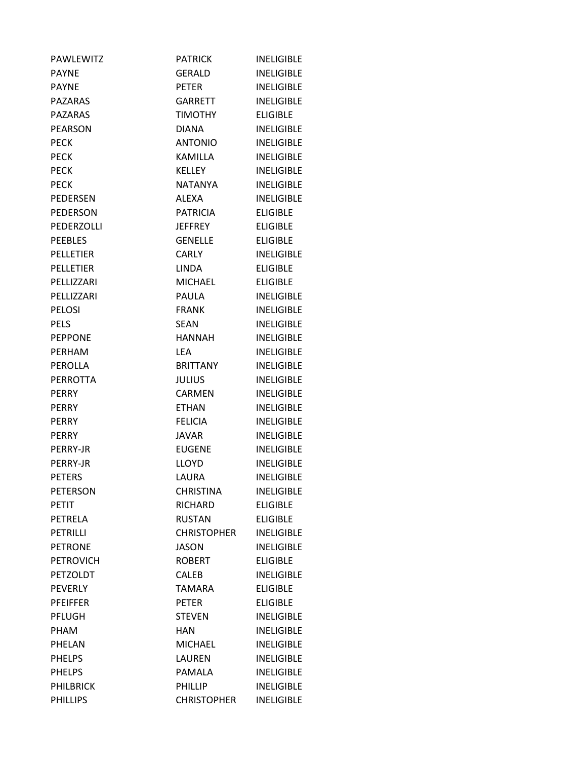| | | |
|---|---|---|
| PAWLEWITZ | PATRICK | INELIGIBLE |
| PAYNE | GERALD | INELIGIBLE |
| PAYNE | PETER | INELIGIBLE |
| PAZARAS | GARRETT | INELIGIBLE |
| PAZARAS | TIMOTHY | ELIGIBLE |
| PEARSON | DIANA | INELIGIBLE |
| PECK | ANTONIO | INELIGIBLE |
| PECK | KAMILLA | INELIGIBLE |
| PECK | KELLEY | INELIGIBLE |
| PECK | NATANYA | INELIGIBLE |
| PEDERSEN | ALEXA | INELIGIBLE |
| PEDERSON | PATRICIA | ELIGIBLE |
| PEDERZOLLI | JEFFREY | ELIGIBLE |
| PEEBLES | GENELLE | ELIGIBLE |
| PELLETIER | CARLY | INELIGIBLE |
| PELLETIER | LINDA | ELIGIBLE |
| PELLIZZARI | MICHAEL | ELIGIBLE |
| PELLIZZARI | PAULA | INELIGIBLE |
| PELOSI | FRANK | INELIGIBLE |
| PELS | SEAN | INELIGIBLE |
| PEPPONE | HANNAH | INELIGIBLE |
| PERHAM | LEA | INELIGIBLE |
| PEROLLA | BRITTANY | INELIGIBLE |
| PERROTTA | JULIUS | INELIGIBLE |
| PERRY | CARMEN | INELIGIBLE |
| PERRY | ETHAN | INELIGIBLE |
| PERRY | FELICIA | INELIGIBLE |
| PERRY | JAVAR | INELIGIBLE |
| PERRY-JR | EUGENE | INELIGIBLE |
| PERRY-JR | LLOYD | INELIGIBLE |
| PETERS | LAURA | INELIGIBLE |
| PETERSON | CHRISTINA | INELIGIBLE |
| PETIT | RICHARD | ELIGIBLE |
| PETRELA | RUSTAN | ELIGIBLE |
| PETRILLI | CHRISTOPHER | INELIGIBLE |
| PETRONE | JASON | INELIGIBLE |
| PETROVICH | ROBERT | ELIGIBLE |
| PETZOLDT | CALEB | INELIGIBLE |
| PEVERLY | TAMARA | ELIGIBLE |
| PFEIFFER | PETER | ELIGIBLE |
| PFLUGH | STEVEN | INELIGIBLE |
| PHAM | HAN | INELIGIBLE |
| PHELAN | MICHAEL | INELIGIBLE |
| PHELPS | LAUREN | INELIGIBLE |
| PHELPS | PAMALA | INELIGIBLE |
| PHILBRICK | PHILLIP | INELIGIBLE |
| PHILLIPS | CHRISTOPHER | INELIGIBLE |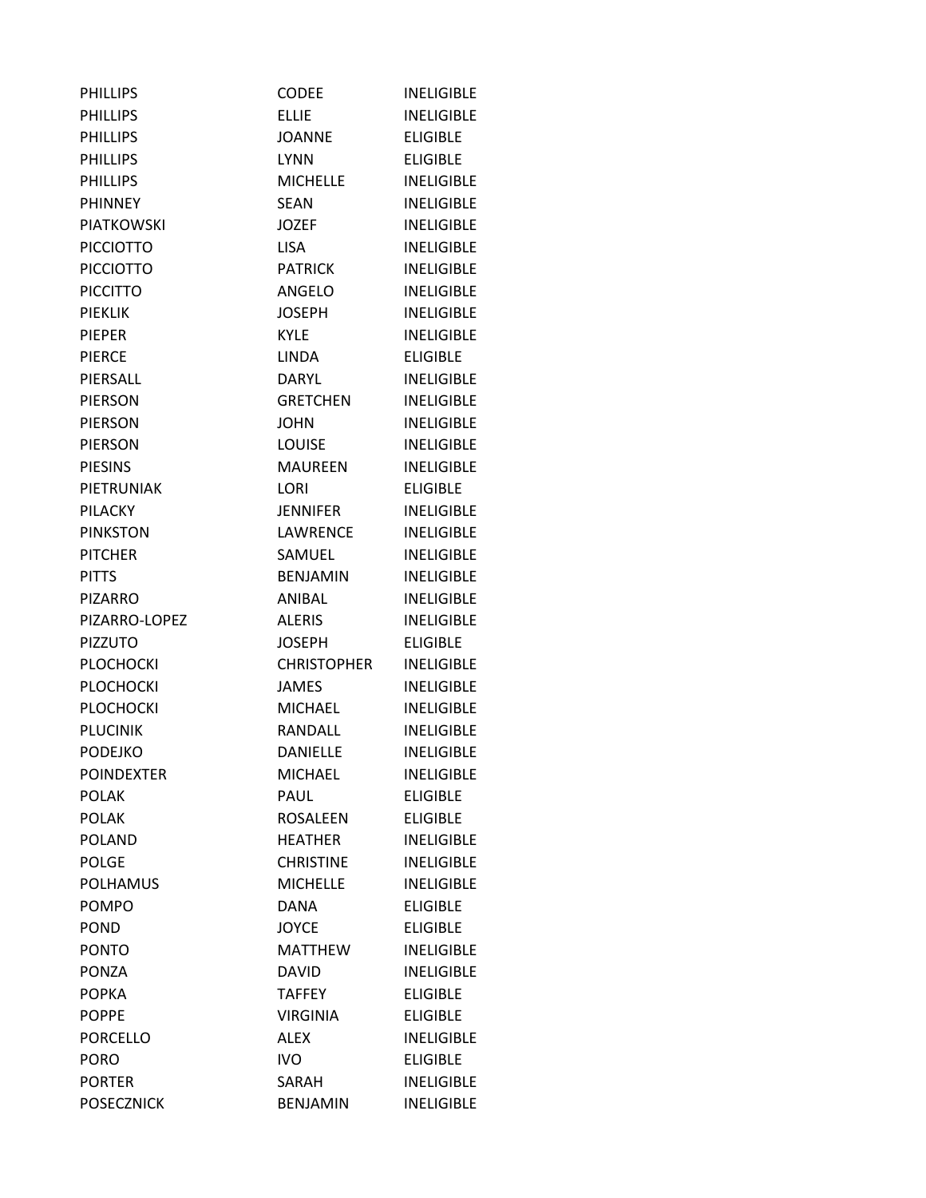| | | |
|---|---|---|
| PHILLIPS | CODEE | INELIGIBLE |
| PHILLIPS | ELLIE | INELIGIBLE |
| PHILLIPS | JOANNE | ELIGIBLE |
| PHILLIPS | LYNN | ELIGIBLE |
| PHILLIPS | MICHELLE | INELIGIBLE |
| PHINNEY | SEAN | INELIGIBLE |
| PIATKOWSKI | JOZEF | INELIGIBLE |
| PICCIOTTO | LISA | INELIGIBLE |
| PICCIOTTO | PATRICK | INELIGIBLE |
| PICCITTO | ANGELO | INELIGIBLE |
| PIEKLIK | JOSEPH | INELIGIBLE |
| PIEPER | KYLE | INELIGIBLE |
| PIERCE | LINDA | ELIGIBLE |
| PIERSALL | DARYL | INELIGIBLE |
| PIERSON | GRETCHEN | INELIGIBLE |
| PIERSON | JOHN | INELIGIBLE |
| PIERSON | LOUISE | INELIGIBLE |
| PIESINS | MAUREEN | INELIGIBLE |
| PIETRUNIAK | LORI | ELIGIBLE |
| PILACKY | JENNIFER | INELIGIBLE |
| PINKSTON | LAWRENCE | INELIGIBLE |
| PITCHER | SAMUEL | INELIGIBLE |
| PITTS | BENJAMIN | INELIGIBLE |
| PIZARRO | ANIBAL | INELIGIBLE |
| PIZARRO-LOPEZ | ALERIS | INELIGIBLE |
| PIZZUTO | JOSEPH | ELIGIBLE |
| PLOCHOCKI | CHRISTOPHER | INELIGIBLE |
| PLOCHOCKI | JAMES | INELIGIBLE |
| PLOCHOCKI | MICHAEL | INELIGIBLE |
| PLUCINIK | RANDALL | INELIGIBLE |
| PODEJKO | DANIELLE | INELIGIBLE |
| POINDEXTER | MICHAEL | INELIGIBLE |
| POLAK | PAUL | ELIGIBLE |
| POLAK | ROSALEEN | ELIGIBLE |
| POLAND | HEATHER | INELIGIBLE |
| POLGE | CHRISTINE | INELIGIBLE |
| POLHAMUS | MICHELLE | INELIGIBLE |
| POMPO | DANA | ELIGIBLE |
| POND | JOYCE | ELIGIBLE |
| PONTO | MATTHEW | INELIGIBLE |
| PONZA | DAVID | INELIGIBLE |
| POPKA | TAFFEY | ELIGIBLE |
| POPPE | VIRGINIA | ELIGIBLE |
| PORCELLO | ALEX | INELIGIBLE |
| PORO | IVO | ELIGIBLE |
| PORTER | SARAH | INELIGIBLE |
| POSECZNICK | BENJAMIN | INELIGIBLE |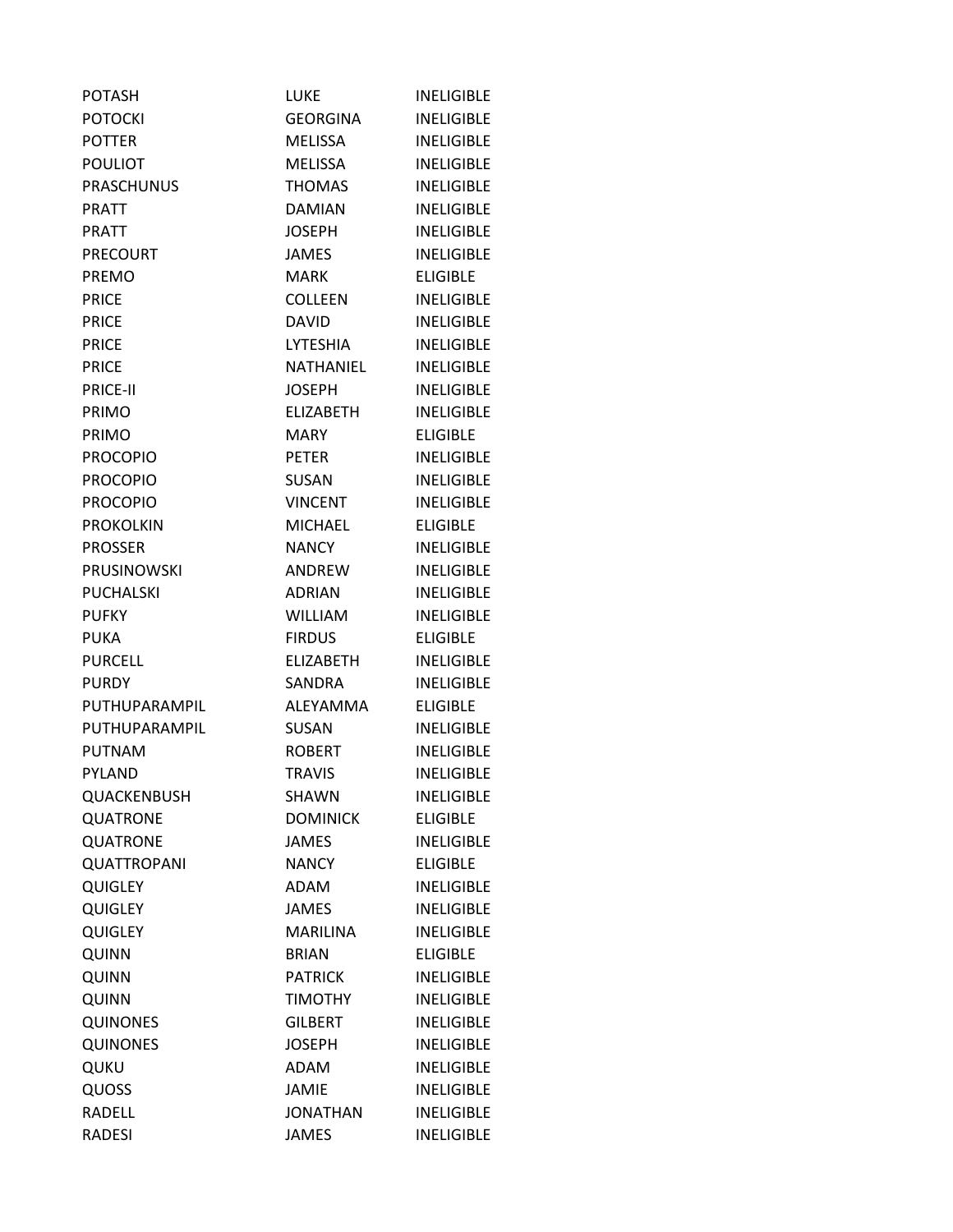| | | |
|---|---|---|
| POTASH | LUKE | INELIGIBLE |
| POTOCKI | GEORGINA | INELIGIBLE |
| POTTER | MELISSA | INELIGIBLE |
| POULIOT | MELISSA | INELIGIBLE |
| PRASCHUNUS | THOMAS | INELIGIBLE |
| PRATT | DAMIAN | INELIGIBLE |
| PRATT | JOSEPH | INELIGIBLE |
| PRECOURT | JAMES | INELIGIBLE |
| PREMO | MARK | ELIGIBLE |
| PRICE | COLLEEN | INELIGIBLE |
| PRICE | DAVID | INELIGIBLE |
| PRICE | LYTESHIA | INELIGIBLE |
| PRICE | NATHANIEL | INELIGIBLE |
| PRICE-II | JOSEPH | INELIGIBLE |
| PRIMO | ELIZABETH | INELIGIBLE |
| PRIMO | MARY | ELIGIBLE |
| PROCOPIO | PETER | INELIGIBLE |
| PROCOPIO | SUSAN | INELIGIBLE |
| PROCOPIO | VINCENT | INELIGIBLE |
| PROKOLKIN | MICHAEL | ELIGIBLE |
| PROSSER | NANCY | INELIGIBLE |
| PRUSINOWSKI | ANDREW | INELIGIBLE |
| PUCHALSKI | ADRIAN | INELIGIBLE |
| PUFKY | WILLIAM | INELIGIBLE |
| PUKA | FIRDUS | ELIGIBLE |
| PURCELL | ELIZABETH | INELIGIBLE |
| PURDY | SANDRA | INELIGIBLE |
| PUTHUPARAMPIL | ALEYAMMA | ELIGIBLE |
| PUTHUPARAMPIL | SUSAN | INELIGIBLE |
| PUTNAM | ROBERT | INELIGIBLE |
| PYLAND | TRAVIS | INELIGIBLE |
| QUACKENBUSH | SHAWN | INELIGIBLE |
| QUATRONE | DOMINICK | ELIGIBLE |
| QUATRONE | JAMES | INELIGIBLE |
| QUATTROPANI | NANCY | ELIGIBLE |
| QUIGLEY | ADAM | INELIGIBLE |
| QUIGLEY | JAMES | INELIGIBLE |
| QUIGLEY | MARILINA | INELIGIBLE |
| QUINN | BRIAN | ELIGIBLE |
| QUINN | PATRICK | INELIGIBLE |
| QUINN | TIMOTHY | INELIGIBLE |
| QUINONES | GILBERT | INELIGIBLE |
| QUINONES | JOSEPH | INELIGIBLE |
| QUKU | ADAM | INELIGIBLE |
| QUOSS | JAMIE | INELIGIBLE |
| RADELL | JONATHAN | INELIGIBLE |
| RADESI | JAMES | INELIGIBLE |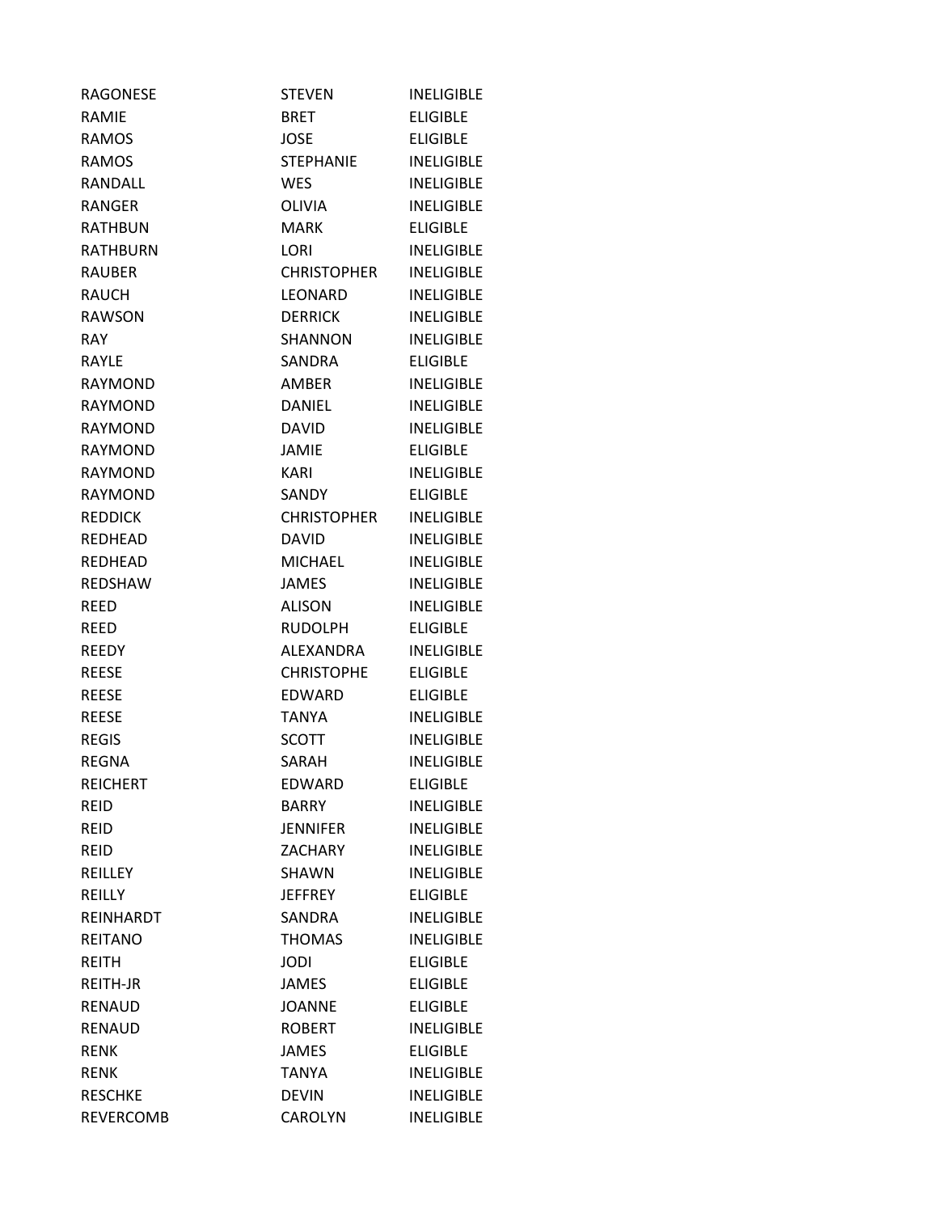| | | |
|---|---|---|
| RAGONESE | STEVEN | INELIGIBLE |
| RAMIE | BRET | ELIGIBLE |
| RAMOS | JOSE | ELIGIBLE |
| RAMOS | STEPHANIE | INELIGIBLE |
| RANDALL | WES | INELIGIBLE |
| RANGER | OLIVIA | INELIGIBLE |
| RATHBUN | MARK | ELIGIBLE |
| RATHBURN | LORI | INELIGIBLE |
| RAUBER | CHRISTOPHER | INELIGIBLE |
| RAUCH | LEONARD | INELIGIBLE |
| RAWSON | DERRICK | INELIGIBLE |
| RAY | SHANNON | INELIGIBLE |
| RAYLE | SANDRA | ELIGIBLE |
| RAYMOND | AMBER | INELIGIBLE |
| RAYMOND | DANIEL | INELIGIBLE |
| RAYMOND | DAVID | INELIGIBLE |
| RAYMOND | JAMIE | ELIGIBLE |
| RAYMOND | KARI | INELIGIBLE |
| RAYMOND | SANDY | ELIGIBLE |
| REDDICK | CHRISTOPHER | INELIGIBLE |
| REDHEAD | DAVID | INELIGIBLE |
| REDHEAD | MICHAEL | INELIGIBLE |
| REDSHAW | JAMES | INELIGIBLE |
| REED | ALISON | INELIGIBLE |
| REED | RUDOLPH | ELIGIBLE |
| REEDY | ALEXANDRA | INELIGIBLE |
| REESE | CHRISTOPHE | ELIGIBLE |
| REESE | EDWARD | ELIGIBLE |
| REESE | TANYA | INELIGIBLE |
| REGIS | SCOTT | INELIGIBLE |
| REGNA | SARAH | INELIGIBLE |
| REICHERT | EDWARD | ELIGIBLE |
| REID | BARRY | INELIGIBLE |
| REID | JENNIFER | INELIGIBLE |
| REID | ZACHARY | INELIGIBLE |
| REILLEY | SHAWN | INELIGIBLE |
| REILLY | JEFFREY | ELIGIBLE |
| REINHARDT | SANDRA | INELIGIBLE |
| REITANO | THOMAS | INELIGIBLE |
| REITH | JODI | ELIGIBLE |
| REITH-JR | JAMES | ELIGIBLE |
| RENAUD | JOANNE | ELIGIBLE |
| RENAUD | ROBERT | INELIGIBLE |
| RENK | JAMES | ELIGIBLE |
| RENK | TANYA | INELIGIBLE |
| RESCHKE | DEVIN | INELIGIBLE |
| REVERCOMB | CAROLYN | INELIGIBLE |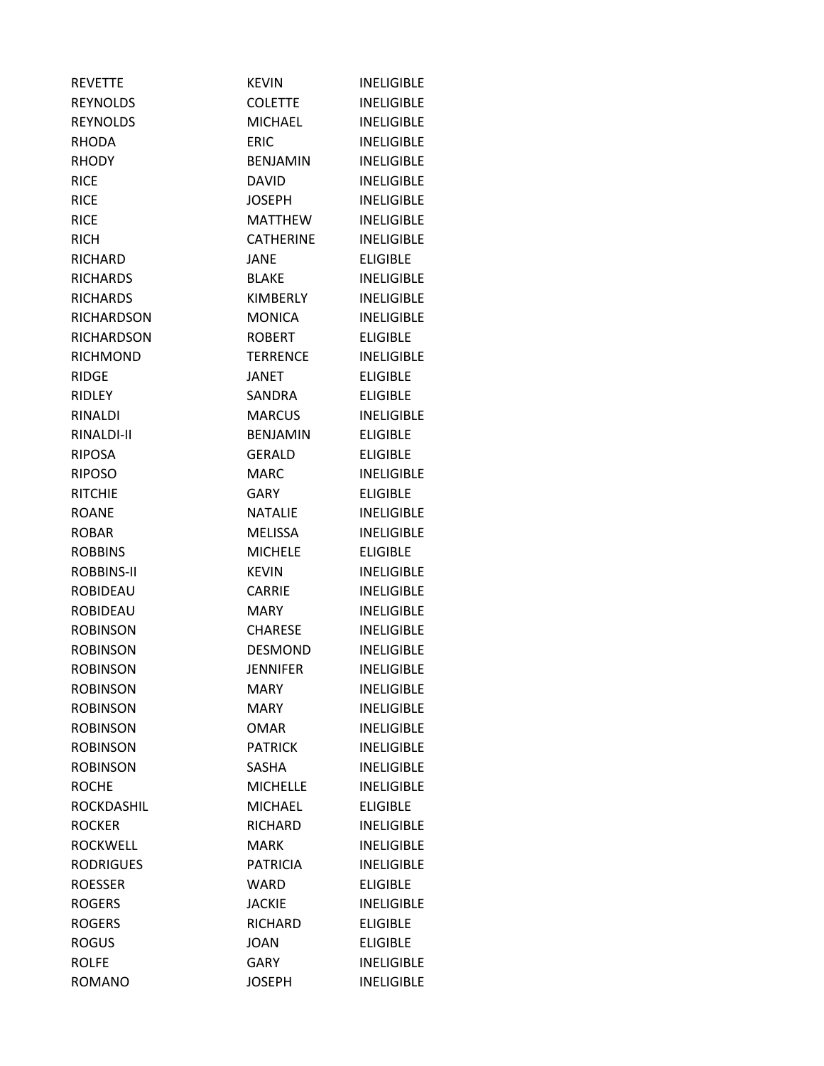| | | |
|---|---|---|
| REVETTE | KEVIN | INELIGIBLE |
| REYNOLDS | COLETTE | INELIGIBLE |
| REYNOLDS | MICHAEL | INELIGIBLE |
| RHODA | ERIC | INELIGIBLE |
| RHODY | BENJAMIN | INELIGIBLE |
| RICE | DAVID | INELIGIBLE |
| RICE | JOSEPH | INELIGIBLE |
| RICE | MATTHEW | INELIGIBLE |
| RICH | CATHERINE | INELIGIBLE |
| RICHARD | JANE | ELIGIBLE |
| RICHARDS | BLAKE | INELIGIBLE |
| RICHARDS | KIMBERLY | INELIGIBLE |
| RICHARDSON | MONICA | INELIGIBLE |
| RICHARDSON | ROBERT | ELIGIBLE |
| RICHMOND | TERRENCE | INELIGIBLE |
| RIDGE | JANET | ELIGIBLE |
| RIDLEY | SANDRA | ELIGIBLE |
| RINALDI | MARCUS | INELIGIBLE |
| RINALDI-II | BENJAMIN | ELIGIBLE |
| RIPOSA | GERALD | ELIGIBLE |
| RIPOSO | MARC | INELIGIBLE |
| RITCHIE | GARY | ELIGIBLE |
| ROANE | NATALIE | INELIGIBLE |
| ROBAR | MELISSA | INELIGIBLE |
| ROBBINS | MICHELE | ELIGIBLE |
| ROBBINS-II | KEVIN | INELIGIBLE |
| ROBIDEAU | CARRIE | INELIGIBLE |
| ROBIDEAU | MARY | INELIGIBLE |
| ROBINSON | CHARESE | INELIGIBLE |
| ROBINSON | DESMOND | INELIGIBLE |
| ROBINSON | JENNIFER | INELIGIBLE |
| ROBINSON | MARY | INELIGIBLE |
| ROBINSON | MARY | INELIGIBLE |
| ROBINSON | OMAR | INELIGIBLE |
| ROBINSON | PATRICK | INELIGIBLE |
| ROBINSON | SASHA | INELIGIBLE |
| ROCHE | MICHELLE | INELIGIBLE |
| ROCKDASHIL | MICHAEL | ELIGIBLE |
| ROCKER | RICHARD | INELIGIBLE |
| ROCKWELL | MARK | INELIGIBLE |
| RODRIGUES | PATRICIA | INELIGIBLE |
| ROESSER | WARD | ELIGIBLE |
| ROGERS | JACKIE | INELIGIBLE |
| ROGERS | RICHARD | ELIGIBLE |
| ROGUS | JOAN | ELIGIBLE |
| ROLFE | GARY | INELIGIBLE |
| ROMANO | JOSEPH | INELIGIBLE |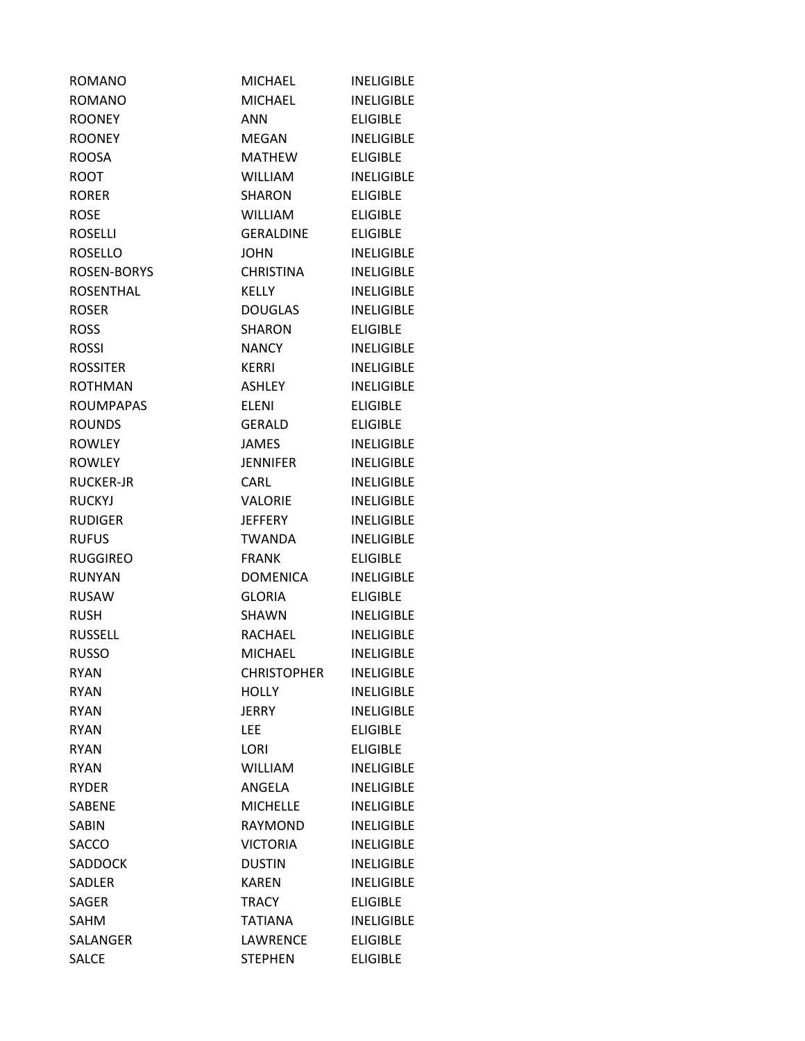| | | |
|---|---|---|
| ROMANO | MICHAEL | INELIGIBLE |
| ROMANO | MICHAEL | INELIGIBLE |
| ROONEY | ANN | ELIGIBLE |
| ROONEY | MEGAN | INELIGIBLE |
| ROOSA | MATHEW | ELIGIBLE |
| ROOT | WILLIAM | INELIGIBLE |
| RORER | SHARON | ELIGIBLE |
| ROSE | WILLIAM | ELIGIBLE |
| ROSELLI | GERALDINE | ELIGIBLE |
| ROSELLO | JOHN | INELIGIBLE |
| ROSEN-BORYS | CHRISTINA | INELIGIBLE |
| ROSENTHAL | KELLY | INELIGIBLE |
| ROSER | DOUGLAS | INELIGIBLE |
| ROSS | SHARON | ELIGIBLE |
| ROSSI | NANCY | INELIGIBLE |
| ROSSITER | KERRI | INELIGIBLE |
| ROTHMAN | ASHLEY | INELIGIBLE |
| ROUMPAPAS | ELENI | ELIGIBLE |
| ROUNDS | GERALD | ELIGIBLE |
| ROWLEY | JAMES | INELIGIBLE |
| ROWLEY | JENNIFER | INELIGIBLE |
| RUCKER-JR | CARL | INELIGIBLE |
| RUCKYJ | VALORIE | INELIGIBLE |
| RUDIGER | JEFFERY | INELIGIBLE |
| RUFUS | TWANDA | INELIGIBLE |
| RUGGIREO | FRANK | ELIGIBLE |
| RUNYAN | DOMENICA | INELIGIBLE |
| RUSAW | GLORIA | ELIGIBLE |
| RUSH | SHAWN | INELIGIBLE |
| RUSSELL | RACHAEL | INELIGIBLE |
| RUSSO | MICHAEL | INELIGIBLE |
| RYAN | CHRISTOPHER | INELIGIBLE |
| RYAN | HOLLY | INELIGIBLE |
| RYAN | JERRY | INELIGIBLE |
| RYAN | LEE | ELIGIBLE |
| RYAN | LORI | ELIGIBLE |
| RYAN | WILLIAM | INELIGIBLE |
| RYDER | ANGELA | INELIGIBLE |
| SABENE | MICHELLE | INELIGIBLE |
| SABIN | RAYMOND | INELIGIBLE |
| SACCO | VICTORIA | INELIGIBLE |
| SADDOCK | DUSTIN | INELIGIBLE |
| SADLER | KAREN | INELIGIBLE |
| SAGER | TRACY | ELIGIBLE |
| SAHM | TATIANA | INELIGIBLE |
| SALANGER | LAWRENCE | ELIGIBLE |
| SALCE | STEPHEN | ELIGIBLE |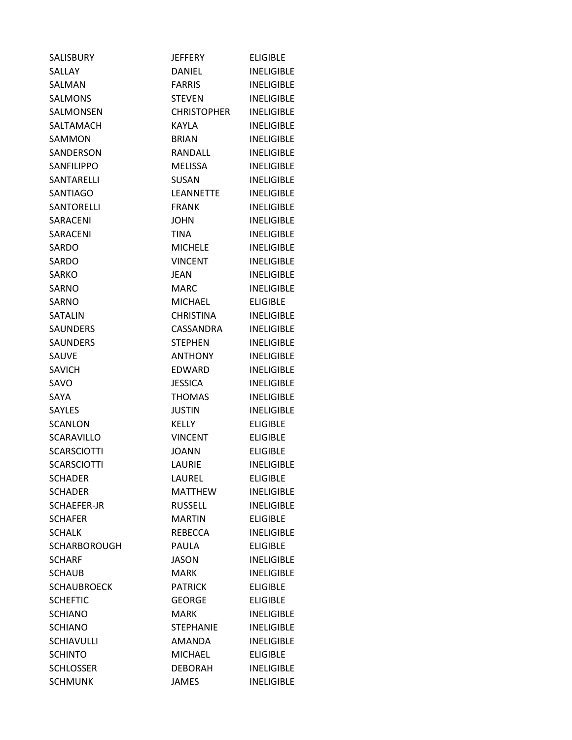| | | |
|---|---|---|
| SALISBURY | JEFFERY | ELIGIBLE |
| SALLAY | DANIEL | INELIGIBLE |
| SALMAN | FARRIS | INELIGIBLE |
| SALMONS | STEVEN | INELIGIBLE |
| SALMONSEN | CHRISTOPHER | INELIGIBLE |
| SALTAMACH | KAYLA | INELIGIBLE |
| SAMMON | BRIAN | INELIGIBLE |
| SANDERSON | RANDALL | INELIGIBLE |
| SANFILIPPO | MELISSA | INELIGIBLE |
| SANTARELLI | SUSAN | INELIGIBLE |
| SANTIAGO | LEANNETTE | INELIGIBLE |
| SANTORELLI | FRANK | INELIGIBLE |
| SARACENI | JOHN | INELIGIBLE |
| SARACENI | TINA | INELIGIBLE |
| SARDO | MICHELE | INELIGIBLE |
| SARDO | VINCENT | INELIGIBLE |
| SARKO | JEAN | INELIGIBLE |
| SARNO | MARC | INELIGIBLE |
| SARNO | MICHAEL | ELIGIBLE |
| SATALIN | CHRISTINA | INELIGIBLE |
| SAUNDERS | CASSANDRA | INELIGIBLE |
| SAUNDERS | STEPHEN | INELIGIBLE |
| SAUVE | ANTHONY | INELIGIBLE |
| SAVICH | EDWARD | INELIGIBLE |
| SAVO | JESSICA | INELIGIBLE |
| SAYA | THOMAS | INELIGIBLE |
| SAYLES | JUSTIN | INELIGIBLE |
| SCANLON | KELLY | ELIGIBLE |
| SCARAVILLO | VINCENT | ELIGIBLE |
| SCARSCIOTTI | JOANN | ELIGIBLE |
| SCARSCIOTTI | LAURIE | INELIGIBLE |
| SCHADER | LAUREL | ELIGIBLE |
| SCHADER | MATTHEW | INELIGIBLE |
| SCHAEFER-JR | RUSSELL | INELIGIBLE |
| SCHAFER | MARTIN | ELIGIBLE |
| SCHALK | REBECCA | INELIGIBLE |
| SCHARBOROUGH | PAULA | ELIGIBLE |
| SCHARF | JASON | INELIGIBLE |
| SCHAUB | MARK | INELIGIBLE |
| SCHAUBROECK | PATRICK | ELIGIBLE |
| SCHEFTIC | GEORGE | ELIGIBLE |
| SCHIANO | MARK | INELIGIBLE |
| SCHIANO | STEPHANIE | INELIGIBLE |
| SCHIAVULLI | AMANDA | INELIGIBLE |
| SCHINTO | MICHAEL | ELIGIBLE |
| SCHLOSSER | DEBORAH | INELIGIBLE |
| SCHMUNK | JAMES | INELIGIBLE |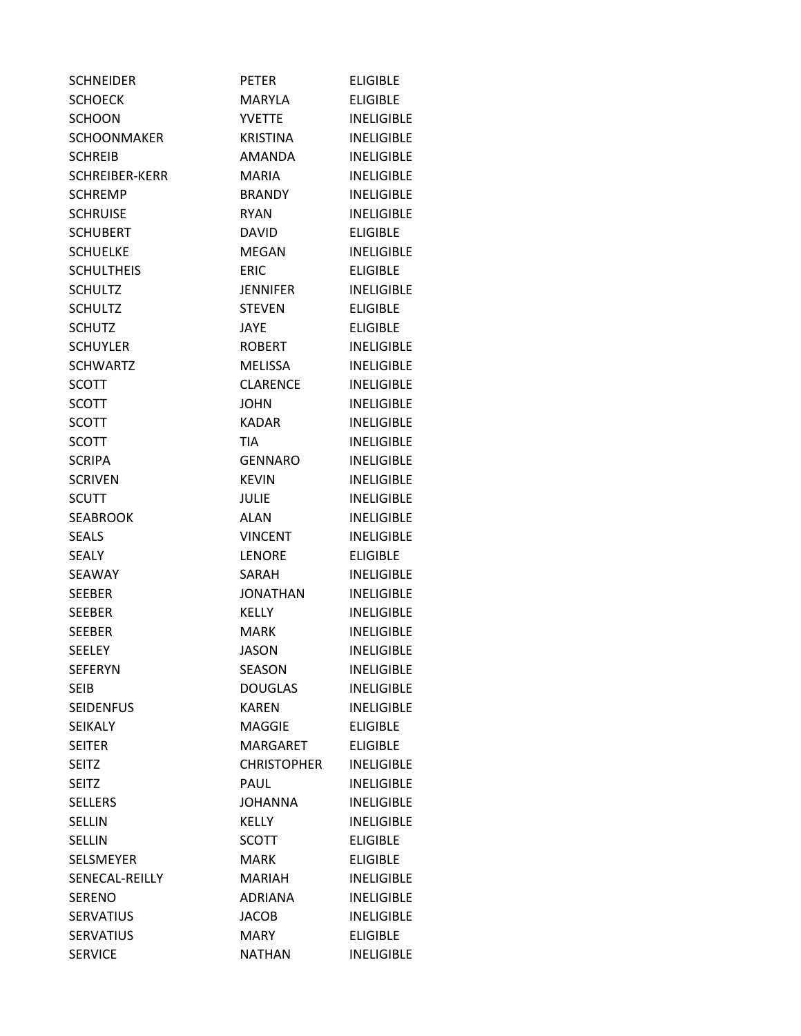| | | |
|---|---|---|
| SCHNEIDER | PETER | ELIGIBLE |
| SCHOECK | MARYLA | ELIGIBLE |
| SCHOON | YVETTE | INELIGIBLE |
| SCHOONMAKER | KRISTINA | INELIGIBLE |
| SCHREIB | AMANDA | INELIGIBLE |
| SCHREIBER-KERR | MARIA | INELIGIBLE |
| SCHREMP | BRANDY | INELIGIBLE |
| SCHRUISE | RYAN | INELIGIBLE |
| SCHUBERT | DAVID | ELIGIBLE |
| SCHUELKE | MEGAN | INELIGIBLE |
| SCHULTHEIS | ERIC | ELIGIBLE |
| SCHULTZ | JENNIFER | INELIGIBLE |
| SCHULTZ | STEVEN | ELIGIBLE |
| SCHUTZ | JAYE | ELIGIBLE |
| SCHUYLER | ROBERT | INELIGIBLE |
| SCHWARTZ | MELISSA | INELIGIBLE |
| SCOTT | CLARENCE | INELIGIBLE |
| SCOTT | JOHN | INELIGIBLE |
| SCOTT | KADAR | INELIGIBLE |
| SCOTT | TIA | INELIGIBLE |
| SCRIPA | GENNARO | INELIGIBLE |
| SCRIVEN | KEVIN | INELIGIBLE |
| SCUTT | JULIE | INELIGIBLE |
| SEABROOK | ALAN | INELIGIBLE |
| SEALS | VINCENT | INELIGIBLE |
| SEALY | LENORE | ELIGIBLE |
| SEAWAY | SARAH | INELIGIBLE |
| SEEBER | JONATHAN | INELIGIBLE |
| SEEBER | KELLY | INELIGIBLE |
| SEEBER | MARK | INELIGIBLE |
| SEELEY | JASON | INELIGIBLE |
| SEFERYN | SEASON | INELIGIBLE |
| SEIB | DOUGLAS | INELIGIBLE |
| SEIDENFUS | KAREN | INELIGIBLE |
| SEIKALY | MAGGIE | ELIGIBLE |
| SEITER | MARGARET | ELIGIBLE |
| SEITZ | CHRISTOPHER | INELIGIBLE |
| SEITZ | PAUL | INELIGIBLE |
| SELLERS | JOHANNA | INELIGIBLE |
| SELLIN | KELLY | INELIGIBLE |
| SELLIN | SCOTT | ELIGIBLE |
| SELSMEYER | MARK | ELIGIBLE |
| SENECAL-REILLY | MARIAH | INELIGIBLE |
| SERENO | ADRIANA | INELIGIBLE |
| SERVATIUS | JACOB | INELIGIBLE |
| SERVATIUS | MARY | ELIGIBLE |
| SERVICE | NATHAN | INELIGIBLE |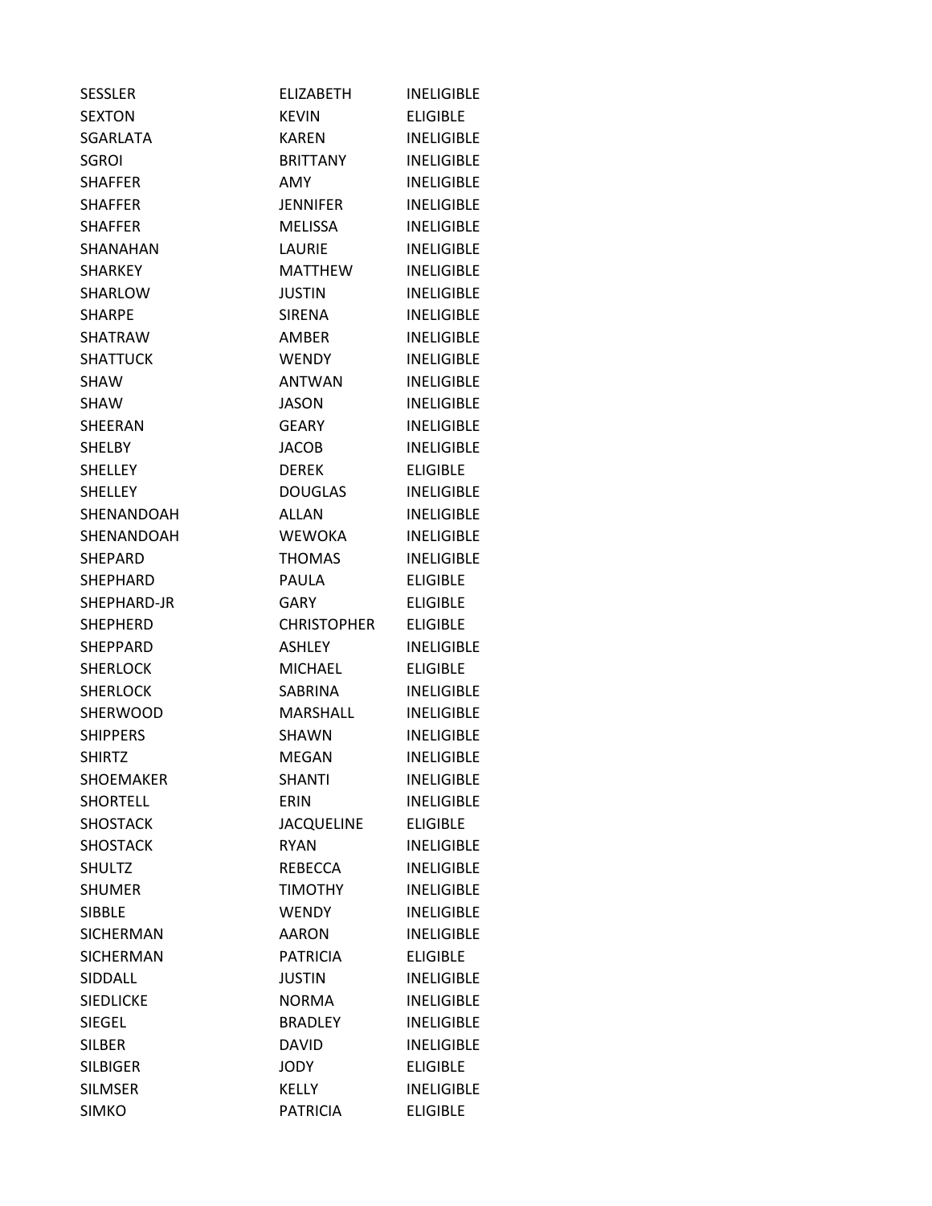| | | |
|---|---|---|
| SESSLER | ELIZABETH | INELIGIBLE |
| SEXTON | KEVIN | ELIGIBLE |
| SGARLATA | KAREN | INELIGIBLE |
| SGROI | BRITTANY | INELIGIBLE |
| SHAFFER | AMY | INELIGIBLE |
| SHAFFER | JENNIFER | INELIGIBLE |
| SHAFFER | MELISSA | INELIGIBLE |
| SHANAHAN | LAURIE | INELIGIBLE |
| SHARKEY | MATTHEW | INELIGIBLE |
| SHARLOW | JUSTIN | INELIGIBLE |
| SHARPE | SIRENA | INELIGIBLE |
| SHATRAW | AMBER | INELIGIBLE |
| SHATTUCK | WENDY | INELIGIBLE |
| SHAW | ANTWAN | INELIGIBLE |
| SHAW | JASON | INELIGIBLE |
| SHEERAN | GEARY | INELIGIBLE |
| SHELBY | JACOB | INELIGIBLE |
| SHELLEY | DEREK | ELIGIBLE |
| SHELLEY | DOUGLAS | INELIGIBLE |
| SHENANDOAH | ALLAN | INELIGIBLE |
| SHENANDOAH | WEWOKA | INELIGIBLE |
| SHEPARD | THOMAS | INELIGIBLE |
| SHEPHARD | PAULA | ELIGIBLE |
| SHEPHARD-JR | GARY | ELIGIBLE |
| SHEPHERD | CHRISTOPHER | ELIGIBLE |
| SHEPPARD | ASHLEY | INELIGIBLE |
| SHERLOCK | MICHAEL | ELIGIBLE |
| SHERLOCK | SABRINA | INELIGIBLE |
| SHERWOOD | MARSHALL | INELIGIBLE |
| SHIPPERS | SHAWN | INELIGIBLE |
| SHIRTZ | MEGAN | INELIGIBLE |
| SHOEMAKER | SHANTI | INELIGIBLE |
| SHORTELL | ERIN | INELIGIBLE |
| SHOSTACK | JACQUELINE | ELIGIBLE |
| SHOSTACK | RYAN | INELIGIBLE |
| SHULTZ | REBECCA | INELIGIBLE |
| SHUMER | TIMOTHY | INELIGIBLE |
| SIBBLE | WENDY | INELIGIBLE |
| SICHERMAN | AARON | INELIGIBLE |
| SICHERMAN | PATRICIA | ELIGIBLE |
| SIDDALL | JUSTIN | INELIGIBLE |
| SIEDLICKE | NORMA | INELIGIBLE |
| SIEGEL | BRADLEY | INELIGIBLE |
| SILBER | DAVID | INELIGIBLE |
| SILBIGER | JODY | ELIGIBLE |
| SILMSER | KELLY | INELIGIBLE |
| SIMKO | PATRICIA | ELIGIBLE |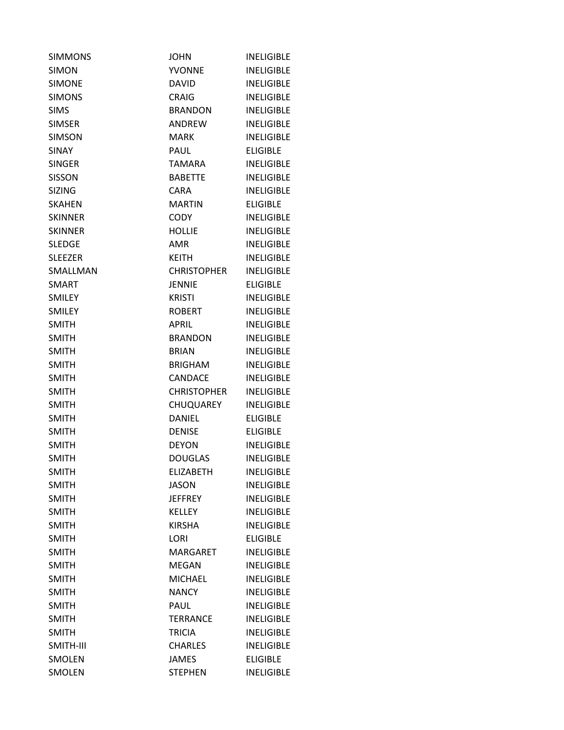| | | |
|---|---|---|
| SIMMONS | JOHN | INELIGIBLE |
| SIMON | YVONNE | INELIGIBLE |
| SIMONE | DAVID | INELIGIBLE |
| SIMONS | CRAIG | INELIGIBLE |
| SIMS | BRANDON | INELIGIBLE |
| SIMSER | ANDREW | INELIGIBLE |
| SIMSON | MARK | INELIGIBLE |
| SINAY | PAUL | ELIGIBLE |
| SINGER | TAMARA | INELIGIBLE |
| SISSON | BABETTE | INELIGIBLE |
| SIZING | CARA | INELIGIBLE |
| SKAHEN | MARTIN | ELIGIBLE |
| SKINNER | CODY | INELIGIBLE |
| SKINNER | HOLLIE | INELIGIBLE |
| SLEDGE | AMR | INELIGIBLE |
| SLEEZER | KEITH | INELIGIBLE |
| SMALLMAN | CHRISTOPHER | INELIGIBLE |
| SMART | JENNIE | ELIGIBLE |
| SMILEY | KRISTI | INELIGIBLE |
| SMILEY | ROBERT | INELIGIBLE |
| SMITH | APRIL | INELIGIBLE |
| SMITH | BRANDON | INELIGIBLE |
| SMITH | BRIAN | INELIGIBLE |
| SMITH | BRIGHAM | INELIGIBLE |
| SMITH | CANDACE | INELIGIBLE |
| SMITH | CHRISTOPHER | INELIGIBLE |
| SMITH | CHUQUAREY | INELIGIBLE |
| SMITH | DANIEL | ELIGIBLE |
| SMITH | DENISE | ELIGIBLE |
| SMITH | DEYON | INELIGIBLE |
| SMITH | DOUGLAS | INELIGIBLE |
| SMITH | ELIZABETH | INELIGIBLE |
| SMITH | JASON | INELIGIBLE |
| SMITH | JEFFREY | INELIGIBLE |
| SMITH | KELLEY | INELIGIBLE |
| SMITH | KIRSHA | INELIGIBLE |
| SMITH | LORI | ELIGIBLE |
| SMITH | MARGARET | INELIGIBLE |
| SMITH | MEGAN | INELIGIBLE |
| SMITH | MICHAEL | INELIGIBLE |
| SMITH | NANCY | INELIGIBLE |
| SMITH | PAUL | INELIGIBLE |
| SMITH | TERRANCE | INELIGIBLE |
| SMITH | TRICIA | INELIGIBLE |
| SMITH-III | CHARLES | INELIGIBLE |
| SMOLEN | JAMES | ELIGIBLE |
| SMOLEN | STEPHEN | INELIGIBLE |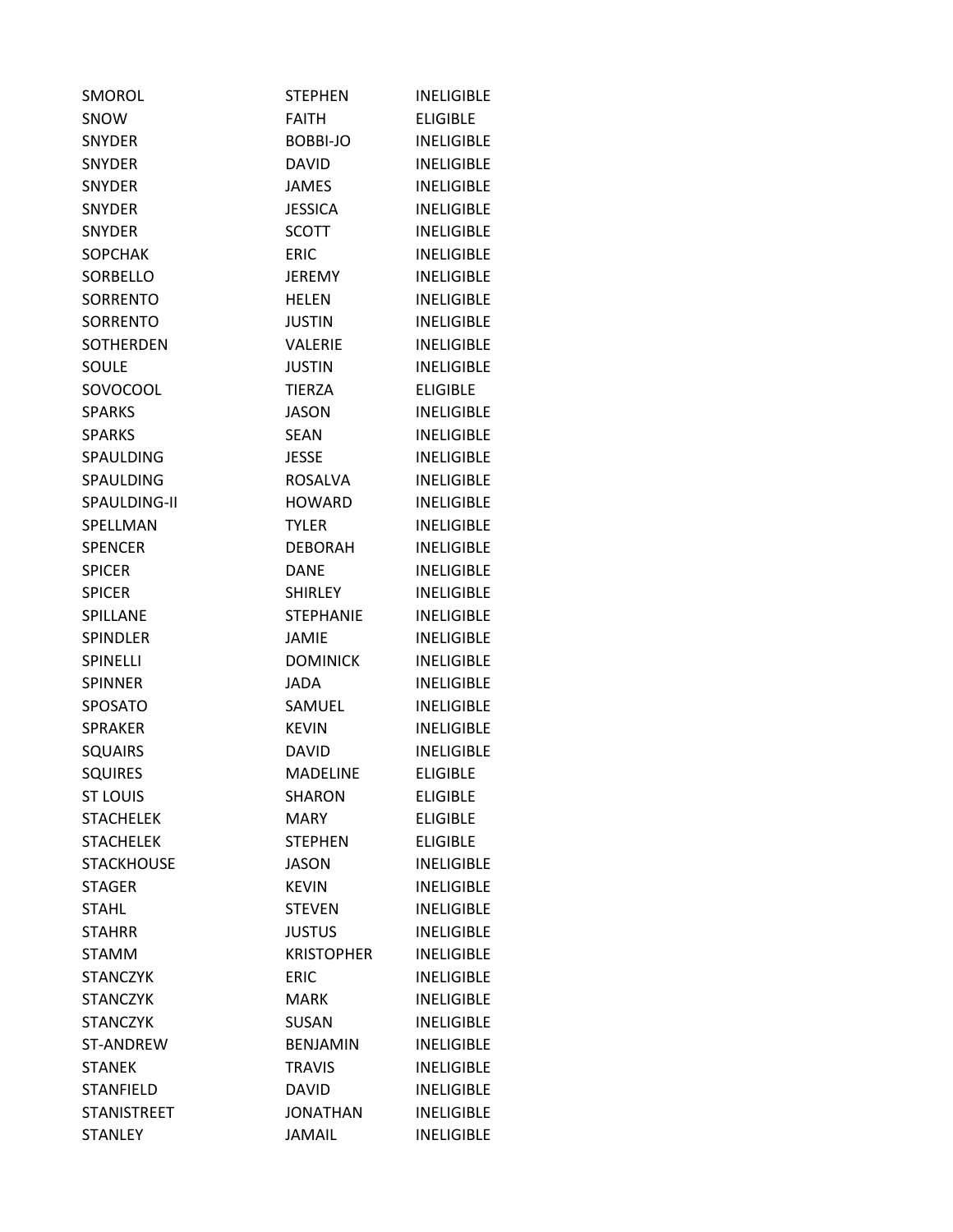| | | |
|---|---|---|
| SMOROL | STEPHEN | INELIGIBLE |
| SNOW | FAITH | ELIGIBLE |
| SNYDER | BOBBI-JO | INELIGIBLE |
| SNYDER | DAVID | INELIGIBLE |
| SNYDER | JAMES | INELIGIBLE |
| SNYDER | JESSICA | INELIGIBLE |
| SNYDER | SCOTT | INELIGIBLE |
| SOPCHAK | ERIC | INELIGIBLE |
| SORBELLO | JEREMY | INELIGIBLE |
| SORRENTO | HELEN | INELIGIBLE |
| SORRENTO | JUSTIN | INELIGIBLE |
| SOTHERDEN | VALERIE | INELIGIBLE |
| SOULE | JUSTIN | INELIGIBLE |
| SOVOCOOL | TIERZA | ELIGIBLE |
| SPARKS | JASON | INELIGIBLE |
| SPARKS | SEAN | INELIGIBLE |
| SPAULDING | JESSE | INELIGIBLE |
| SPAULDING | ROSALVA | INELIGIBLE |
| SPAULDING-II | HOWARD | INELIGIBLE |
| SPELLMAN | TYLER | INELIGIBLE |
| SPENCER | DEBORAH | INELIGIBLE |
| SPICER | DANE | INELIGIBLE |
| SPICER | SHIRLEY | INELIGIBLE |
| SPILLANE | STEPHANIE | INELIGIBLE |
| SPINDLER | JAMIE | INELIGIBLE |
| SPINELLI | DOMINICK | INELIGIBLE |
| SPINNER | JADA | INELIGIBLE |
| SPOSATO | SAMUEL | INELIGIBLE |
| SPRAKER | KEVIN | INELIGIBLE |
| SQUAIRS | DAVID | INELIGIBLE |
| SQUIRES | MADELINE | ELIGIBLE |
| ST LOUIS | SHARON | ELIGIBLE |
| STACHELEK | MARY | ELIGIBLE |
| STACHELEK | STEPHEN | ELIGIBLE |
| STACKHOUSE | JASON | INELIGIBLE |
| STAGER | KEVIN | INELIGIBLE |
| STAHL | STEVEN | INELIGIBLE |
| STAHRR | JUSTUS | INELIGIBLE |
| STAMM | KRISTOPHER | INELIGIBLE |
| STANCZYK | ERIC | INELIGIBLE |
| STANCZYK | MARK | INELIGIBLE |
| STANCZYK | SUSAN | INELIGIBLE |
| ST-ANDREW | BENJAMIN | INELIGIBLE |
| STANEK | TRAVIS | INELIGIBLE |
| STANFIELD | DAVID | INELIGIBLE |
| STANISTREET | JONATHAN | INELIGIBLE |
| STANLEY | JAMAIL | INELIGIBLE |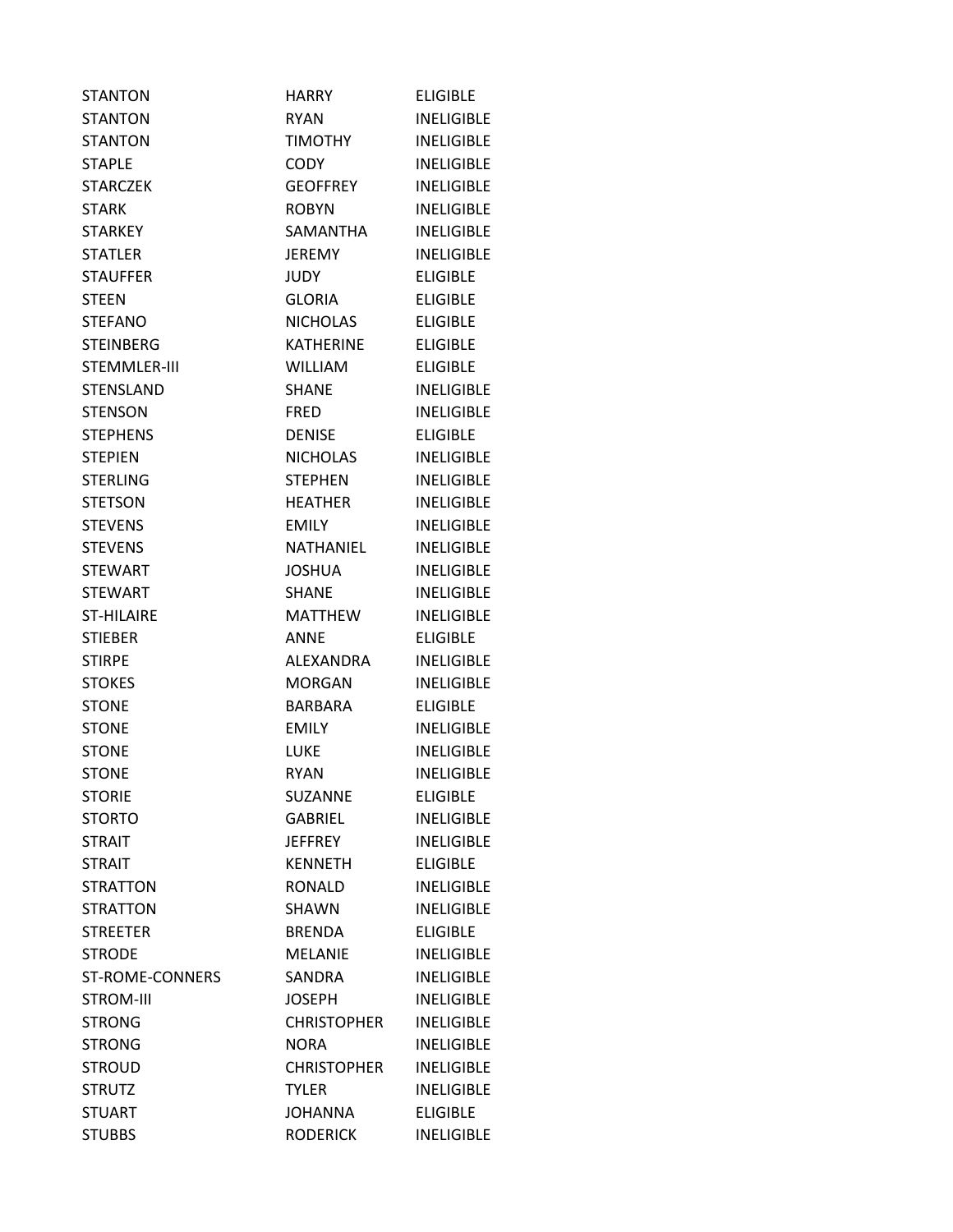| | | |
|---|---|---|
| STANTON | HARRY | ELIGIBLE |
| STANTON | RYAN | INELIGIBLE |
| STANTON | TIMOTHY | INELIGIBLE |
| STAPLE | CODY | INELIGIBLE |
| STARCZEK | GEOFFREY | INELIGIBLE |
| STARK | ROBYN | INELIGIBLE |
| STARKEY | SAMANTHA | INELIGIBLE |
| STATLER | JEREMY | INELIGIBLE |
| STAUFFER | JUDY | ELIGIBLE |
| STEEN | GLORIA | ELIGIBLE |
| STEFANO | NICHOLAS | ELIGIBLE |
| STEINBERG | KATHERINE | ELIGIBLE |
| STEMMLER-III | WILLIAM | ELIGIBLE |
| STENSLAND | SHANE | INELIGIBLE |
| STENSON | FRED | INELIGIBLE |
| STEPHENS | DENISE | ELIGIBLE |
| STEPIEN | NICHOLAS | INELIGIBLE |
| STERLING | STEPHEN | INELIGIBLE |
| STETSON | HEATHER | INELIGIBLE |
| STEVENS | EMILY | INELIGIBLE |
| STEVENS | NATHANIEL | INELIGIBLE |
| STEWART | JOSHUA | INELIGIBLE |
| STEWART | SHANE | INELIGIBLE |
| ST-HILAIRE | MATTHEW | INELIGIBLE |
| STIEBER | ANNE | ELIGIBLE |
| STIRPE | ALEXANDRA | INELIGIBLE |
| STOKES | MORGAN | INELIGIBLE |
| STONE | BARBARA | ELIGIBLE |
| STONE | EMILY | INELIGIBLE |
| STONE | LUKE | INELIGIBLE |
| STONE | RYAN | INELIGIBLE |
| STORIE | SUZANNE | ELIGIBLE |
| STORTO | GABRIEL | INELIGIBLE |
| STRAIT | JEFFREY | INELIGIBLE |
| STRAIT | KENNETH | ELIGIBLE |
| STRATTON | RONALD | INELIGIBLE |
| STRATTON | SHAWN | INELIGIBLE |
| STREETER | BRENDA | ELIGIBLE |
| STRODE | MELANIE | INELIGIBLE |
| ST-ROME-CONNERS | SANDRA | INELIGIBLE |
| STROM-III | JOSEPH | INELIGIBLE |
| STRONG | CHRISTOPHER | INELIGIBLE |
| STRONG | NORA | INELIGIBLE |
| STROUD | CHRISTOPHER | INELIGIBLE |
| STRUTZ | TYLER | INELIGIBLE |
| STUART | JOHANNA | ELIGIBLE |
| STUBBS | RODERICK | INELIGIBLE |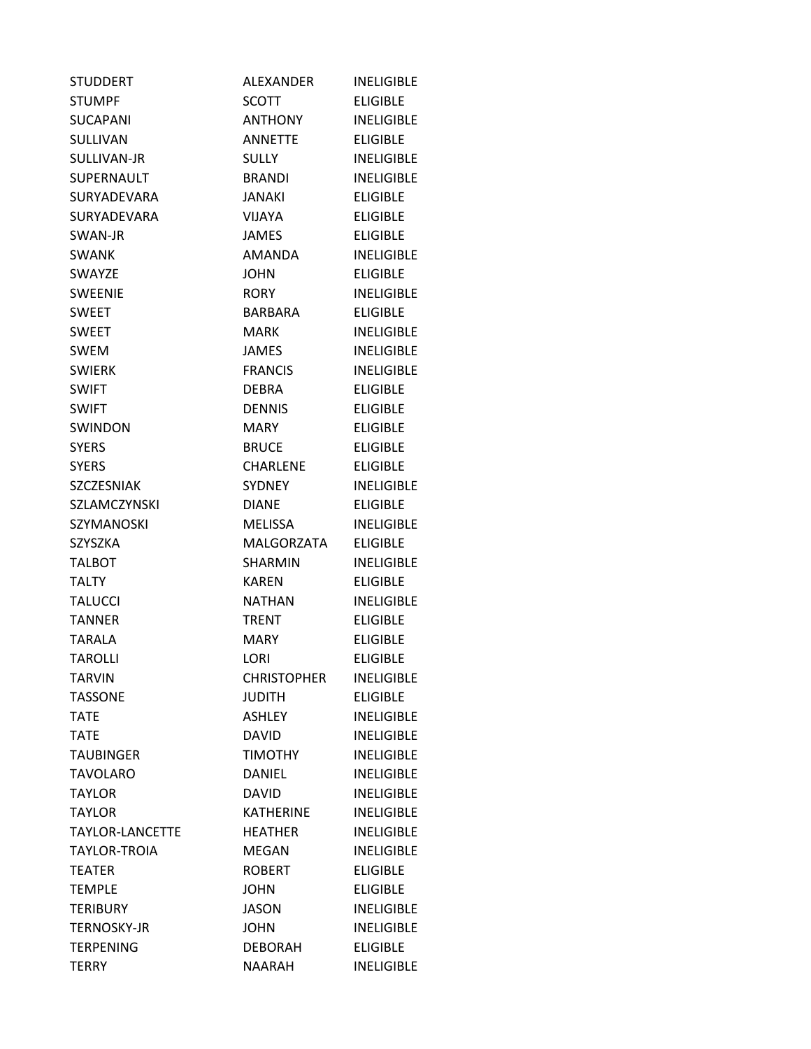| | | |
|---|---|---|
| STUDDERT | ALEXANDER | INELIGIBLE |
| STUMPF | SCOTT | ELIGIBLE |
| SUCAPANI | ANTHONY | INELIGIBLE |
| SULLIVAN | ANNETTE | ELIGIBLE |
| SULLIVAN-JR | SULLY | INELIGIBLE |
| SUPERNAULT | BRANDI | INELIGIBLE |
| SURYADEVARA | JANAKI | ELIGIBLE |
| SURYADEVARA | VIJAYA | ELIGIBLE |
| SWAN-JR | JAMES | ELIGIBLE |
| SWANK | AMANDA | INELIGIBLE |
| SWAYZE | JOHN | ELIGIBLE |
| SWEENIE | RORY | INELIGIBLE |
| SWEET | BARBARA | ELIGIBLE |
| SWEET | MARK | INELIGIBLE |
| SWEM | JAMES | INELIGIBLE |
| SWIERK | FRANCIS | INELIGIBLE |
| SWIFT | DEBRA | ELIGIBLE |
| SWIFT | DENNIS | ELIGIBLE |
| SWINDON | MARY | ELIGIBLE |
| SYERS | BRUCE | ELIGIBLE |
| SYERS | CHARLENE | ELIGIBLE |
| SZCZESNIAK | SYDNEY | INELIGIBLE |
| SZLAMCZYNSKI | DIANE | ELIGIBLE |
| SZYMANOSKI | MELISSA | INELIGIBLE |
| SZYSZKA | MALGORZATA | ELIGIBLE |
| TALBOT | SHARMIN | INELIGIBLE |
| TALTY | KAREN | ELIGIBLE |
| TALUCCI | NATHAN | INELIGIBLE |
| TANNER | TRENT | ELIGIBLE |
| TARALA | MARY | ELIGIBLE |
| TAROLLI | LORI | ELIGIBLE |
| TARVIN | CHRISTOPHER | INELIGIBLE |
| TASSONE | JUDITH | ELIGIBLE |
| TATE | ASHLEY | INELIGIBLE |
| TATE | DAVID | INELIGIBLE |
| TAUBINGER | TIMOTHY | INELIGIBLE |
| TAVOLARO | DANIEL | INELIGIBLE |
| TAYLOR | DAVID | INELIGIBLE |
| TAYLOR | KATHERINE | INELIGIBLE |
| TAYLOR-LANCETTE | HEATHER | INELIGIBLE |
| TAYLOR-TROIA | MEGAN | INELIGIBLE |
| TEATER | ROBERT | ELIGIBLE |
| TEMPLE | JOHN | ELIGIBLE |
| TERIBURY | JASON | INELIGIBLE |
| TERNOSKY-JR | JOHN | INELIGIBLE |
| TERPENING | DEBORAH | ELIGIBLE |
| TERRY | NAARAH | INELIGIBLE |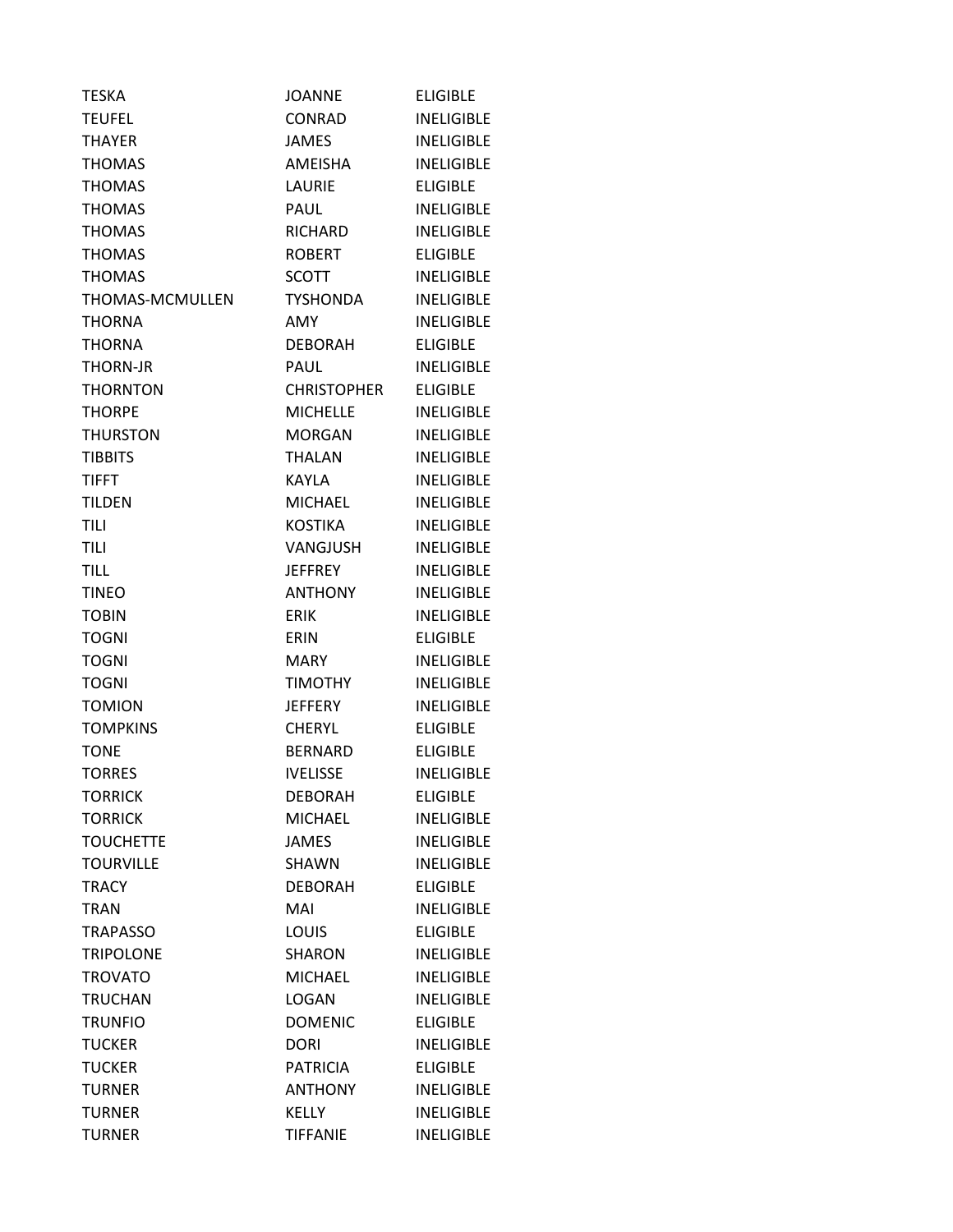| | | |
|---|---|---|
| TESKA | JOANNE | ELIGIBLE |
| TEUFEL | CONRAD | INELIGIBLE |
| THAYER | JAMES | INELIGIBLE |
| THOMAS | AMEISHA | INELIGIBLE |
| THOMAS | LAURIE | ELIGIBLE |
| THOMAS | PAUL | INELIGIBLE |
| THOMAS | RICHARD | INELIGIBLE |
| THOMAS | ROBERT | ELIGIBLE |
| THOMAS | SCOTT | INELIGIBLE |
| THOMAS-MCMULLEN | TYSHONDA | INELIGIBLE |
| THORNA | AMY | INELIGIBLE |
| THORNA | DEBORAH | ELIGIBLE |
| THORN-JR | PAUL | INELIGIBLE |
| THORNTON | CHRISTOPHER | ELIGIBLE |
| THORPE | MICHELLE | INELIGIBLE |
| THURSTON | MORGAN | INELIGIBLE |
| TIBBITS | THALAN | INELIGIBLE |
| TIFFT | KAYLA | INELIGIBLE |
| TILDEN | MICHAEL | INELIGIBLE |
| TILI | KOSTIKA | INELIGIBLE |
| TILI | VANGJUSH | INELIGIBLE |
| TILL | JEFFREY | INELIGIBLE |
| TINEO | ANTHONY | INELIGIBLE |
| TOBIN | ERIK | INELIGIBLE |
| TOGNI | ERIN | ELIGIBLE |
| TOGNI | MARY | INELIGIBLE |
| TOGNI | TIMOTHY | INELIGIBLE |
| TOMION | JEFFERY | INELIGIBLE |
| TOMPKINS | CHERYL | ELIGIBLE |
| TONE | BERNARD | ELIGIBLE |
| TORRES | IVELISSE | INELIGIBLE |
| TORRICK | DEBORAH | ELIGIBLE |
| TORRICK | MICHAEL | INELIGIBLE |
| TOUCHETTE | JAMES | INELIGIBLE |
| TOURVILLE | SHAWN | INELIGIBLE |
| TRACY | DEBORAH | ELIGIBLE |
| TRAN | MAI | INELIGIBLE |
| TRAPASSO | LOUIS | ELIGIBLE |
| TRIPOLONE | SHARON | INELIGIBLE |
| TROVATO | MICHAEL | INELIGIBLE |
| TRUCHAN | LOGAN | INELIGIBLE |
| TRUNFIO | DOMENIC | ELIGIBLE |
| TUCKER | DORI | INELIGIBLE |
| TUCKER | PATRICIA | ELIGIBLE |
| TURNER | ANTHONY | INELIGIBLE |
| TURNER | KELLY | INELIGIBLE |
| TURNER | TIFFANIE | INELIGIBLE |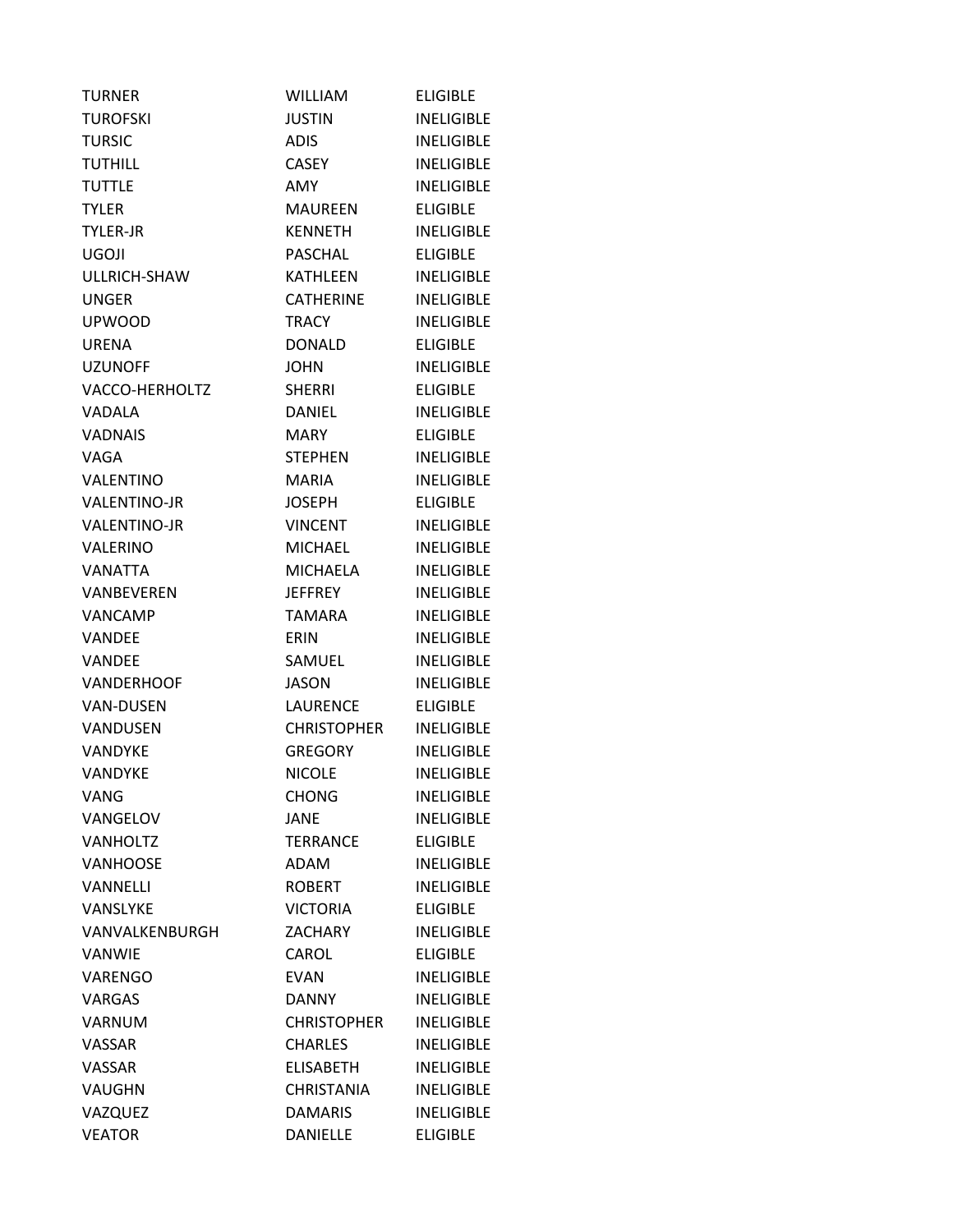| TURNER | WILLIAM | ELIGIBLE |
|---|---|---|
| TUROFSKI | JUSTIN | INELIGIBLE |
| TURSIC | ADIS | INELIGIBLE |
| TUTHILL | CASEY | INELIGIBLE |
| TUTTLE | AMY | INELIGIBLE |
| TYLER | MAUREEN | ELIGIBLE |
| TYLER-JR | KENNETH | INELIGIBLE |
| UGOJI | PASCHAL | ELIGIBLE |
| ULLRICH-SHAW | KATHLEEN | INELIGIBLE |
| UNGER | CATHERINE | INELIGIBLE |
| UPWOOD | TRACY | INELIGIBLE |
| URENA | DONALD | ELIGIBLE |
| UZUNOFF | JOHN | INELIGIBLE |
| VACCO-HERHOLTZ | SHERRI | ELIGIBLE |
| VADALA | DANIEL | INELIGIBLE |
| VADNAIS | MARY | ELIGIBLE |
| VAGA | STEPHEN | INELIGIBLE |
| VALENTINO | MARIA | INELIGIBLE |
| VALENTINO-JR | JOSEPH | ELIGIBLE |
| VALENTINO-JR | VINCENT | INELIGIBLE |
| VALERINO | MICHAEL | INELIGIBLE |
| VANATTA | MICHAELA | INELIGIBLE |
| VANBEVEREN | JEFFREY | INELIGIBLE |
| VANCAMP | TAMARA | INELIGIBLE |
| VANDEE | ERIN | INELIGIBLE |
| VANDEE | SAMUEL | INELIGIBLE |
| VANDERHOOF | JASON | INELIGIBLE |
| VAN-DUSEN | LAURENCE | ELIGIBLE |
| VANDUSEN | CHRISTOPHER | INELIGIBLE |
| VANDYKE | GREGORY | INELIGIBLE |
| VANDYKE | NICOLE | INELIGIBLE |
| VANG | CHONG | INELIGIBLE |
| VANGELOV | JANE | INELIGIBLE |
| VANHOLTZ | TERRANCE | ELIGIBLE |
| VANHOOSE | ADAM | INELIGIBLE |
| VANNELLI | ROBERT | INELIGIBLE |
| VANSLYKE | VICTORIA | ELIGIBLE |
| VANVALKENBURGH | ZACHARY | INELIGIBLE |
| VANWIE | CAROL | ELIGIBLE |
| VARENGO | EVAN | INELIGIBLE |
| VARGAS | DANNY | INELIGIBLE |
| VARNUM | CHRISTOPHER | INELIGIBLE |
| VASSAR | CHARLES | INELIGIBLE |
| VASSAR | ELISABETH | INELIGIBLE |
| VAUGHN | CHRISTANIA | INELIGIBLE |
| VAZQUEZ | DAMARIS | INELIGIBLE |
| VEATOR | DANIELLE | ELIGIBLE |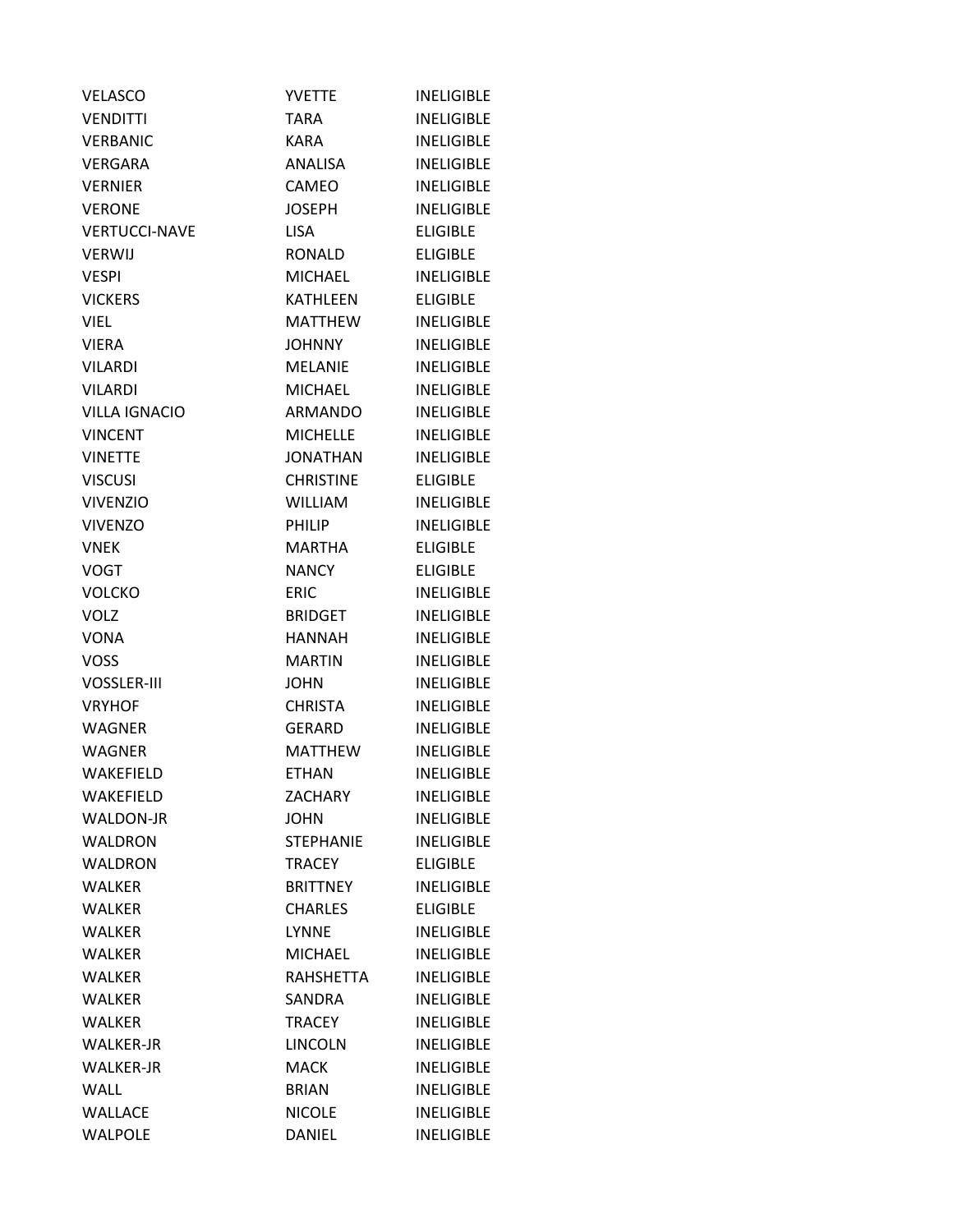| | | |
|---|---|---|
| VELASCO | YVETTE | INELIGIBLE |
| VENDITTI | TARA | INELIGIBLE |
| VERBANIC | KARA | INELIGIBLE |
| VERGARA | ANALISA | INELIGIBLE |
| VERNIER | CAMEO | INELIGIBLE |
| VERONE | JOSEPH | INELIGIBLE |
| VERTUCCI-NAVE | LISA | ELIGIBLE |
| VERWIJ | RONALD | ELIGIBLE |
| VESPI | MICHAEL | INELIGIBLE |
| VICKERS | KATHLEEN | ELIGIBLE |
| VIEL | MATTHEW | INELIGIBLE |
| VIERA | JOHNNY | INELIGIBLE |
| VILARDI | MELANIE | INELIGIBLE |
| VILARDI | MICHAEL | INELIGIBLE |
| VILLA IGNACIO | ARMANDO | INELIGIBLE |
| VINCENT | MICHELLE | INELIGIBLE |
| VINETTE | JONATHAN | INELIGIBLE |
| VISCUSI | CHRISTINE | ELIGIBLE |
| VIVENZIO | WILLIAM | INELIGIBLE |
| VIVENZO | PHILIP | INELIGIBLE |
| VNEK | MARTHA | ELIGIBLE |
| VOGT | NANCY | ELIGIBLE |
| VOLCKO | ERIC | INELIGIBLE |
| VOLZ | BRIDGET | INELIGIBLE |
| VONA | HANNAH | INELIGIBLE |
| VOSS | MARTIN | INELIGIBLE |
| VOSSLER-III | JOHN | INELIGIBLE |
| VRYHOF | CHRISTA | INELIGIBLE |
| WAGNER | GERARD | INELIGIBLE |
| WAGNER | MATTHEW | INELIGIBLE |
| WAKEFIELD | ETHAN | INELIGIBLE |
| WAKEFIELD | ZACHARY | INELIGIBLE |
| WALDON-JR | JOHN | INELIGIBLE |
| WALDRON | STEPHANIE | INELIGIBLE |
| WALDRON | TRACEY | ELIGIBLE |
| WALKER | BRITTNEY | INELIGIBLE |
| WALKER | CHARLES | ELIGIBLE |
| WALKER | LYNNE | INELIGIBLE |
| WALKER | MICHAEL | INELIGIBLE |
| WALKER | RAHSHETTA | INELIGIBLE |
| WALKER | SANDRA | INELIGIBLE |
| WALKER | TRACEY | INELIGIBLE |
| WALKER-JR | LINCOLN | INELIGIBLE |
| WALKER-JR | MACK | INELIGIBLE |
| WALL | BRIAN | INELIGIBLE |
| WALLACE | NICOLE | INELIGIBLE |
| WALPOLE | DANIEL | INELIGIBLE |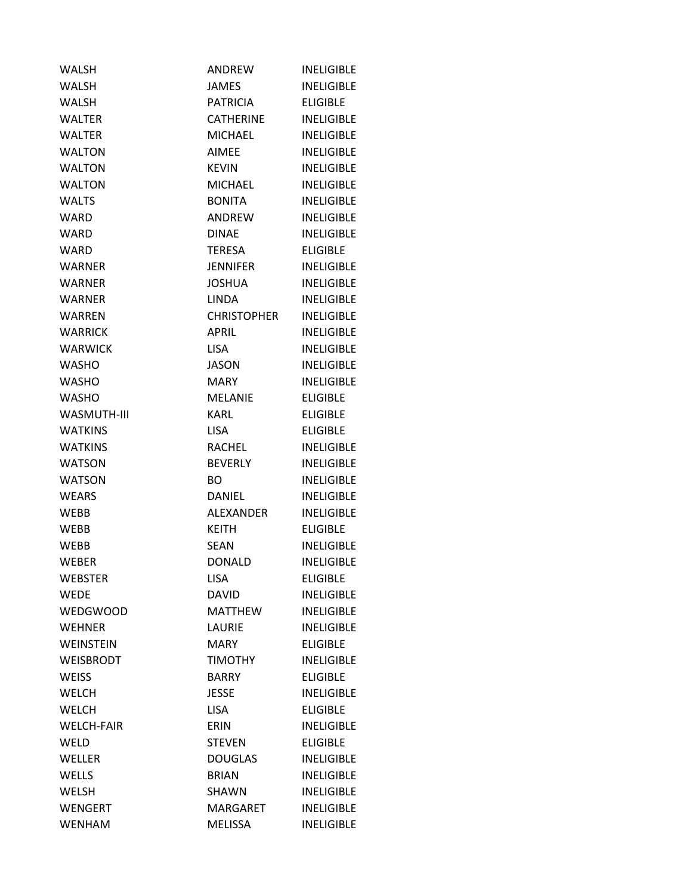| | | |
|---|---|---|
| WALSH | ANDREW | INELIGIBLE |
| WALSH | JAMES | INELIGIBLE |
| WALSH | PATRICIA | ELIGIBLE |
| WALTER | CATHERINE | INELIGIBLE |
| WALTER | MICHAEL | INELIGIBLE |
| WALTON | AIMEE | INELIGIBLE |
| WALTON | KEVIN | INELIGIBLE |
| WALTON | MICHAEL | INELIGIBLE |
| WALTS | BONITA | INELIGIBLE |
| WARD | ANDREW | INELIGIBLE |
| WARD | DINAE | INELIGIBLE |
| WARD | TERESA | ELIGIBLE |
| WARNER | JENNIFER | INELIGIBLE |
| WARNER | JOSHUA | INELIGIBLE |
| WARNER | LINDA | INELIGIBLE |
| WARREN | CHRISTOPHER | INELIGIBLE |
| WARRICK | APRIL | INELIGIBLE |
| WARWICK | LISA | INELIGIBLE |
| WASHO | JASON | INELIGIBLE |
| WASHO | MARY | INELIGIBLE |
| WASHO | MELANIE | ELIGIBLE |
| WASMUTH-III | KARL | ELIGIBLE |
| WATKINS | LISA | ELIGIBLE |
| WATKINS | RACHEL | INELIGIBLE |
| WATSON | BEVERLY | INELIGIBLE |
| WATSON | BO | INELIGIBLE |
| WEARS | DANIEL | INELIGIBLE |
| WEBB | ALEXANDER | INELIGIBLE |
| WEBB | KEITH | ELIGIBLE |
| WEBB | SEAN | INELIGIBLE |
| WEBER | DONALD | INELIGIBLE |
| WEBSTER | LISA | ELIGIBLE |
| WEDE | DAVID | INELIGIBLE |
| WEDGWOOD | MATTHEW | INELIGIBLE |
| WEHNER | LAURIE | INELIGIBLE |
| WEINSTEIN | MARY | ELIGIBLE |
| WEISBRODT | TIMOTHY | INELIGIBLE |
| WEISS | BARRY | ELIGIBLE |
| WELCH | JESSE | INELIGIBLE |
| WELCH | LISA | ELIGIBLE |
| WELCH-FAIR | ERIN | INELIGIBLE |
| WELD | STEVEN | ELIGIBLE |
| WELLER | DOUGLAS | INELIGIBLE |
| WELLS | BRIAN | INELIGIBLE |
| WELSH | SHAWN | INELIGIBLE |
| WENGERT | MARGARET | INELIGIBLE |
| WENHAM | MELISSA | INELIGIBLE |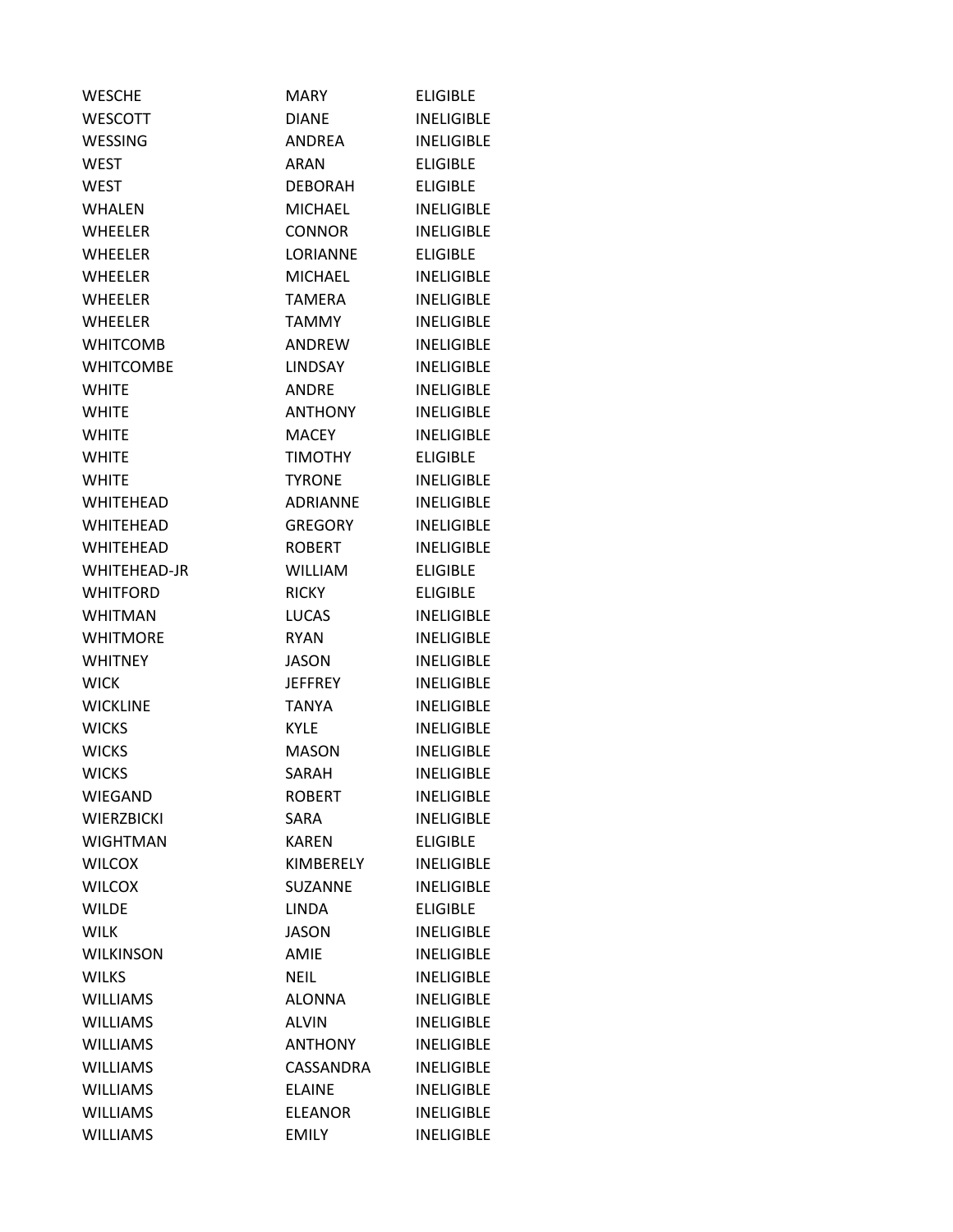| | | |
|---|---|---|
| WESCHE | MARY | ELIGIBLE |
| WESCOTT | DIANE | INELIGIBLE |
| WESSING | ANDREA | INELIGIBLE |
| WEST | ARAN | ELIGIBLE |
| WEST | DEBORAH | ELIGIBLE |
| WHALEN | MICHAEL | INELIGIBLE |
| WHEELER | CONNOR | INELIGIBLE |
| WHEELER | LORIANNE | ELIGIBLE |
| WHEELER | MICHAEL | INELIGIBLE |
| WHEELER | TAMERA | INELIGIBLE |
| WHEELER | TAMMY | INELIGIBLE |
| WHITCOMB | ANDREW | INELIGIBLE |
| WHITCOMBE | LINDSAY | INELIGIBLE |
| WHITE | ANDRE | INELIGIBLE |
| WHITE | ANTHONY | INELIGIBLE |
| WHITE | MACEY | INELIGIBLE |
| WHITE | TIMOTHY | ELIGIBLE |
| WHITE | TYRONE | INELIGIBLE |
| WHITEHEAD | ADRIANNE | INELIGIBLE |
| WHITEHEAD | GREGORY | INELIGIBLE |
| WHITEHEAD | ROBERT | INELIGIBLE |
| WHITEHEAD-JR | WILLIAM | ELIGIBLE |
| WHITFORD | RICKY | ELIGIBLE |
| WHITMAN | LUCAS | INELIGIBLE |
| WHITMORE | RYAN | INELIGIBLE |
| WHITNEY | JASON | INELIGIBLE |
| WICK | JEFFREY | INELIGIBLE |
| WICKLINE | TANYA | INELIGIBLE |
| WICKS | KYLE | INELIGIBLE |
| WICKS | MASON | INELIGIBLE |
| WICKS | SARAH | INELIGIBLE |
| WIEGAND | ROBERT | INELIGIBLE |
| WIERZBICKI | SARA | INELIGIBLE |
| WIGHTMAN | KAREN | ELIGIBLE |
| WILCOX | KIMBERELY | INELIGIBLE |
| WILCOX | SUZANNE | INELIGIBLE |
| WILDE | LINDA | ELIGIBLE |
| WILK | JASON | INELIGIBLE |
| WILKINSON | AMIE | INELIGIBLE |
| WILKS | NEIL | INELIGIBLE |
| WILLIAMS | ALONNA | INELIGIBLE |
| WILLIAMS | ALVIN | INELIGIBLE |
| WILLIAMS | ANTHONY | INELIGIBLE |
| WILLIAMS | CASSANDRA | INELIGIBLE |
| WILLIAMS | ELAINE | INELIGIBLE |
| WILLIAMS | ELEANOR | INELIGIBLE |
| WILLIAMS | EMILY | INELIGIBLE |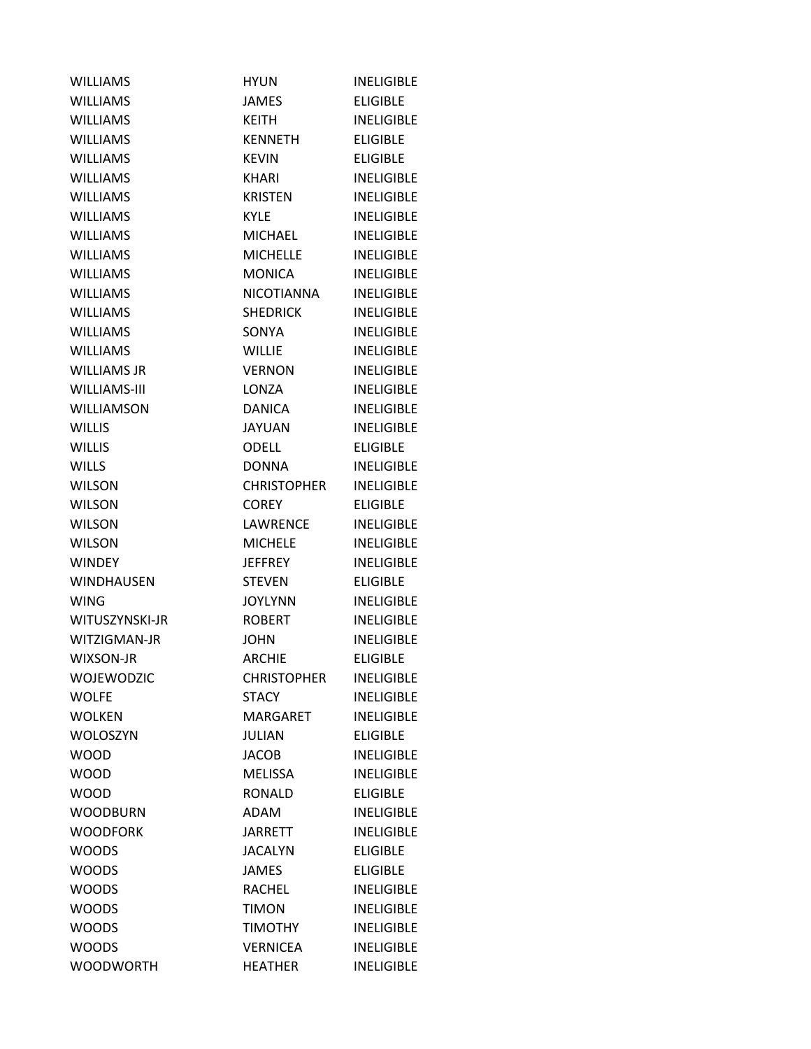| | | |
|---|---|---|
| WILLIAMS | HYUN | INELIGIBLE |
| WILLIAMS | JAMES | ELIGIBLE |
| WILLIAMS | KEITH | INELIGIBLE |
| WILLIAMS | KENNETH | ELIGIBLE |
| WILLIAMS | KEVIN | ELIGIBLE |
| WILLIAMS | KHARI | INELIGIBLE |
| WILLIAMS | KRISTEN | INELIGIBLE |
| WILLIAMS | KYLE | INELIGIBLE |
| WILLIAMS | MICHAEL | INELIGIBLE |
| WILLIAMS | MICHELLE | INELIGIBLE |
| WILLIAMS | MONICA | INELIGIBLE |
| WILLIAMS | NICOTIANNA | INELIGIBLE |
| WILLIAMS | SHEDRICK | INELIGIBLE |
| WILLIAMS | SONYA | INELIGIBLE |
| WILLIAMS | WILLIE | INELIGIBLE |
| WILLIAMS JR | VERNON | INELIGIBLE |
| WILLIAMS-III | LONZA | INELIGIBLE |
| WILLIAMSON | DANICA | INELIGIBLE |
| WILLIS | JAYUAN | INELIGIBLE |
| WILLIS | ODELL | ELIGIBLE |
| WILLS | DONNA | INELIGIBLE |
| WILSON | CHRISTOPHER | INELIGIBLE |
| WILSON | COREY | ELIGIBLE |
| WILSON | LAWRENCE | INELIGIBLE |
| WILSON | MICHELE | INELIGIBLE |
| WINDEY | JEFFREY | INELIGIBLE |
| WINDHAUSEN | STEVEN | ELIGIBLE |
| WING | JOYLYNN | INELIGIBLE |
| WITUSZYNSKI-JR | ROBERT | INELIGIBLE |
| WITZIGMAN-JR | JOHN | INELIGIBLE |
| WIXSON-JR | ARCHIE | ELIGIBLE |
| WOJEWODZIC | CHRISTOPHER | INELIGIBLE |
| WOLFE | STACY | INELIGIBLE |
| WOLKEN | MARGARET | INELIGIBLE |
| WOLOSZYN | JULIAN | ELIGIBLE |
| WOOD | JACOB | INELIGIBLE |
| WOOD | MELISSA | INELIGIBLE |
| WOOD | RONALD | ELIGIBLE |
| WOODBURN | ADAM | INELIGIBLE |
| WOODFORK | JARRETT | INELIGIBLE |
| WOODS | JACALYN | ELIGIBLE |
| WOODS | JAMES | ELIGIBLE |
| WOODS | RACHEL | INELIGIBLE |
| WOODS | TIMON | INELIGIBLE |
| WOODS | TIMOTHY | INELIGIBLE |
| WOODS | VERNICEA | INELIGIBLE |
| WOODWORTH | HEATHER | INELIGIBLE |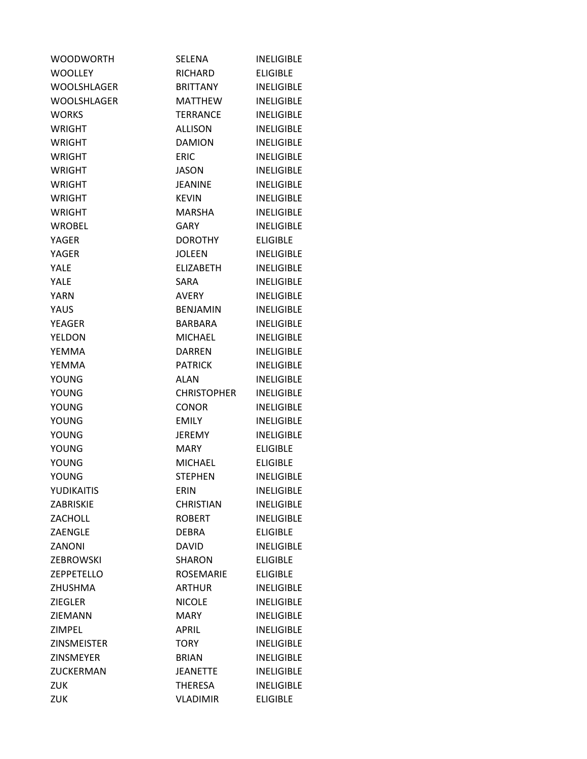| | | |
|---|---|---|
| WOODWORTH | SELENA | INELIGIBLE |
| WOOLLEY | RICHARD | ELIGIBLE |
| WOOLSHLAGER | BRITTANY | INELIGIBLE |
| WOOLSHLAGER | MATTHEW | INELIGIBLE |
| WORKS | TERRANCE | INELIGIBLE |
| WRIGHT | ALLISON | INELIGIBLE |
| WRIGHT | DAMION | INELIGIBLE |
| WRIGHT | ERIC | INELIGIBLE |
| WRIGHT | JASON | INELIGIBLE |
| WRIGHT | JEANINE | INELIGIBLE |
| WRIGHT | KEVIN | INELIGIBLE |
| WRIGHT | MARSHA | INELIGIBLE |
| WROBEL | GARY | INELIGIBLE |
| YAGER | DOROTHY | ELIGIBLE |
| YAGER | JOLEEN | INELIGIBLE |
| YALE | ELIZABETH | INELIGIBLE |
| YALE | SARA | INELIGIBLE |
| YARN | AVERY | INELIGIBLE |
| YAUS | BENJAMIN | INELIGIBLE |
| YEAGER | BARBARA | INELIGIBLE |
| YELDON | MICHAEL | INELIGIBLE |
| YEMMA | DARREN | INELIGIBLE |
| YEMMA | PATRICK | INELIGIBLE |
| YOUNG | ALAN | INELIGIBLE |
| YOUNG | CHRISTOPHER | INELIGIBLE |
| YOUNG | CONOR | INELIGIBLE |
| YOUNG | EMILY | INELIGIBLE |
| YOUNG | JEREMY | INELIGIBLE |
| YOUNG | MARY | ELIGIBLE |
| YOUNG | MICHAEL | ELIGIBLE |
| YOUNG | STEPHEN | INELIGIBLE |
| YUDIKAITIS | ERIN | INELIGIBLE |
| ZABRISKIE | CHRISTIAN | INELIGIBLE |
| ZACHOLL | ROBERT | INELIGIBLE |
| ZAENGLE | DEBRA | ELIGIBLE |
| ZANONI | DAVID | INELIGIBLE |
| ZEBROWSKI | SHARON | ELIGIBLE |
| ZEPPETELLO | ROSEMARIE | ELIGIBLE |
| ZHUSHMA | ARTHUR | INELIGIBLE |
| ZIEGLER | NICOLE | INELIGIBLE |
| ZIEMANN | MARY | INELIGIBLE |
| ZIMPEL | APRIL | INELIGIBLE |
| ZINSMEISTER | TORY | INELIGIBLE |
| ZINSMEYER | BRIAN | INELIGIBLE |
| ZUCKERMAN | JEANETTE | INELIGIBLE |
| ZUK | THERESA | INELIGIBLE |
| ZUK | VLADIMIR | ELIGIBLE |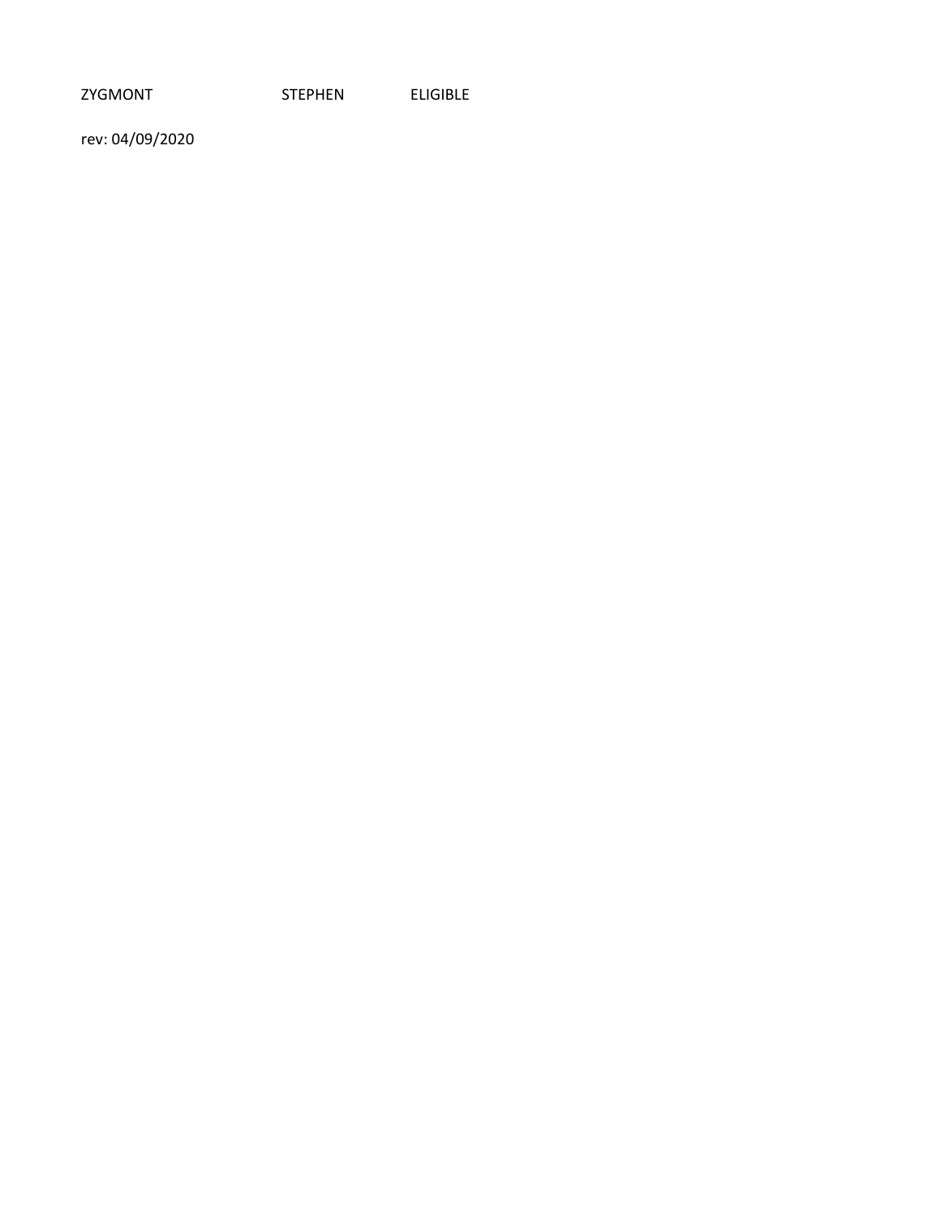| | | |
|---|---|---|
| ZYGMONT | STEPHEN | ELIGIBLE |

rev: 04/09/2020